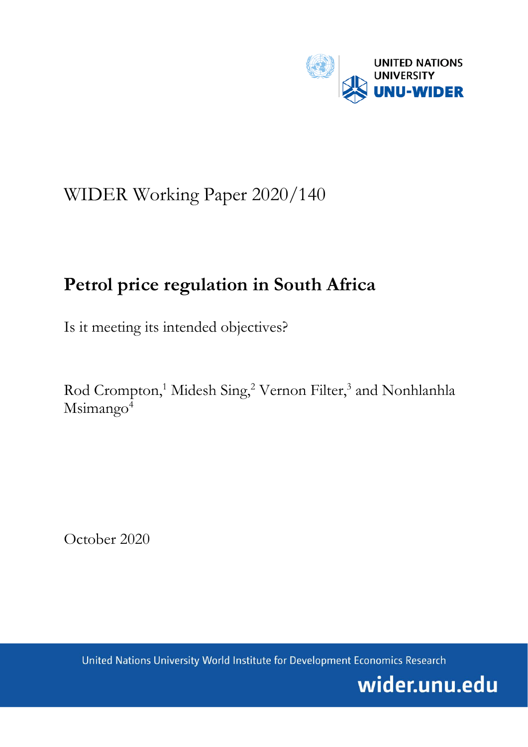UNITED NATIONS UNIVERSITY
UNU-WIDER

WIDER Working Paper 2020/140

# Petrol price regulation in South Africa

Is it meeting its intended objectives?

Rod Crompton,[1] Midesh Sing,[2] Vernon Filter,[3] and Nonhlanhla Msimango[4]

October 2020

United Nations University World Institute for Development Economics Research

wider.unu.edu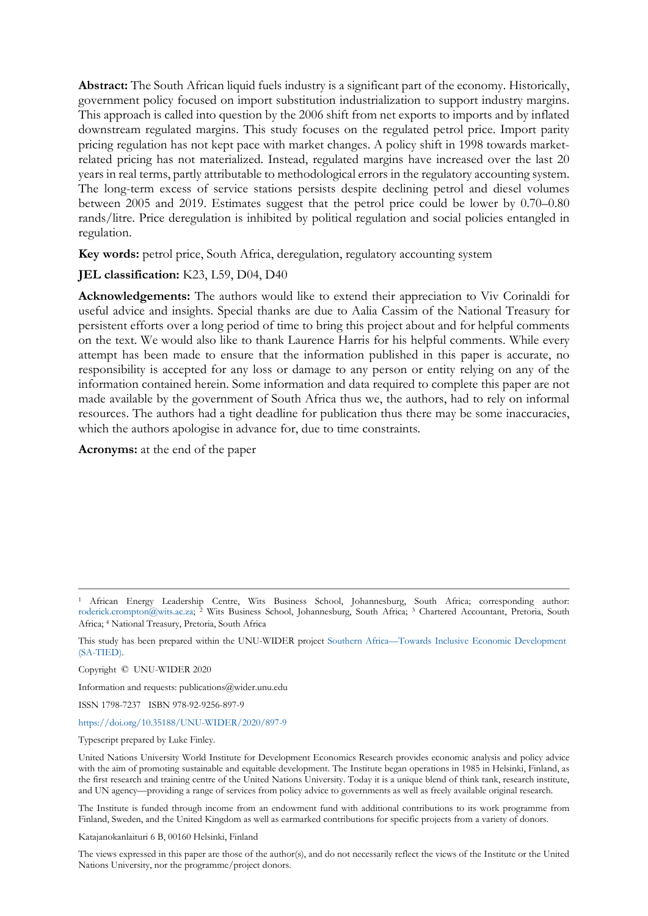**Abstract:** The South African liquid fuels industry is a significant part of the economy. Historically, government policy focused on import substitution industrialization to support industry margins. This approach is called into question by the 2006 shift from net exports to imports and by inflated downstream regulated margins. This study focuses on the regulated petrol price. Import parity pricing regulation has not kept pace with market changes. A policy shift in 1998 towards market-related pricing has not materialized. Instead, regulated margins have increased over the last 20 years in real terms, partly attributable to methodological errors in the regulatory accounting system. The long-term excess of service stations persists despite declining petrol and diesel volumes between 2005 and 2019. Estimates suggest that the petrol price could be lower by 0.70–0.80 rands/litre. Price deregulation is inhibited by political regulation and social policies entangled in regulation.

**Key words:** petrol price, South Africa, deregulation, regulatory accounting system

**JEL classification:** K23, L59, D04, D40

**Acknowledgements:** The authors would like to extend their appreciation to Viv Corinaldi for useful advice and insights. Special thanks are due to Aalia Cassim of the National Treasury for persistent efforts over a long period of time to bring this project about and for helpful comments on the text. We would also like to thank Laurence Harris for his helpful comments. While every attempt has been made to ensure that the information published in this paper is accurate, no responsibility is accepted for any loss or damage to any person or entity relying on any of the information contained herein. Some information and data required to complete this paper are not made available by the government of South Africa thus we, the authors, had to rely on informal resources. The authors had a tight deadline for publication thus there may be some inaccuracies, which the authors apologise in advance for, due to time constraints.

**Acronyms:** at the end of the paper

---

[1] African Energy Leadership Centre, Wits Business School, Johannesburg, South Africa; corresponding author: roderick.crompton@wits.ac.za; [2] Wits Business School, Johannesburg, South Africa; [3] Chartered Accountant, Pretoria, South Africa; [4] National Treasury, Pretoria, South Africa

This study has been prepared within the UNU-WIDER project Southern Africa—Towards Inclusive Economic Development (SA-TIED).

Copyright © UNU-WIDER 2020

Information and requests: publications@wider.unu.edu

ISSN 1798-7237 ISBN 978-92-9256-897-9

https://doi.org/10.35188/UNU-WIDER/2020/897-9

Typescript prepared by Luke Finley.

United Nations University World Institute for Development Economics Research provides economic analysis and policy advice with the aim of promoting sustainable and equitable development. The Institute began operations in 1985 in Helsinki, Finland, as the first research and training centre of the United Nations University. Today it is a unique blend of think tank, research institute, and UN agency—providing a range of services from policy advice to governments as well as freely available original research.

The Institute is funded through income from an endowment fund with additional contributions to its work programme from Finland, Sweden, and the United Kingdom as well as earmarked contributions for specific projects from a variety of donors.

Katajanokanlaituri 6 B, 00160 Helsinki, Finland

The views expressed in this paper are those of the author(s), and do not necessarily reflect the views of the Institute or the United Nations University, nor the programme/project donors.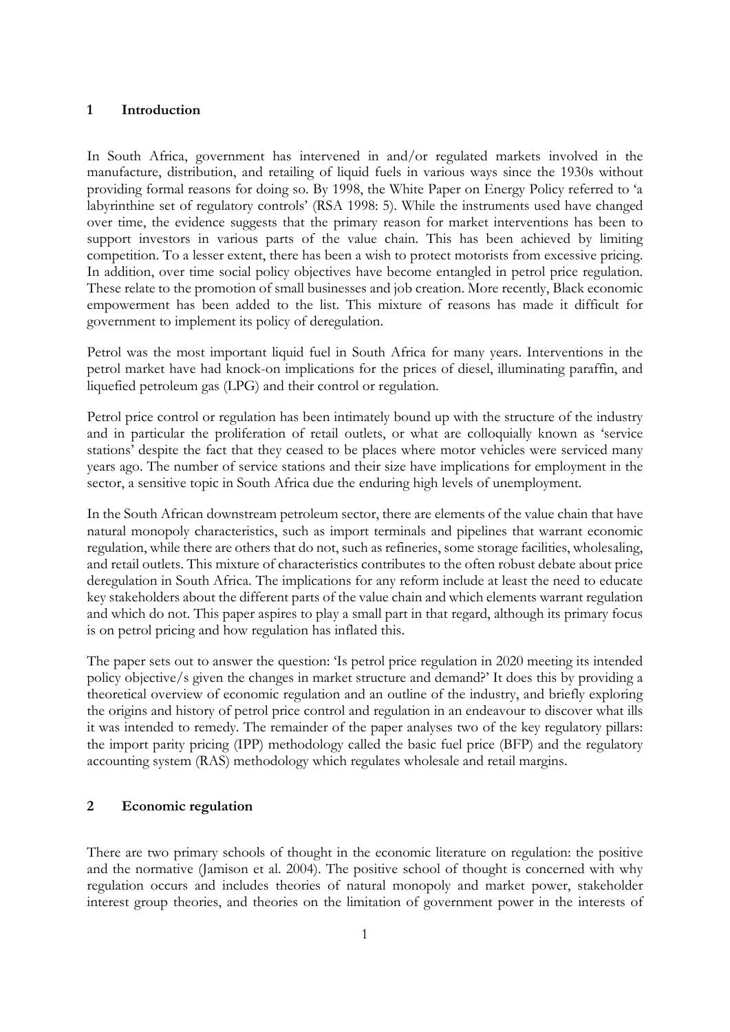## 1 Introduction

In South Africa, government has intervened in and/or regulated markets involved in the manufacture, distribution, and retailing of liquid fuels in various ways since the 1930s without providing formal reasons for doing so. By 1998, the White Paper on Energy Policy referred to 'a labyrinthine set of regulatory controls' (RSA 1998: 5). While the instruments used have changed over time, the evidence suggests that the primary reason for market interventions has been to support investors in various parts of the value chain. This has been achieved by limiting competition. To a lesser extent, there has been a wish to protect motorists from excessive pricing. In addition, over time social policy objectives have become entangled in petrol price regulation. These relate to the promotion of small businesses and job creation. More recently, Black economic empowerment has been added to the list. This mixture of reasons has made it difficult for government to implement its policy of deregulation.

Petrol was the most important liquid fuel in South Africa for many years. Interventions in the petrol market have had knock-on implications for the prices of diesel, illuminating paraffin, and liquefied petroleum gas (LPG) and their control or regulation.

Petrol price control or regulation has been intimately bound up with the structure of the industry and in particular the proliferation of retail outlets, or what are colloquially known as 'service stations' despite the fact that they ceased to be places where motor vehicles were serviced many years ago. The number of service stations and their size have implications for employment in the sector, a sensitive topic in South Africa due the enduring high levels of unemployment.

In the South African downstream petroleum sector, there are elements of the value chain that have natural monopoly characteristics, such as import terminals and pipelines that warrant economic regulation, while there are others that do not, such as refineries, some storage facilities, wholesaling, and retail outlets. This mixture of characteristics contributes to the often robust debate about price deregulation in South Africa. The implications for any reform include at least the need to educate key stakeholders about the different parts of the value chain and which elements warrant regulation and which do not. This paper aspires to play a small part in that regard, although its primary focus is on petrol pricing and how regulation has inflated this.

The paper sets out to answer the question: 'Is petrol price regulation in 2020 meeting its intended policy objective/s given the changes in market structure and demand?' It does this by providing a theoretical overview of economic regulation and an outline of the industry, and briefly exploring the origins and history of petrol price control and regulation in an endeavour to discover what ills it was intended to remedy. The remainder of the paper analyses two of the key regulatory pillars: the import parity pricing (IPP) methodology called the basic fuel price (BFP) and the regulatory accounting system (RAS) methodology which regulates wholesale and retail margins.

## 2 Economic regulation

There are two primary schools of thought in the economic literature on regulation: the positive and the normative (Jamison et al. 2004). The positive school of thought is concerned with why regulation occurs and includes theories of natural monopoly and market power, stakeholder interest group theories, and theories on the limitation of government power in the interests of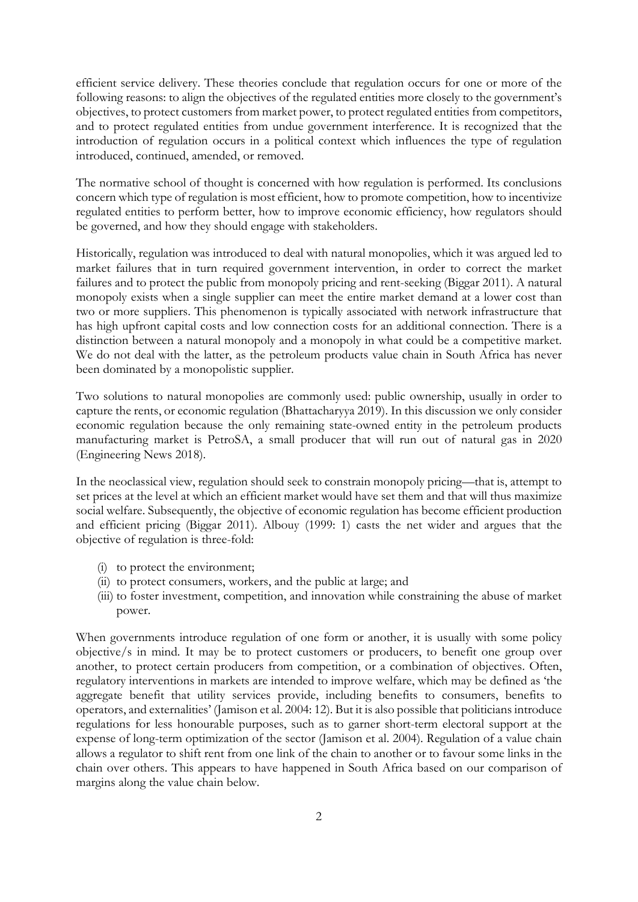efficient service delivery. These theories conclude that regulation occurs for one or more of the following reasons: to align the objectives of the regulated entities more closely to the government's objectives, to protect customers from market power, to protect regulated entities from competitors, and to protect regulated entities from undue government interference. It is recognized that the introduction of regulation occurs in a political context which influences the type of regulation introduced, continued, amended, or removed.

The normative school of thought is concerned with how regulation is performed. Its conclusions concern which type of regulation is most efficient, how to promote competition, how to incentivize regulated entities to perform better, how to improve economic efficiency, how regulators should be governed, and how they should engage with stakeholders.

Historically, regulation was introduced to deal with natural monopolies, which it was argued led to market failures that in turn required government intervention, in order to correct the market failures and to protect the public from monopoly pricing and rent-seeking (Biggar 2011). A natural monopoly exists when a single supplier can meet the entire market demand at a lower cost than two or more suppliers. This phenomenon is typically associated with network infrastructure that has high upfront capital costs and low connection costs for an additional connection. There is a distinction between a natural monopoly and a monopoly in what could be a competitive market. We do not deal with the latter, as the petroleum products value chain in South Africa has never been dominated by a monopolistic supplier.

Two solutions to natural monopolies are commonly used: public ownership, usually in order to capture the rents, or economic regulation (Bhattacharyya 2019). In this discussion we only consider economic regulation because the only remaining state-owned entity in the petroleum products manufacturing market is PetroSA, a small producer that will run out of natural gas in 2020 (Engineering News 2018).

In the neoclassical view, regulation should seek to constrain monopoly pricing—that is, attempt to set prices at the level at which an efficient market would have set them and that will thus maximize social welfare. Subsequently, the objective of economic regulation has become efficient production and efficient pricing (Biggar 2011). Albouy (1999: 1) casts the net wider and argues that the objective of regulation is three-fold:

(i) to protect the environment;
(ii) to protect consumers, workers, and the public at large; and
(iii) to foster investment, competition, and innovation while constraining the abuse of market power.

When governments introduce regulation of one form or another, it is usually with some policy objective/s in mind. It may be to protect customers or producers, to benefit one group over another, to protect certain producers from competition, or a combination of objectives. Often, regulatory interventions in markets are intended to improve welfare, which may be defined as 'the aggregate benefit that utility services provide, including benefits to consumers, benefits to operators, and externalities' (Jamison et al. 2004: 12). But it is also possible that politicians introduce regulations for less honourable purposes, such as to garner short-term electoral support at the expense of long-term optimization of the sector (Jamison et al. 2004). Regulation of a value chain allows a regulator to shift rent from one link of the chain to another or to favour some links in the chain over others. This appears to have happened in South Africa based on our comparison of margins along the value chain below.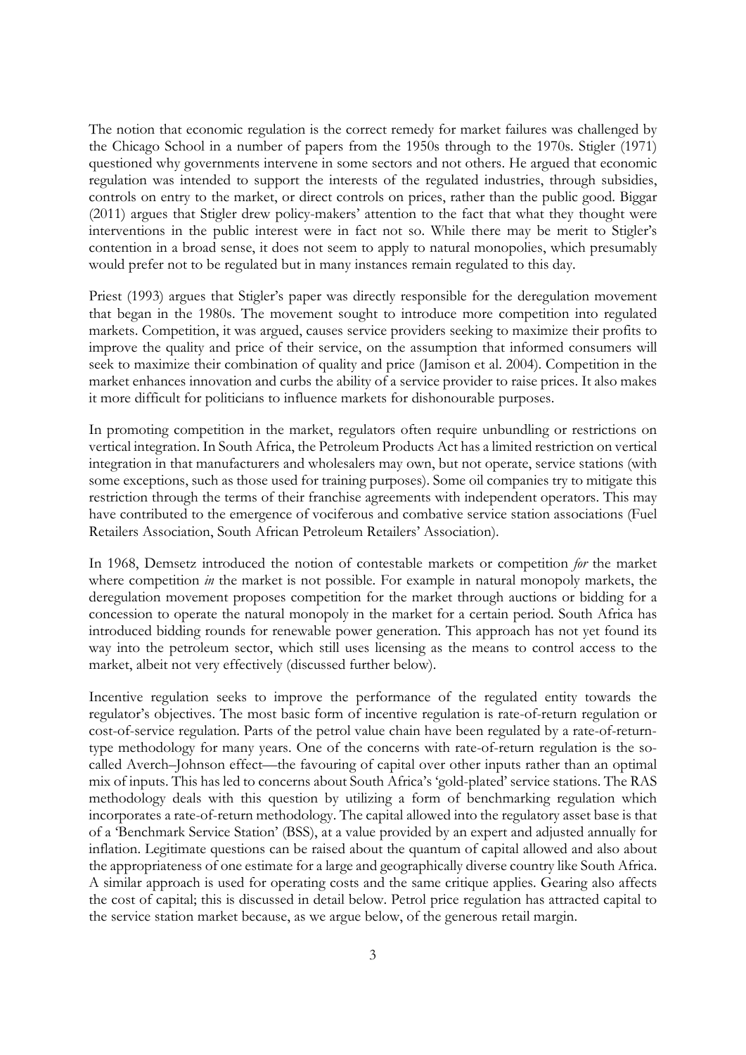The notion that economic regulation is the correct remedy for market failures was challenged by the Chicago School in a number of papers from the 1950s through to the 1970s. Stigler (1971) questioned why governments intervene in some sectors and not others. He argued that economic regulation was intended to support the interests of the regulated industries, through subsidies, controls on entry to the market, or direct controls on prices, rather than the public good. Biggar (2011) argues that Stigler drew policy-makers' attention to the fact that what they thought were interventions in the public interest were in fact not so. While there may be merit to Stigler's contention in a broad sense, it does not seem to apply to natural monopolies, which presumably would prefer not to be regulated but in many instances remain regulated to this day.

Priest (1993) argues that Stigler's paper was directly responsible for the deregulation movement that began in the 1980s. The movement sought to introduce more competition into regulated markets. Competition, it was argued, causes service providers seeking to maximize their profits to improve the quality and price of their service, on the assumption that informed consumers will seek to maximize their combination of quality and price (Jamison et al. 2004). Competition in the market enhances innovation and curbs the ability of a service provider to raise prices. It also makes it more difficult for politicians to influence markets for dishonourable purposes.

In promoting competition in the market, regulators often require unbundling or restrictions on vertical integration. In South Africa, the Petroleum Products Act has a limited restriction on vertical integration in that manufacturers and wholesalers may own, but not operate, service stations (with some exceptions, such as those used for training purposes). Some oil companies try to mitigate this restriction through the terms of their franchise agreements with independent operators. This may have contributed to the emergence of vociferous and combative service station associations (Fuel Retailers Association, South African Petroleum Retailers' Association).

In 1968, Demsetz introduced the notion of contestable markets or competition *for* the market where competition *in* the market is not possible. For example in natural monopoly markets, the deregulation movement proposes competition for the market through auctions or bidding for a concession to operate the natural monopoly in the market for a certain period. South Africa has introduced bidding rounds for renewable power generation. This approach has not yet found its way into the petroleum sector, which still uses licensing as the means to control access to the market, albeit not very effectively (discussed further below).

Incentive regulation seeks to improve the performance of the regulated entity towards the regulator's objectives. The most basic form of incentive regulation is rate-of-return regulation or cost-of-service regulation. Parts of the petrol value chain have been regulated by a rate-of-return-type methodology for many years. One of the concerns with rate-of-return regulation is the so-called Averch–Johnson effect—the favouring of capital over other inputs rather than an optimal mix of inputs. This has led to concerns about South Africa's 'gold-plated' service stations. The RAS methodology deals with this question by utilizing a form of benchmarking regulation which incorporates a rate-of-return methodology. The capital allowed into the regulatory asset base is that of a 'Benchmark Service Station' (BSS), at a value provided by an expert and adjusted annually for inflation. Legitimate questions can be raised about the quantum of capital allowed and also about the appropriateness of one estimate for a large and geographically diverse country like South Africa. A similar approach is used for operating costs and the same critique applies. Gearing also affects the cost of capital; this is discussed in detail below. Petrol price regulation has attracted capital to the service station market because, as we argue below, of the generous retail margin.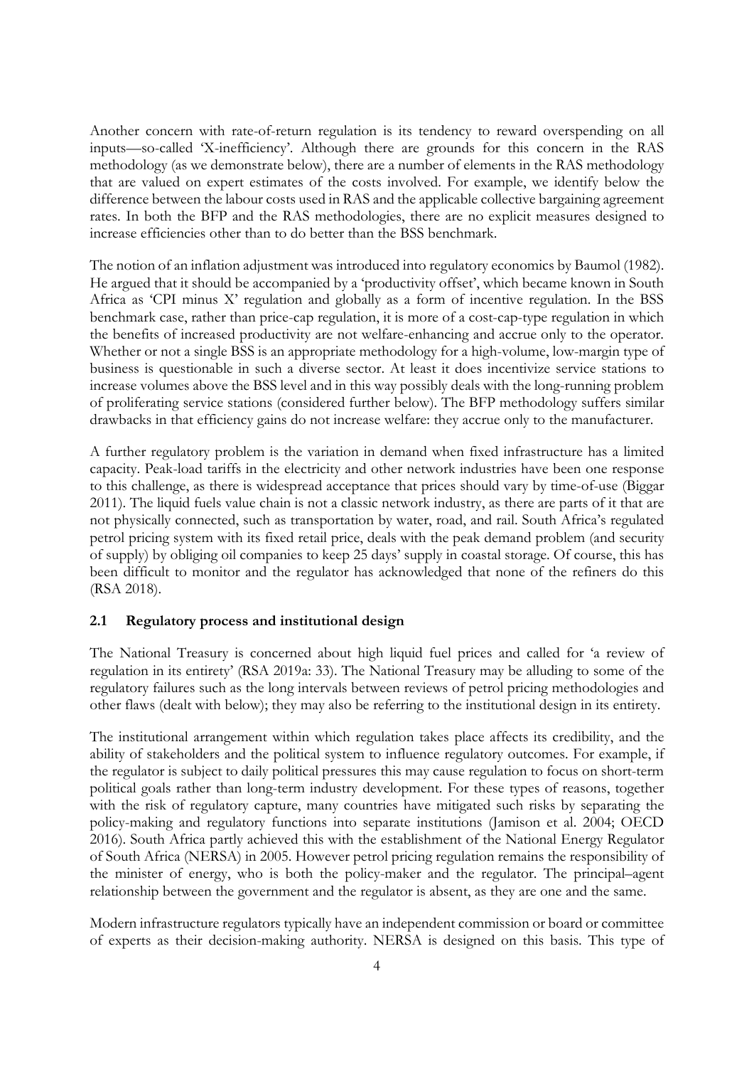Another concern with rate-of-return regulation is its tendency to reward overspending on all inputs—so-called 'X-inefficiency'. Although there are grounds for this concern in the RAS methodology (as we demonstrate below), there are a number of elements in the RAS methodology that are valued on expert estimates of the costs involved. For example, we identify below the difference between the labour costs used in RAS and the applicable collective bargaining agreement rates. In both the BFP and the RAS methodologies, there are no explicit measures designed to increase efficiencies other than to do better than the BSS benchmark.

The notion of an inflation adjustment was introduced into regulatory economics by Baumol (1982). He argued that it should be accompanied by a 'productivity offset', which became known in South Africa as 'CPI minus X' regulation and globally as a form of incentive regulation. In the BSS benchmark case, rather than price-cap regulation, it is more of a cost-cap-type regulation in which the benefits of increased productivity are not welfare-enhancing and accrue only to the operator. Whether or not a single BSS is an appropriate methodology for a high-volume, low-margin type of business is questionable in such a diverse sector. At least it does incentivize service stations to increase volumes above the BSS level and in this way possibly deals with the long-running problem of proliferating service stations (considered further below). The BFP methodology suffers similar drawbacks in that efficiency gains do not increase welfare: they accrue only to the manufacturer.

A further regulatory problem is the variation in demand when fixed infrastructure has a limited capacity. Peak-load tariffs in the electricity and other network industries have been one response to this challenge, as there is widespread acceptance that prices should vary by time-of-use (Biggar 2011). The liquid fuels value chain is not a classic network industry, as there are parts of it that are not physically connected, such as transportation by water, road, and rail. South Africa's regulated petrol pricing system with its fixed retail price, deals with the peak demand problem (and security of supply) by obliging oil companies to keep 25 days' supply in coastal storage. Of course, this has been difficult to monitor and the regulator has acknowledged that none of the refiners do this (RSA 2018).

## 2.1 Regulatory process and institutional design

The National Treasury is concerned about high liquid fuel prices and called for 'a review of regulation in its entirety' (RSA 2019a: 33). The National Treasury may be alluding to some of the regulatory failures such as the long intervals between reviews of petrol pricing methodologies and other flaws (dealt with below); they may also be referring to the institutional design in its entirety.

The institutional arrangement within which regulation takes place affects its credibility, and the ability of stakeholders and the political system to influence regulatory outcomes. For example, if the regulator is subject to daily political pressures this may cause regulation to focus on short-term political goals rather than long-term industry development. For these types of reasons, together with the risk of regulatory capture, many countries have mitigated such risks by separating the policy-making and regulatory functions into separate institutions (Jamison et al. 2004; OECD 2016). South Africa partly achieved this with the establishment of the National Energy Regulator of South Africa (NERSA) in 2005. However petrol pricing regulation remains the responsibility of the minister of energy, who is both the policy-maker and the regulator. The principal–agent relationship between the government and the regulator is absent, as they are one and the same.

Modern infrastructure regulators typically have an independent commission or board or committee of experts as their decision-making authority. NERSA is designed on this basis. This type of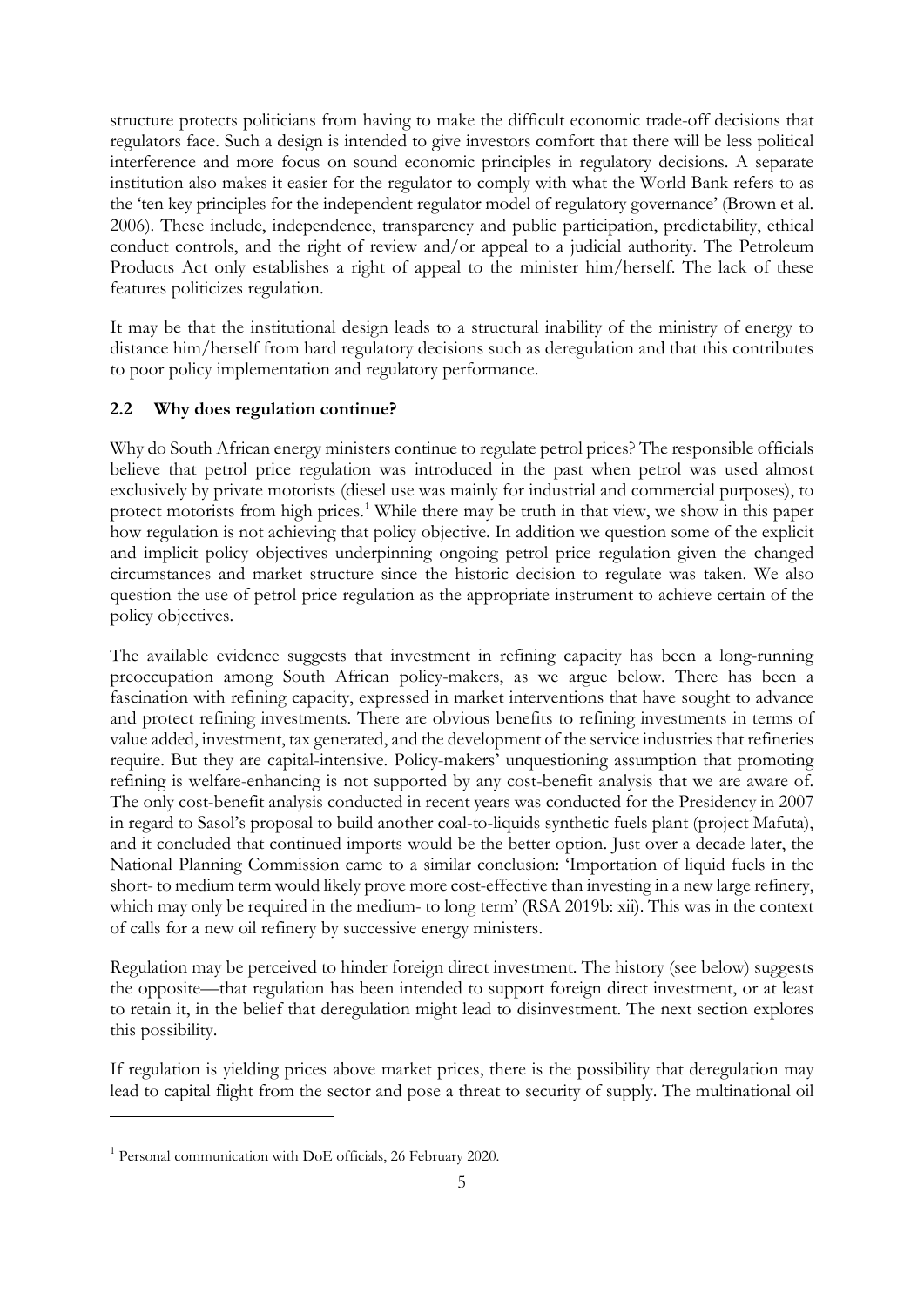structure protects politicians from having to make the difficult economic trade-off decisions that regulators face. Such a design is intended to give investors comfort that there will be less political interference and more focus on sound economic principles in regulatory decisions. A separate institution also makes it easier for the regulator to comply with what the World Bank refers to as the 'ten key principles for the independent regulator model of regulatory governance' (Brown et al. 2006). These include, independence, transparency and public participation, predictability, ethical conduct controls, and the right of review and/or appeal to a judicial authority. The Petroleum Products Act only establishes a right of appeal to the minister him/herself. The lack of these features politicizes regulation.

It may be that the institutional design leads to a structural inability of the ministry of energy to distance him/herself from hard regulatory decisions such as deregulation and that this contributes to poor policy implementation and regulatory performance.

### 2.2 Why does regulation continue?

Why do South African energy ministers continue to regulate petrol prices? The responsible officials believe that petrol price regulation was introduced in the past when petrol was used almost exclusively by private motorists (diesel use was mainly for industrial and commercial purposes), to protect motorists from high prices.[1] While there may be truth in that view, we show in this paper how regulation is not achieving that policy objective. In addition we question some of the explicit and implicit policy objectives underpinning ongoing petrol price regulation given the changed circumstances and market structure since the historic decision to regulate was taken. We also question the use of petrol price regulation as the appropriate instrument to achieve certain of the policy objectives.

The available evidence suggests that investment in refining capacity has been a long-running preoccupation among South African policy-makers, as we argue below. There has been a fascination with refining capacity, expressed in market interventions that have sought to advance and protect refining investments. There are obvious benefits to refining investments in terms of value added, investment, tax generated, and the development of the service industries that refineries require. But they are capital-intensive. Policy-makers' unquestioning assumption that promoting refining is welfare-enhancing is not supported by any cost-benefit analysis that we are aware of. The only cost-benefit analysis conducted in recent years was conducted for the Presidency in 2007 in regard to Sasol's proposal to build another coal-to-liquids synthetic fuels plant (project Mafuta), and it concluded that continued imports would be the better option. Just over a decade later, the National Planning Commission came to a similar conclusion: 'Importation of liquid fuels in the short- to medium term would likely prove more cost-effective than investing in a new large refinery, which may only be required in the medium- to long term' (RSA 2019b: xii). This was in the context of calls for a new oil refinery by successive energy ministers.

Regulation may be perceived to hinder foreign direct investment. The history (see below) suggests the opposite—that regulation has been intended to support foreign direct investment, or at least to retain it, in the belief that deregulation might lead to disinvestment. The next section explores this possibility.

If regulation is yielding prices above market prices, there is the possibility that deregulation may lead to capital flight from the sector and pose a threat to security of supply. The multinational oil

[1] Personal communication with DoE officials, 26 February 2020.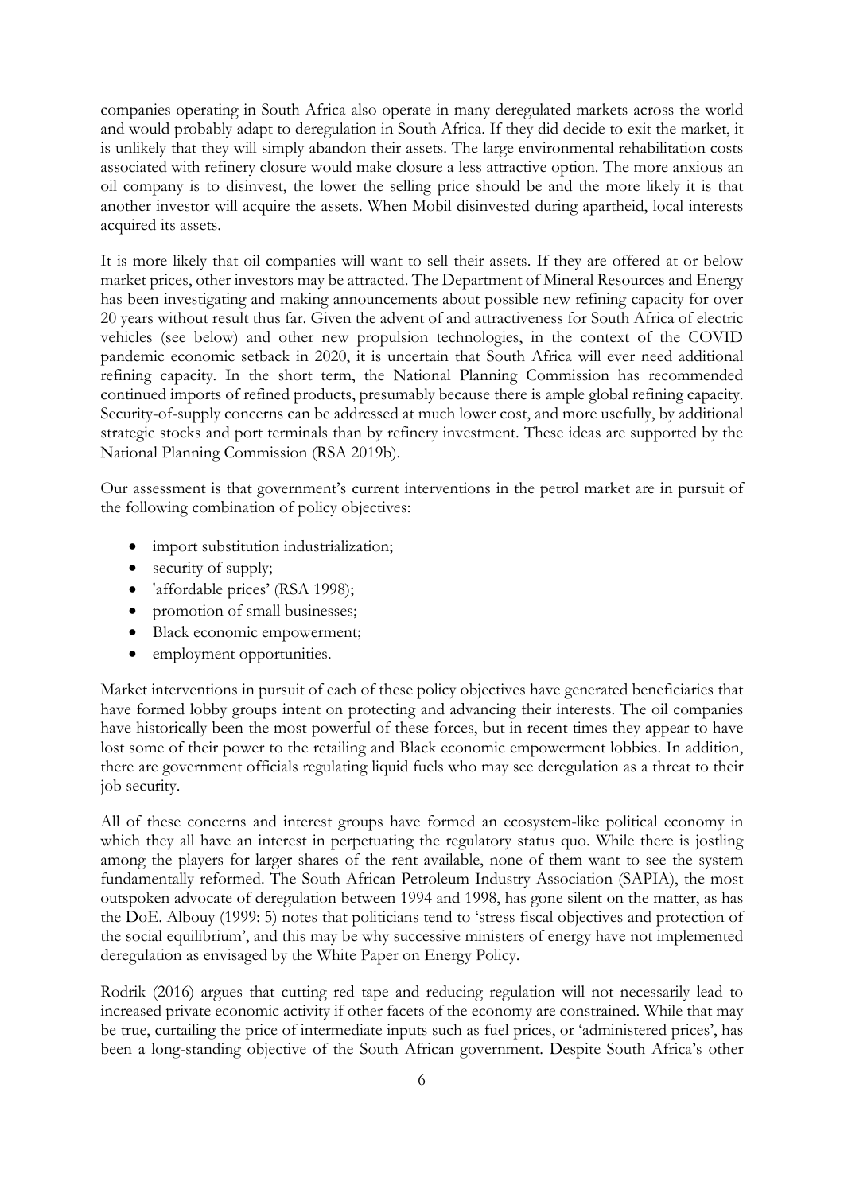companies operating in South Africa also operate in many deregulated markets across the world and would probably adapt to deregulation in South Africa. If they did decide to exit the market, it is unlikely that they will simply abandon their assets. The large environmental rehabilitation costs associated with refinery closure would make closure a less attractive option. The more anxious an oil company is to disinvest, the lower the selling price should be and the more likely it is that another investor will acquire the assets. When Mobil disinvested during apartheid, local interests acquired its assets.

It is more likely that oil companies will want to sell their assets. If they are offered at or below market prices, other investors may be attracted. The Department of Mineral Resources and Energy has been investigating and making announcements about possible new refining capacity for over 20 years without result thus far. Given the advent of and attractiveness for South Africa of electric vehicles (see below) and other new propulsion technologies, in the context of the COVID pandemic economic setback in 2020, it is uncertain that South Africa will ever need additional refining capacity. In the short term, the National Planning Commission has recommended continued imports of refined products, presumably because there is ample global refining capacity. Security-of-supply concerns can be addressed at much lower cost, and more usefully, by additional strategic stocks and port terminals than by refinery investment. These ideas are supported by the National Planning Commission (RSA 2019b).

Our assessment is that government's current interventions in the petrol market are in pursuit of the following combination of policy objectives:

- import substitution industrialization;
- security of supply;
- 'affordable prices' (RSA 1998);
- promotion of small businesses;
- Black economic empowerment;
- employment opportunities.

Market interventions in pursuit of each of these policy objectives have generated beneficiaries that have formed lobby groups intent on protecting and advancing their interests. The oil companies have historically been the most powerful of these forces, but in recent times they appear to have lost some of their power to the retailing and Black economic empowerment lobbies. In addition, there are government officials regulating liquid fuels who may see deregulation as a threat to their job security.

All of these concerns and interest groups have formed an ecosystem-like political economy in which they all have an interest in perpetuating the regulatory status quo. While there is jostling among the players for larger shares of the rent available, none of them want to see the system fundamentally reformed. The South African Petroleum Industry Association (SAPIA), the most outspoken advocate of deregulation between 1994 and 1998, has gone silent on the matter, as has the DoE. Albouy (1999: 5) notes that politicians tend to 'stress fiscal objectives and protection of the social equilibrium', and this may be why successive ministers of energy have not implemented deregulation as envisaged by the White Paper on Energy Policy.

Rodrik (2016) argues that cutting red tape and reducing regulation will not necessarily lead to increased private economic activity if other facets of the economy are constrained. While that may be true, curtailing the price of intermediate inputs such as fuel prices, or 'administered prices', has been a long-standing objective of the South African government. Despite South Africa's other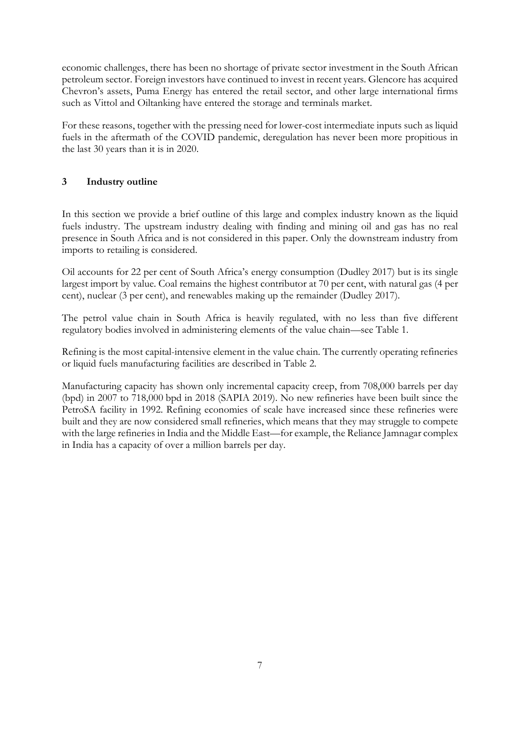economic challenges, there has been no shortage of private sector investment in the South African petroleum sector. Foreign investors have continued to invest in recent years. Glencore has acquired Chevron's assets, Puma Energy has entered the retail sector, and other large international firms such as Vittol and Oiltanking have entered the storage and terminals market.

For these reasons, together with the pressing need for lower-cost intermediate inputs such as liquid fuels in the aftermath of the COVID pandemic, deregulation has never been more propitious in the last 30 years than it is in 2020.

## 3 Industry outline

In this section we provide a brief outline of this large and complex industry known as the liquid fuels industry. The upstream industry dealing with finding and mining oil and gas has no real presence in South Africa and is not considered in this paper. Only the downstream industry from imports to retailing is considered.

Oil accounts for 22 per cent of South Africa's energy consumption (Dudley 2017) but is its single largest import by value. Coal remains the highest contributor at 70 per cent, with natural gas (4 per cent), nuclear (3 per cent), and renewables making up the remainder (Dudley 2017).

The petrol value chain in South Africa is heavily regulated, with no less than five different regulatory bodies involved in administering elements of the value chain—see Table 1.

Refining is the most capital-intensive element in the value chain. The currently operating refineries or liquid fuels manufacturing facilities are described in Table 2.

Manufacturing capacity has shown only incremental capacity creep, from 708,000 barrels per day (bpd) in 2007 to 718,000 bpd in 2018 (SAPIA 2019). No new refineries have been built since the PetroSA facility in 1992. Refining economies of scale have increased since these refineries were built and they are now considered small refineries, which means that they may struggle to compete with the large refineries in India and the Middle East—for example, the Reliance Jamnagar complex in India has a capacity of over a million barrels per day.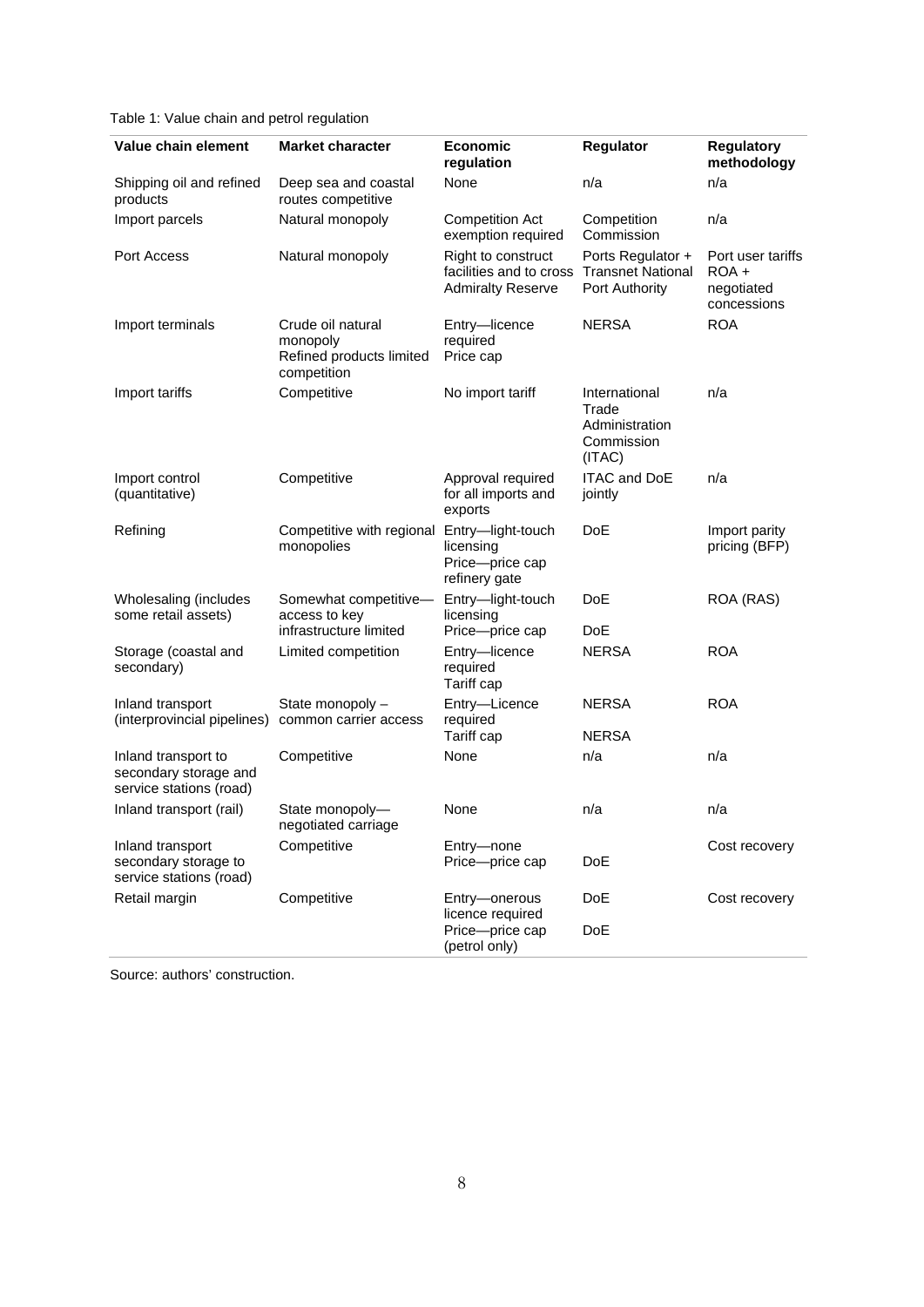Table 1: Value chain and petrol regulation

| Value chain element | Market character | Economic regulation | Regulator | Regulatory methodology |
|---|---|---|---|---|
| Shipping oil and refined products | Deep sea and coastal routes competitive | None | n/a | n/a |
| Import parcels | Natural monopoly | Competition Act exemption required | Competition Commission | n/a |
| Port Access | Natural monopoly | Right to construct facilities and to cross Admiralty Reserve | Ports Regulator + Transnet National Port Authority | Port user tariffs ROA + negotiated concessions |
| Import terminals | Crude oil natural monopoly<br>Refined products limited competition | Entry—licence required<br>Price cap | NERSA | ROA |
| Import tariffs | Competitive | No import tariff | International Trade Administration Commission (ITAC) | n/a |
| Import control (quantitative) | Competitive | Approval required for all imports and exports | ITAC and DoE jointly | n/a |
| Refining | Competitive with regional monopolies | Entry—light-touch licensing<br>Price—price cap refinery gate | DoE | Import parity pricing (BFP) |
| Wholesaling (includes some retail assets) | Somewhat competitive—access to key infrastructure limited | Entry—light-touch licensing<br>Price—price cap | DoE<br>DoE | ROA (RAS) |
| Storage (coastal and secondary) | Limited competition | Entry—licence required<br>Tariff cap | NERSA | ROA |
| Inland transport (interprovincial pipelines) | State monopoly – common carrier access | Entry—Licence required<br>Tariff cap | NERSA<br>NERSA | ROA |
| Inland transport to secondary storage and service stations (road) | Competitive | None | n/a | n/a |
| Inland transport (rail) | State monopoly—negotiated carriage | None | n/a | n/a |
| Inland transport secondary storage to service stations (road) | Competitive | Entry—none<br>Price—price cap | DoE | Cost recovery |
| Retail margin | Competitive | Entry—onerous licence required<br>Price—price cap (petrol only) | DoE<br>DoE | Cost recovery |

Source: authors' construction.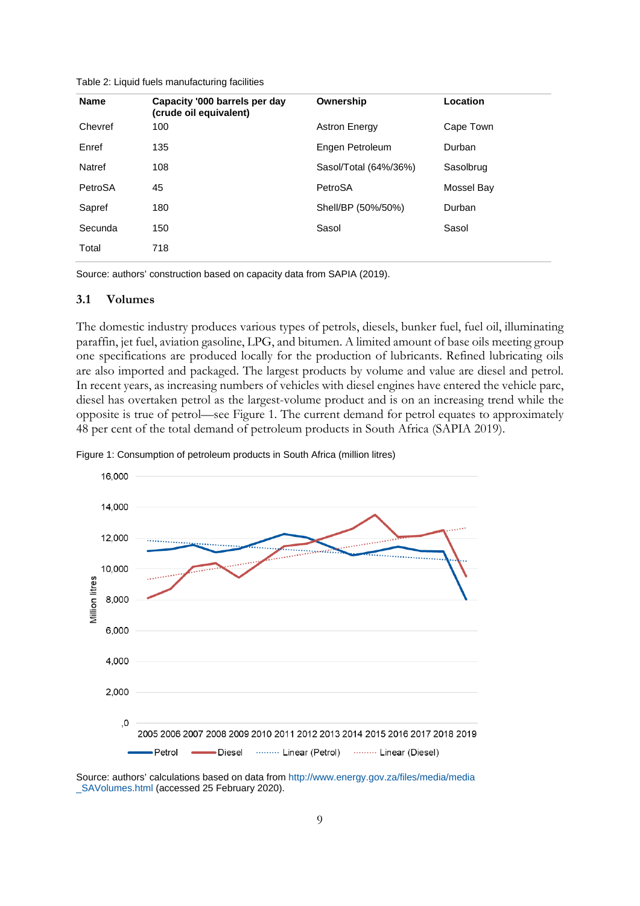Table 2: Liquid fuels manufacturing facilities

| Name | Capacity '000 barrels per day (crude oil equivalent) | Ownership | Location |
|---|---|---|---|
| Chevref | 100 | Astron Energy | Cape Town |
| Enref | 135 | Engen Petroleum | Durban |
| Natref | 108 | Sasol/Total (64%/36%) | Sasolbrug |
| PetroSA | 45 | PetroSA | Mossel Bay |
| Sapref | 180 | Shell/BP (50%/50%) | Durban |
| Secunda | 150 | Sasol | Sasol |
| Total | 718 | | |

Source: authors' construction based on capacity data from SAPIA (2019).

### 3.1 Volumes

The domestic industry produces various types of petrols, diesels, bunker fuel, fuel oil, illuminating paraffin, jet fuel, aviation gasoline, LPG, and bitumen. A limited amount of base oils meeting group one specifications are produced locally for the production of lubricants. Refined lubricating oils are also imported and packaged. The largest products by volume and value are diesel and petrol. In recent years, as increasing numbers of vehicles with diesel engines have entered the vehicle parc, diesel has overtaken petrol as the largest-volume product and is on an increasing trend while the opposite is true of petrol—see Figure 1. The current demand for petrol equates to approximately 48 per cent of the total demand of petroleum products in South Africa (SAPIA 2019).

Figure 1: Consumption of petroleum products in South Africa (million litres)

Source: authors' calculations based on data from http://www.energy.gov.za/files/media/media_SAVolumes.html (accessed 25 February 2020).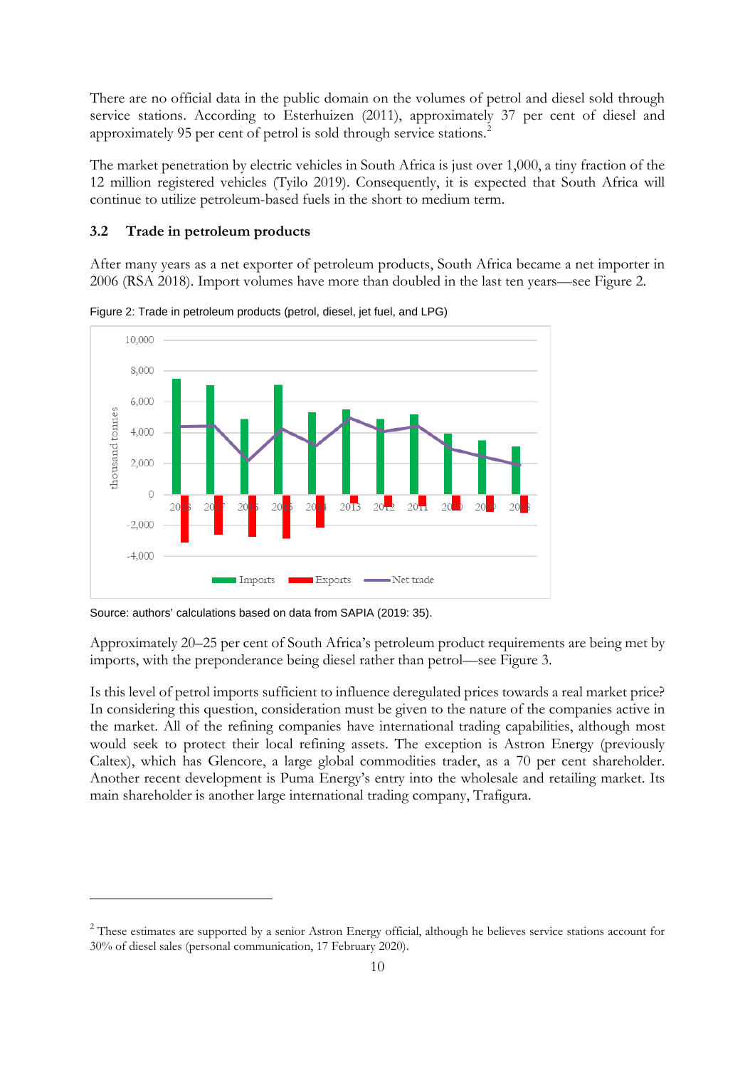There are no official data in the public domain on the volumes of petrol and diesel sold through service stations. According to Esterhuizen (2011), approximately 37 per cent of diesel and approximately 95 per cent of petrol is sold through service stations.[2]

The market penetration by electric vehicles in South Africa is just over 1,000, a tiny fraction of the 12 million registered vehicles (Tyilo 2019). Consequently, it is expected that South Africa will continue to utilize petroleum-based fuels in the short to medium term.

### 3.2 Trade in petroleum products

After many years as a net exporter of petroleum products, South Africa became a net importer in 2006 (RSA 2018). Import volumes have more than doubled in the last ten years—see Figure 2.

Figure 2: Trade in petroleum products (petrol, diesel, jet fuel, and LPG)

Source: authors' calculations based on data from SAPIA (2019: 35).

Approximately 20–25 per cent of South Africa's petroleum product requirements are being met by imports, with the preponderance being diesel rather than petrol—see Figure 3.

Is this level of petrol imports sufficient to influence deregulated prices towards a real market price? In considering this question, consideration must be given to the nature of the companies active in the market. All of the refining companies have international trading capabilities, although most would seek to protect their local refining assets. The exception is Astron Energy (previously Caltex), which has Glencore, a large global commodities trader, as a 70 per cent shareholder. Another recent development is Puma Energy's entry into the wholesale and retailing market. Its main shareholder is another large international trading company, Trafigura.

[2] These estimates are supported by a senior Astron Energy official, although he believes service stations account for 30% of diesel sales (personal communication, 17 February 2020).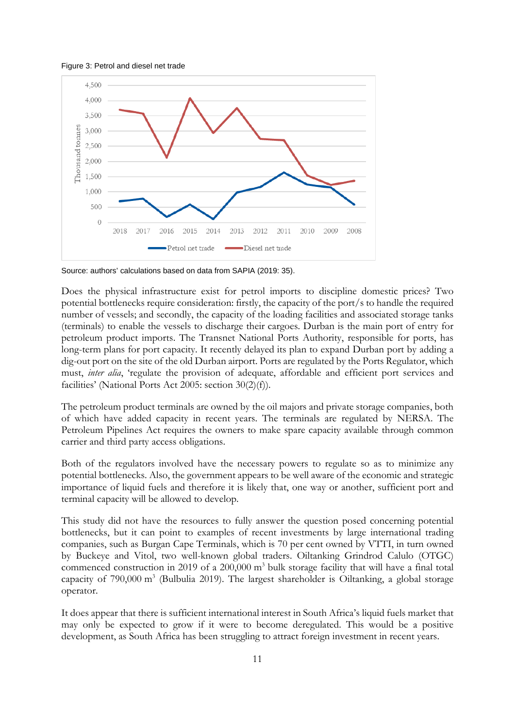Figure 3: Petrol and diesel net trade

Source: authors' calculations based on data from SAPIA (2019: 35).

Does the physical infrastructure exist for petrol imports to discipline domestic prices? Two potential bottlenecks require consideration: firstly, the capacity of the port/s to handle the required number of vessels; and secondly, the capacity of the loading facilities and associated storage tanks (terminals) to enable the vessels to discharge their cargoes. Durban is the main port of entry for petroleum product imports. The Transnet National Ports Authority, responsible for ports, has long-term plans for port capacity. It recently delayed its plan to expand Durban port by adding a dig-out port on the site of the old Durban airport. Ports are regulated by the Ports Regulator, which must, *inter alia*, 'regulate the provision of adequate, affordable and efficient port services and facilities' (National Ports Act 2005: section 30(2)(f)).

The petroleum product terminals are owned by the oil majors and private storage companies, both of which have added capacity in recent years. The terminals are regulated by NERSA. The Petroleum Pipelines Act requires the owners to make spare capacity available through common carrier and third party access obligations.

Both of the regulators involved have the necessary powers to regulate so as to minimize any potential bottlenecks. Also, the government appears to be well aware of the economic and strategic importance of liquid fuels and therefore it is likely that, one way or another, sufficient port and terminal capacity will be allowed to develop.

This study did not have the resources to fully answer the question posed concerning potential bottlenecks, but it can point to examples of recent investments by large international trading companies, such as Burgan Cape Terminals, which is 70 per cent owned by VTTI, in turn owned by Buckeye and Vitol, two well-known global traders. Oiltanking Grindrod Calulo (OTGC) commenced construction in 2019 of a 200,000 $m^3$ bulk storage facility that will have a final total capacity of 790,000 $m^3$ (Bulbulia 2019). The largest shareholder is Oiltanking, a global storage operator.

It does appear that there is sufficient international interest in South Africa's liquid fuels market that may only be expected to grow if it were to become deregulated. This would be a positive development, as South Africa has been struggling to attract foreign investment in recent years.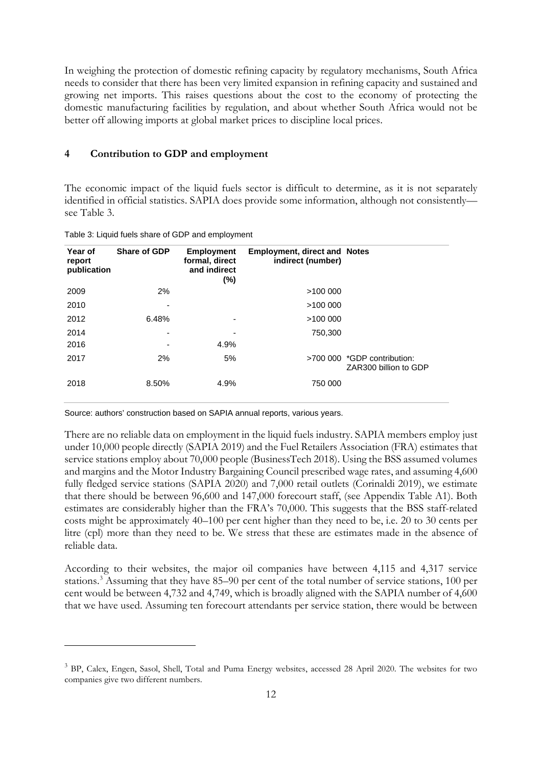In weighing the protection of domestic refining capacity by regulatory mechanisms, South Africa needs to consider that there has been very limited expansion in refining capacity and sustained and growing net imports. This raises questions about the cost to the economy of protecting the domestic manufacturing facilities by regulation, and about whether South Africa would not be better off allowing imports at global market prices to discipline local prices.

## 4 Contribution to GDP and employment

The economic impact of the liquid fuels sector is difficult to determine, as it is not separately identified in official statistics. SAPIA does provide some information, although not consistently—see Table 3.

Table 3: Liquid fuels share of GDP and employment

| Year of report publication | Share of GDP | Employment formal, direct and indirect (%) | Employment, direct and indirect (number) | Notes |
|---|---|---|---|---|
| 2009 | 2% | | >100 000 | |
| 2010 | - | | >100 000 | |
| 2012 | 6.48% | - | >100 000 | |
| 2014 | - | - | 750,300 | |
| 2016 | - | 4.9% | | |
| 2017 | 2% | 5% | >700 000 | *GDP contribution: ZAR300 billion to GDP |
| 2018 | 8.50% | 4.9% | 750 000 | |

Source: authors' construction based on SAPIA annual reports, various years.

There are no reliable data on employment in the liquid fuels industry. SAPIA members employ just under 10,000 people directly (SAPIA 2019) and the Fuel Retailers Association (FRA) estimates that service stations employ about 70,000 people (BusinessTech 2018). Using the BSS assumed volumes and margins and the Motor Industry Bargaining Council prescribed wage rates, and assuming 4,600 fully fledged service stations (SAPIA 2020) and 7,000 retail outlets (Corinaldi 2019), we estimate that there should be between 96,600 and 147,000 forecourt staff, (see Appendix Table A1). Both estimates are considerably higher than the FRA's 70,000. This suggests that the BSS staff-related costs might be approximately 40–100 per cent higher than they need to be, i.e. 20 to 30 cents per litre (cpl) more than they need to be. We stress that these are estimates made in the absence of reliable data.

According to their websites, the major oil companies have between 4,115 and 4,317 service stations.[3] Assuming that they have 85–90 per cent of the total number of service stations, 100 per cent would be between 4,732 and 4,749, which is broadly aligned with the SAPIA number of 4,600 that we have used. Assuming ten forecourt attendants per service station, there would be between

[3] BP, Calex, Engen, Sasol, Shell, Total and Puma Energy websites, accessed 28 April 2020. The websites for two companies give two different numbers.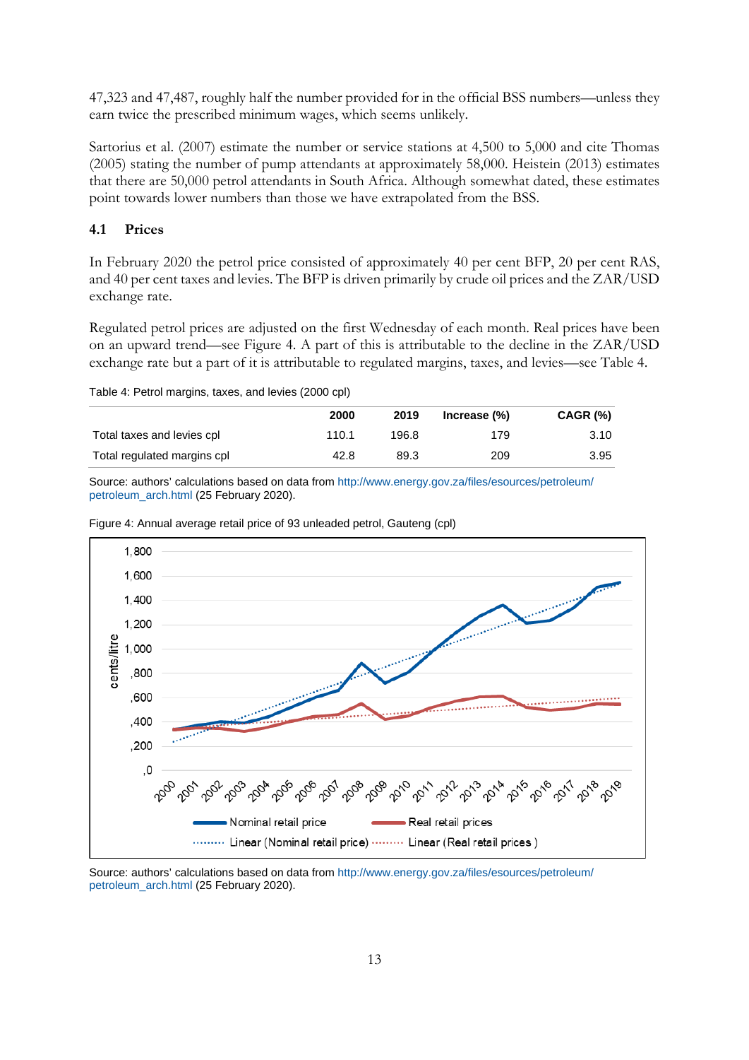47,323 and 47,487, roughly half the number provided for in the official BSS numbers—unless they earn twice the prescribed minimum wages, which seems unlikely.

Sartorius et al. (2007) estimate the number or service stations at 4,500 to 5,000 and cite Thomas (2005) stating the number of pump attendants at approximately 58,000. Heistein (2013) estimates that there are 50,000 petrol attendants in South Africa. Although somewhat dated, these estimates point towards lower numbers than those we have extrapolated from the BSS.

## 4.1 Prices

In February 2020 the petrol price consisted of approximately 40 per cent BFP, 20 per cent RAS, and 40 per cent taxes and levies. The BFP is driven primarily by crude oil prices and the ZAR/USD exchange rate.

Regulated petrol prices are adjusted on the first Wednesday of each month. Real prices have been on an upward trend—see Figure 4. A part of this is attributable to the decline in the ZAR/USD exchange rate but a part of it is attributable to regulated margins, taxes, and levies—see Table 4.

Table 4: Petrol margins, taxes, and levies (2000 cpl)

| | 2000 | 2019 | Increase (%) | CAGR (%) |
|---|---|---|---|---|
| Total taxes and levies cpl | 110.1 | 196.8 | 179 | 3.10 |
| Total regulated margins cpl | 42.8 | 89.3 | 209 | 3.95 |

Source: authors' calculations based on data from http://www.energy.gov.za/files/esources/petroleum/petroleum_arch.html (25 February 2020).

Figure 4: Annual average retail price of 93 unleaded petrol, Gauteng (cpl)

Source: authors' calculations based on data from http://www.energy.gov.za/files/esources/petroleum/petroleum_arch.html (25 February 2020).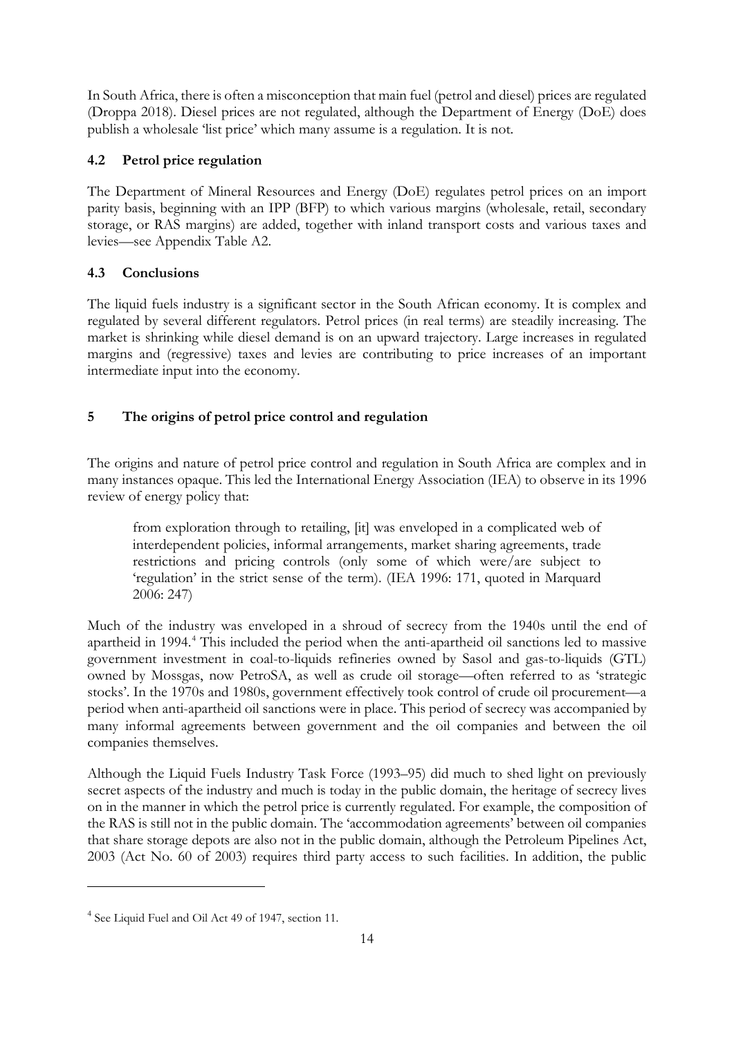In South Africa, there is often a misconception that main fuel (petrol and diesel) prices are regulated (Droppa 2018). Diesel prices are not regulated, although the Department of Energy (DoE) does publish a wholesale 'list price' which many assume is a regulation. It is not.

### 4.2 Petrol price regulation

The Department of Mineral Resources and Energy (DoE) regulates petrol prices on an import parity basis, beginning with an IPP (BFP) to which various margins (wholesale, retail, secondary storage, or RAS margins) are added, together with inland transport costs and various taxes and levies—see Appendix Table A2.

### 4.3 Conclusions

The liquid fuels industry is a significant sector in the South African economy. It is complex and regulated by several different regulators. Petrol prices (in real terms) are steadily increasing. The market is shrinking while diesel demand is on an upward trajectory. Large increases in regulated margins and (regressive) taxes and levies are contributing to price increases of an important intermediate input into the economy.

## 5 The origins of petrol price control and regulation

The origins and nature of petrol price control and regulation in South Africa are complex and in many instances opaque. This led the International Energy Association (IEA) to observe in its 1996 review of energy policy that:

> from exploration through to retailing, [it] was enveloped in a complicated web of interdependent policies, informal arrangements, market sharing agreements, trade restrictions and pricing controls (only some of which were/are subject to 'regulation' in the strict sense of the term). (IEA 1996: 171, quoted in Marquard 2006: 247)

Much of the industry was enveloped in a shroud of secrecy from the 1940s until the end of apartheid in 1994.[4] This included the period when the anti-apartheid oil sanctions led to massive government investment in coal-to-liquids refineries owned by Sasol and gas-to-liquids (GTL) owned by Mossgas, now PetroSA, as well as crude oil storage—often referred to as 'strategic stocks'. In the 1970s and 1980s, government effectively took control of crude oil procurement—a period when anti-apartheid oil sanctions were in place. This period of secrecy was accompanied by many informal agreements between government and the oil companies and between the oil companies themselves.

Although the Liquid Fuels Industry Task Force (1993–95) did much to shed light on previously secret aspects of the industry and much is today in the public domain, the heritage of secrecy lives on in the manner in which the petrol price is currently regulated. For example, the composition of the RAS is still not in the public domain. The 'accommodation agreements' between oil companies that share storage depots are also not in the public domain, although the Petroleum Pipelines Act, 2003 (Act No. 60 of 2003) requires third party access to such facilities. In addition, the public

---

[4] See Liquid Fuel and Oil Act 49 of 1947, section 11.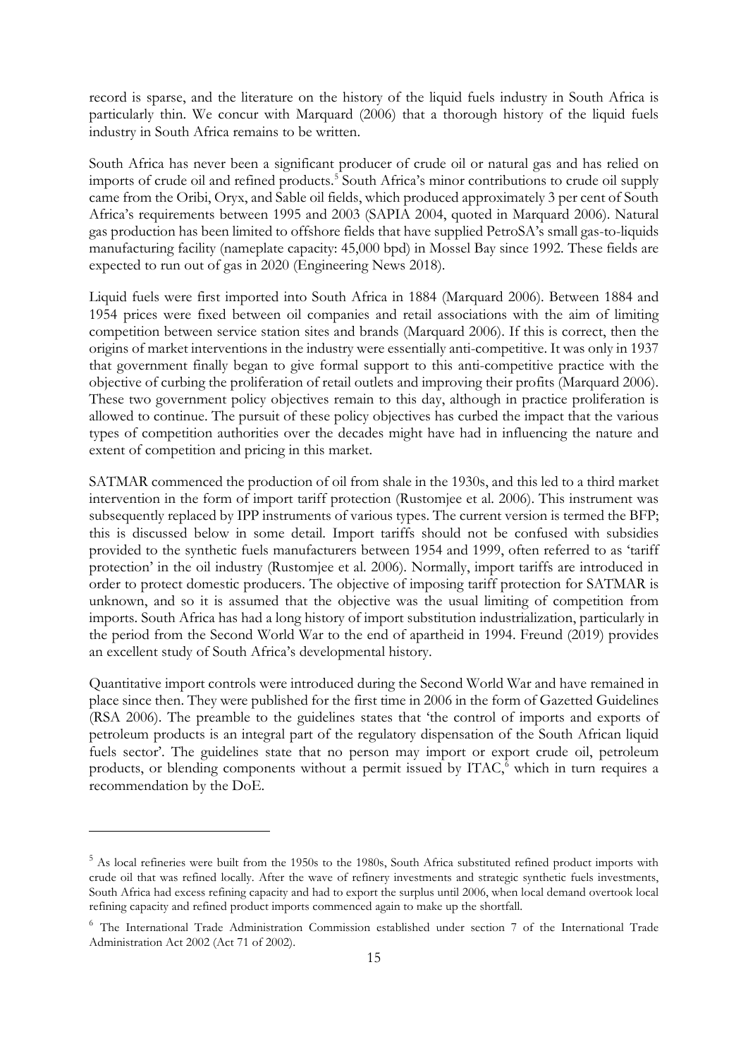record is sparse, and the literature on the history of the liquid fuels industry in South Africa is particularly thin. We concur with Marquard (2006) that a thorough history of the liquid fuels industry in South Africa remains to be written.

South Africa has never been a significant producer of crude oil or natural gas and has relied on imports of crude oil and refined products.[5] South Africa's minor contributions to crude oil supply came from the Oribi, Oryx, and Sable oil fields, which produced approximately 3 per cent of South Africa's requirements between 1995 and 2003 (SAPIA 2004, quoted in Marquard 2006). Natural gas production has been limited to offshore fields that have supplied PetroSA's small gas-to-liquids manufacturing facility (nameplate capacity: 45,000 bpd) in Mossel Bay since 1992. These fields are expected to run out of gas in 2020 (Engineering News 2018).

Liquid fuels were first imported into South Africa in 1884 (Marquard 2006). Between 1884 and 1954 prices were fixed between oil companies and retail associations with the aim of limiting competition between service station sites and brands (Marquard 2006). If this is correct, then the origins of market interventions in the industry were essentially anti-competitive. It was only in 1937 that government finally began to give formal support to this anti-competitive practice with the objective of curbing the proliferation of retail outlets and improving their profits (Marquard 2006). These two government policy objectives remain to this day, although in practice proliferation is allowed to continue. The pursuit of these policy objectives has curbed the impact that the various types of competition authorities over the decades might have had in influencing the nature and extent of competition and pricing in this market.

SATMAR commenced the production of oil from shale in the 1930s, and this led to a third market intervention in the form of import tariff protection (Rustomjee et al. 2006). This instrument was subsequently replaced by IPP instruments of various types. The current version is termed the BFP; this is discussed below in some detail. Import tariffs should not be confused with subsidies provided to the synthetic fuels manufacturers between 1954 and 1999, often referred to as 'tariff protection' in the oil industry (Rustomjee et al. 2006). Normally, import tariffs are introduced in order to protect domestic producers. The objective of imposing tariff protection for SATMAR is unknown, and so it is assumed that the objective was the usual limiting of competition from imports. South Africa has had a long history of import substitution industrialization, particularly in the period from the Second World War to the end of apartheid in 1994. Freund (2019) provides an excellent study of South Africa's developmental history.

Quantitative import controls were introduced during the Second World War and have remained in place since then. They were published for the first time in 2006 in the form of Gazetted Guidelines (RSA 2006). The preamble to the guidelines states that 'the control of imports and exports of petroleum products is an integral part of the regulatory dispensation of the South African liquid fuels sector'. The guidelines state that no person may import or export crude oil, petroleum products, or blending components without a permit issued by ITAC,[6] which in turn requires a recommendation by the DoE.

---

[5] As local refineries were built from the 1950s to the 1980s, South Africa substituted refined product imports with crude oil that was refined locally. After the wave of refinery investments and strategic synthetic fuels investments, South Africa had excess refining capacity and had to export the surplus until 2006, when local demand overtook local refining capacity and refined product imports commenced again to make up the shortfall.

[6] The International Trade Administration Commission established under section 7 of the International Trade Administration Act 2002 (Act 71 of 2002).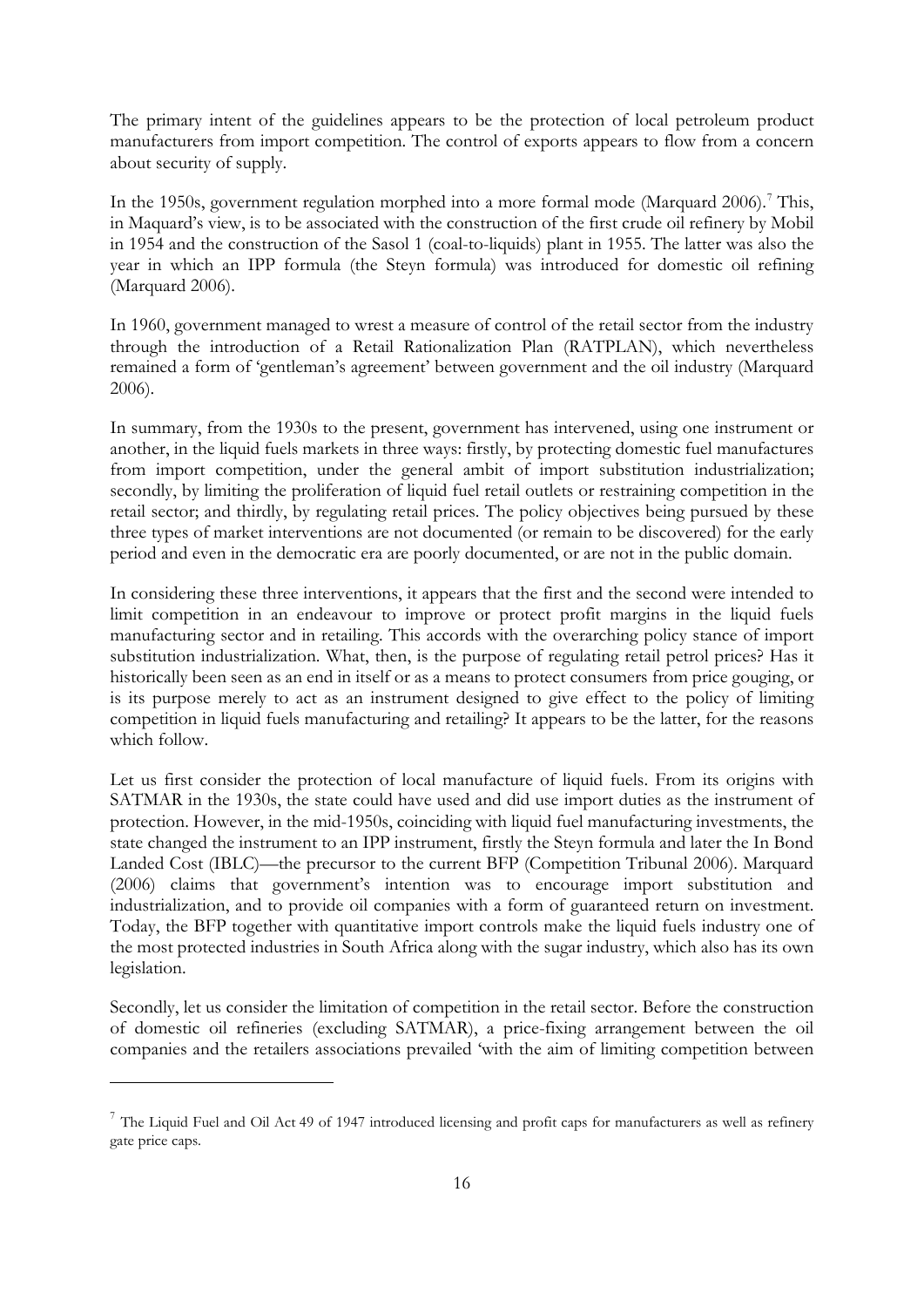The primary intent of the guidelines appears to be the protection of local petroleum product manufacturers from import competition. The control of exports appears to flow from a concern about security of supply.

In the 1950s, government regulation morphed into a more formal mode (Marquard 2006).[7] This, in Maquard's view, is to be associated with the construction of the first crude oil refinery by Mobil in 1954 and the construction of the Sasol 1 (coal-to-liquids) plant in 1955. The latter was also the year in which an IPP formula (the Steyn formula) was introduced for domestic oil refining (Marquard 2006).

In 1960, government managed to wrest a measure of control of the retail sector from the industry through the introduction of a Retail Rationalization Plan (RATPLAN), which nevertheless remained a form of 'gentleman's agreement' between government and the oil industry (Marquard 2006).

In summary, from the 1930s to the present, government has intervened, using one instrument or another, in the liquid fuels markets in three ways: firstly, by protecting domestic fuel manufactures from import competition, under the general ambit of import substitution industrialization; secondly, by limiting the proliferation of liquid fuel retail outlets or restraining competition in the retail sector; and thirdly, by regulating retail prices. The policy objectives being pursued by these three types of market interventions are not documented (or remain to be discovered) for the early period and even in the democratic era are poorly documented, or are not in the public domain.

In considering these three interventions, it appears that the first and the second were intended to limit competition in an endeavour to improve or protect profit margins in the liquid fuels manufacturing sector and in retailing. This accords with the overarching policy stance of import substitution industrialization. What, then, is the purpose of regulating retail petrol prices? Has it historically been seen as an end in itself or as a means to protect consumers from price gouging, or is its purpose merely to act as an instrument designed to give effect to the policy of limiting competition in liquid fuels manufacturing and retailing? It appears to be the latter, for the reasons which follow.

Let us first consider the protection of local manufacture of liquid fuels. From its origins with SATMAR in the 1930s, the state could have used and did use import duties as the instrument of protection. However, in the mid-1950s, coinciding with liquid fuel manufacturing investments, the state changed the instrument to an IPP instrument, firstly the Steyn formula and later the In Bond Landed Cost (IBLC)—the precursor to the current BFP (Competition Tribunal 2006). Marquard (2006) claims that government's intention was to encourage import substitution and industrialization, and to provide oil companies with a form of guaranteed return on investment. Today, the BFP together with quantitative import controls make the liquid fuels industry one of the most protected industries in South Africa along with the sugar industry, which also has its own legislation.

Secondly, let us consider the limitation of competition in the retail sector. Before the construction of domestic oil refineries (excluding SATMAR), a price-fixing arrangement between the oil companies and the retailers associations prevailed 'with the aim of limiting competition between

---

[7] The Liquid Fuel and Oil Act 49 of 1947 introduced licensing and profit caps for manufacturers as well as refinery gate price caps.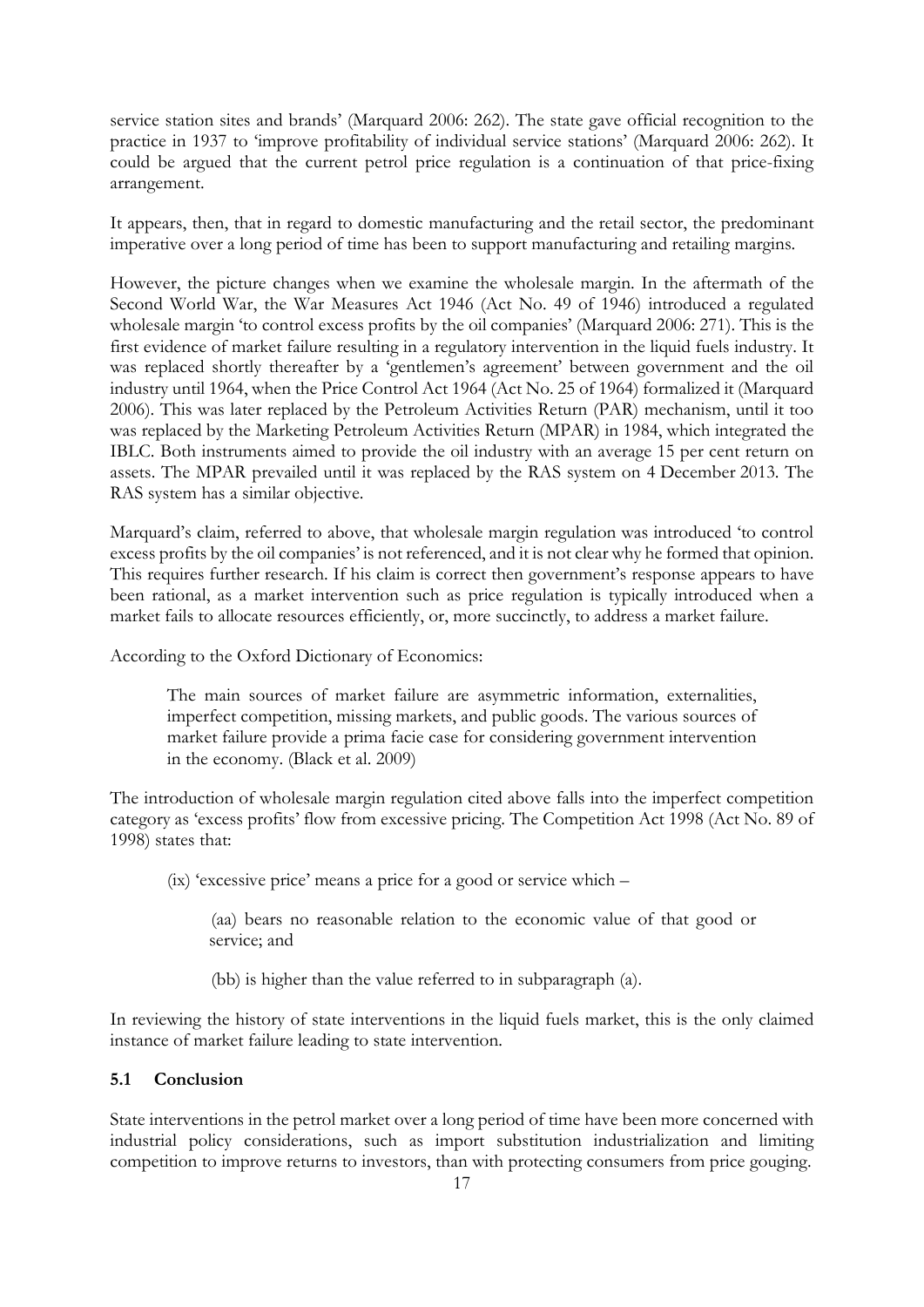service station sites and brands' (Marquard 2006: 262). The state gave official recognition to the practice in 1937 to 'improve profitability of individual service stations' (Marquard 2006: 262). It could be argued that the current petrol price regulation is a continuation of that price-fixing arrangement.

It appears, then, that in regard to domestic manufacturing and the retail sector, the predominant imperative over a long period of time has been to support manufacturing and retailing margins.

However, the picture changes when we examine the wholesale margin. In the aftermath of the Second World War, the War Measures Act 1946 (Act No. 49 of 1946) introduced a regulated wholesale margin 'to control excess profits by the oil companies' (Marquard 2006: 271). This is the first evidence of market failure resulting in a regulatory intervention in the liquid fuels industry. It was replaced shortly thereafter by a 'gentlemen's agreement' between government and the oil industry until 1964, when the Price Control Act 1964 (Act No. 25 of 1964) formalized it (Marquard 2006). This was later replaced by the Petroleum Activities Return (PAR) mechanism, until it too was replaced by the Marketing Petroleum Activities Return (MPAR) in 1984, which integrated the IBLC. Both instruments aimed to provide the oil industry with an average 15 per cent return on assets. The MPAR prevailed until it was replaced by the RAS system on 4 December 2013. The RAS system has a similar objective.

Marquard's claim, referred to above, that wholesale margin regulation was introduced 'to control excess profits by the oil companies' is not referenced, and it is not clear why he formed that opinion. This requires further research. If his claim is correct then government's response appears to have been rational, as a market intervention such as price regulation is typically introduced when a market fails to allocate resources efficiently, or, more succinctly, to address a market failure.

According to the Oxford Dictionary of Economics:

> The main sources of market failure are asymmetric information, externalities, imperfect competition, missing markets, and public goods. The various sources of market failure provide a prima facie case for considering government intervention in the economy. (Black et al. 2009)

The introduction of wholesale margin regulation cited above falls into the imperfect competition category as 'excess profits' flow from excessive pricing. The Competition Act 1998 (Act No. 89 of 1998) states that:

> (ix) 'excessive price' means a price for a good or service which –
>
> > (aa) bears no reasonable relation to the economic value of that good or service; and
> >
> > (bb) is higher than the value referred to in subparagraph (a).

In reviewing the history of state interventions in the liquid fuels market, this is the only claimed instance of market failure leading to state intervention.

### 5.1 Conclusion

State interventions in the petrol market over a long period of time have been more concerned with industrial policy considerations, such as import substitution industrialization and limiting competition to improve returns to investors, than with protecting consumers from price gouging.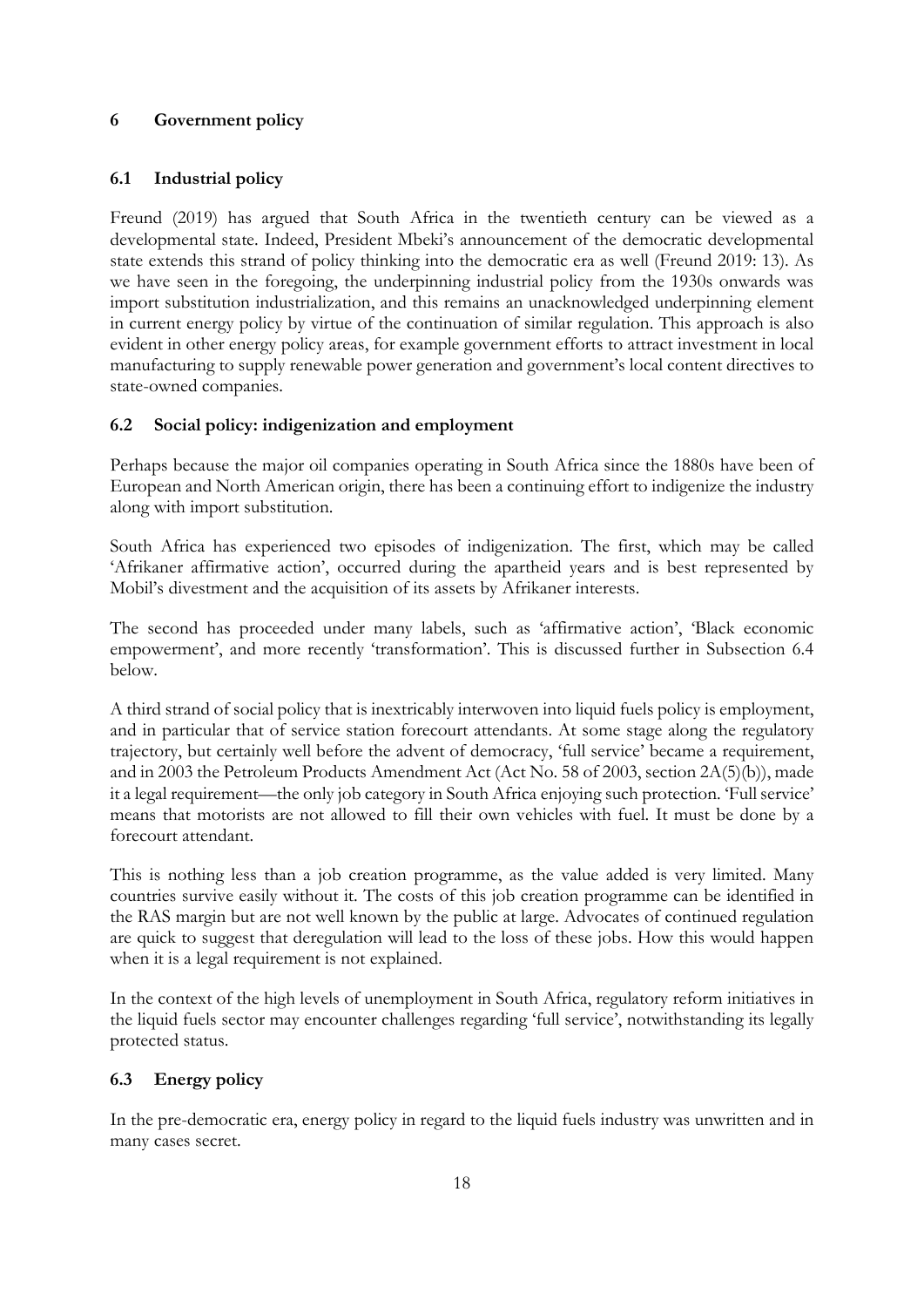## 6 Government policy

### 6.1 Industrial policy

Freund (2019) has argued that South Africa in the twentieth century can be viewed as a developmental state. Indeed, President Mbeki's announcement of the democratic developmental state extends this strand of policy thinking into the democratic era as well (Freund 2019: 13). As we have seen in the foregoing, the underpinning industrial policy from the 1930s onwards was import substitution industrialization, and this remains an unacknowledged underpinning element in current energy policy by virtue of the continuation of similar regulation. This approach is also evident in other energy policy areas, for example government efforts to attract investment in local manufacturing to supply renewable power generation and government's local content directives to state-owned companies.

### 6.2 Social policy: indigenization and employment

Perhaps because the major oil companies operating in South Africa since the 1880s have been of European and North American origin, there has been a continuing effort to indigenize the industry along with import substitution.

South Africa has experienced two episodes of indigenization. The first, which may be called 'Afrikaner affirmative action', occurred during the apartheid years and is best represented by Mobil's divestment and the acquisition of its assets by Afrikaner interests.

The second has proceeded under many labels, such as 'affirmative action', 'Black economic empowerment', and more recently 'transformation'. This is discussed further in Subsection 6.4 below.

A third strand of social policy that is inextricably interwoven into liquid fuels policy is employment, and in particular that of service station forecourt attendants. At some stage along the regulatory trajectory, but certainly well before the advent of democracy, 'full service' became a requirement, and in 2003 the Petroleum Products Amendment Act (Act No. 58 of 2003, section 2A(5)(b)), made it a legal requirement—the only job category in South Africa enjoying such protection. 'Full service' means that motorists are not allowed to fill their own vehicles with fuel. It must be done by a forecourt attendant.

This is nothing less than a job creation programme, as the value added is very limited. Many countries survive easily without it. The costs of this job creation programme can be identified in the RAS margin but are not well known by the public at large. Advocates of continued regulation are quick to suggest that deregulation will lead to the loss of these jobs. How this would happen when it is a legal requirement is not explained.

In the context of the high levels of unemployment in South Africa, regulatory reform initiatives in the liquid fuels sector may encounter challenges regarding 'full service', notwithstanding its legally protected status.

### 6.3 Energy policy

In the pre-democratic era, energy policy in regard to the liquid fuels industry was unwritten and in many cases secret.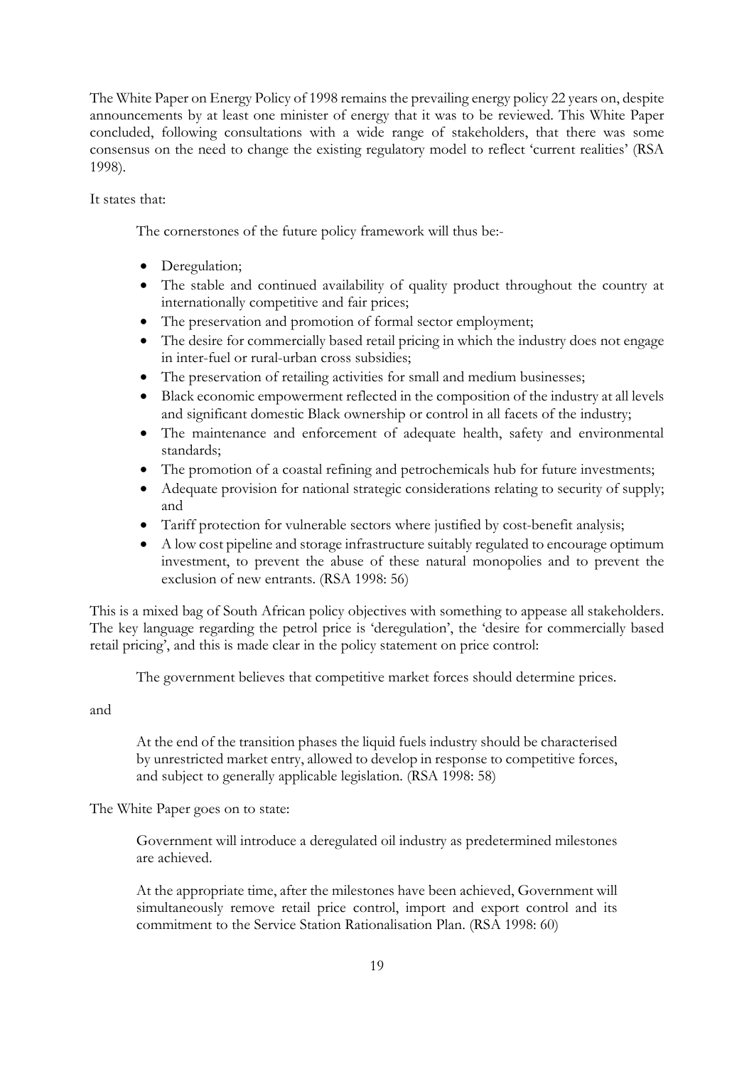The White Paper on Energy Policy of 1998 remains the prevailing energy policy 22 years on, despite announcements by at least one minister of energy that it was to be reviewed. This White Paper concluded, following consultations with a wide range of stakeholders, that there was some consensus on the need to change the existing regulatory model to reflect 'current realities' (RSA 1998).

It states that:

> The cornerstones of the future policy framework will thus be:-
>
> - Deregulation;
> - The stable and continued availability of quality product throughout the country at internationally competitive and fair prices;
> - The preservation and promotion of formal sector employment;
> - The desire for commercially based retail pricing in which the industry does not engage in inter-fuel or rural-urban cross subsidies;
> - The preservation of retailing activities for small and medium businesses;
> - Black economic empowerment reflected in the composition of the industry at all levels and significant domestic Black ownership or control in all facets of the industry;
> - The maintenance and enforcement of adequate health, safety and environmental standards;
> - The promotion of a coastal refining and petrochemicals hub for future investments;
> - Adequate provision for national strategic considerations relating to security of supply; and
> - Tariff protection for vulnerable sectors where justified by cost-benefit analysis;
> - A low cost pipeline and storage infrastructure suitably regulated to encourage optimum investment, to prevent the abuse of these natural monopolies and to prevent the exclusion of new entrants. (RSA 1998: 56)

This is a mixed bag of South African policy objectives with something to appease all stakeholders. The key language regarding the petrol price is 'deregulation', the 'desire for commercially based retail pricing', and this is made clear in the policy statement on price control:

> The government believes that competitive market forces should determine prices.

and

> At the end of the transition phases the liquid fuels industry should be characterised by unrestricted market entry, allowed to develop in response to competitive forces, and subject to generally applicable legislation. (RSA 1998: 58)

The White Paper goes on to state:

> Government will introduce a deregulated oil industry as predetermined milestones are achieved.
>
> At the appropriate time, after the milestones have been achieved, Government will simultaneously remove retail price control, import and export control and its commitment to the Service Station Rationalisation Plan. (RSA 1998: 60)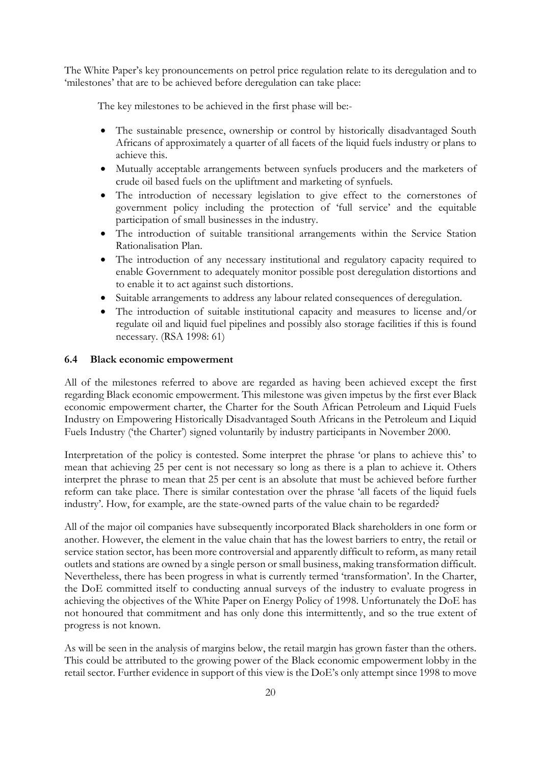The White Paper's key pronouncements on petrol price regulation relate to its deregulation and to 'milestones' that are to be achieved before deregulation can take place:

> The key milestones to be achieved in the first phase will be:-
>
> - The sustainable presence, ownership or control by historically disadvantaged South Africans of approximately a quarter of all facets of the liquid fuels industry or plans to achieve this.
> - Mutually acceptable arrangements between synfuels producers and the marketers of crude oil based fuels on the upliftment and marketing of synfuels.
> - The introduction of necessary legislation to give effect to the cornerstones of government policy including the protection of 'full service' and the equitable participation of small businesses in the industry.
> - The introduction of suitable transitional arrangements within the Service Station Rationalisation Plan.
> - The introduction of any necessary institutional and regulatory capacity required to enable Government to adequately monitor possible post deregulation distortions and to enable it to act against such distortions.
> - Suitable arrangements to address any labour related consequences of deregulation.
> - The introduction of suitable institutional capacity and measures to license and/or regulate oil and liquid fuel pipelines and possibly also storage facilities if this is found necessary. (RSA 1998: 61)

### 6.4 Black economic empowerment

All of the milestones referred to above are regarded as having been achieved except the first regarding Black economic empowerment. This milestone was given impetus by the first ever Black economic empowerment charter, the Charter for the South African Petroleum and Liquid Fuels Industry on Empowering Historically Disadvantaged South Africans in the Petroleum and Liquid Fuels Industry ('the Charter') signed voluntarily by industry participants in November 2000.

Interpretation of the policy is contested. Some interpret the phrase 'or plans to achieve this' to mean that achieving 25 per cent is not necessary so long as there is a plan to achieve it. Others interpret the phrase to mean that 25 per cent is an absolute that must be achieved before further reform can take place. There is similar contestation over the phrase 'all facets of the liquid fuels industry'. How, for example, are the state-owned parts of the value chain to be regarded?

All of the major oil companies have subsequently incorporated Black shareholders in one form or another. However, the element in the value chain that has the lowest barriers to entry, the retail or service station sector, has been more controversial and apparently difficult to reform, as many retail outlets and stations are owned by a single person or small business, making transformation difficult. Nevertheless, there has been progress in what is currently termed 'transformation'. In the Charter, the DoE committed itself to conducting annual surveys of the industry to evaluate progress in achieving the objectives of the White Paper on Energy Policy of 1998. Unfortunately the DoE has not honoured that commitment and has only done this intermittently, and so the true extent of progress is not known.

As will be seen in the analysis of margins below, the retail margin has grown faster than the others. This could be attributed to the growing power of the Black economic empowerment lobby in the retail sector. Further evidence in support of this view is the DoE's only attempt since 1998 to move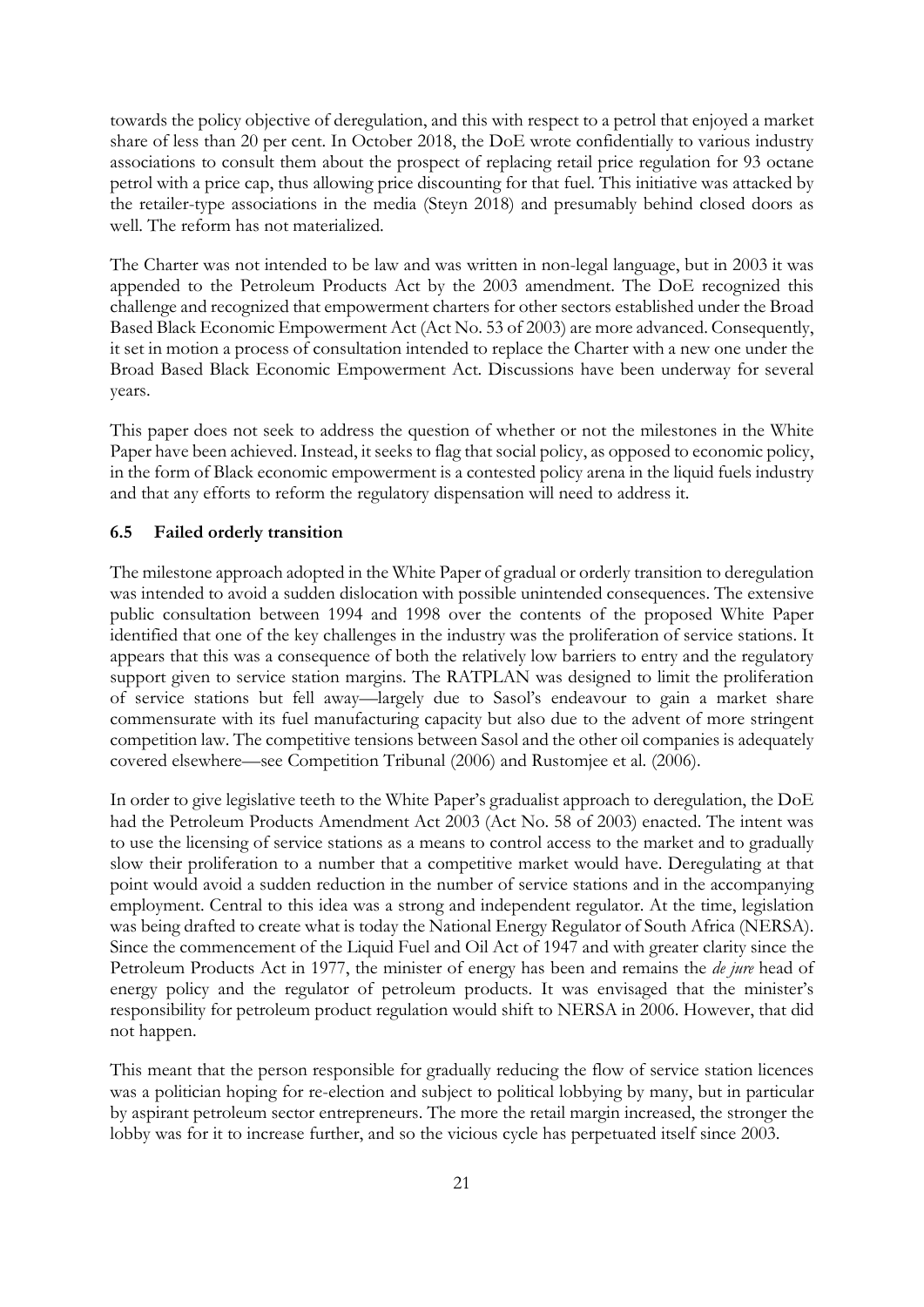towards the policy objective of deregulation, and this with respect to a petrol that enjoyed a market share of less than 20 per cent. In October 2018, the DoE wrote confidentially to various industry associations to consult them about the prospect of replacing retail price regulation for 93 octane petrol with a price cap, thus allowing price discounting for that fuel. This initiative was attacked by the retailer-type associations in the media (Steyn 2018) and presumably behind closed doors as well. The reform has not materialized.

The Charter was not intended to be law and was written in non-legal language, but in 2003 it was appended to the Petroleum Products Act by the 2003 amendment. The DoE recognized this challenge and recognized that empowerment charters for other sectors established under the Broad Based Black Economic Empowerment Act (Act No. 53 of 2003) are more advanced. Consequently, it set in motion a process of consultation intended to replace the Charter with a new one under the Broad Based Black Economic Empowerment Act. Discussions have been underway for several years.

This paper does not seek to address the question of whether or not the milestones in the White Paper have been achieved. Instead, it seeks to flag that social policy, as opposed to economic policy, in the form of Black economic empowerment is a contested policy arena in the liquid fuels industry and that any efforts to reform the regulatory dispensation will need to address it.

### 6.5 Failed orderly transition

The milestone approach adopted in the White Paper of gradual or orderly transition to deregulation was intended to avoid a sudden dislocation with possible unintended consequences. The extensive public consultation between 1994 and 1998 over the contents of the proposed White Paper identified that one of the key challenges in the industry was the proliferation of service stations. It appears that this was a consequence of both the relatively low barriers to entry and the regulatory support given to service station margins. The RATPLAN was designed to limit the proliferation of service stations but fell away—largely due to Sasol's endeavour to gain a market share commensurate with its fuel manufacturing capacity but also due to the advent of more stringent competition law. The competitive tensions between Sasol and the other oil companies is adequately covered elsewhere—see Competition Tribunal (2006) and Rustomjee et al. (2006).

In order to give legislative teeth to the White Paper's gradualist approach to deregulation, the DoE had the Petroleum Products Amendment Act 2003 (Act No. 58 of 2003) enacted. The intent was to use the licensing of service stations as a means to control access to the market and to gradually slow their proliferation to a number that a competitive market would have. Deregulating at that point would avoid a sudden reduction in the number of service stations and in the accompanying employment. Central to this idea was a strong and independent regulator. At the time, legislation was being drafted to create what is today the National Energy Regulator of South Africa (NERSA). Since the commencement of the Liquid Fuel and Oil Act of 1947 and with greater clarity since the Petroleum Products Act in 1977, the minister of energy has been and remains the *de jure* head of energy policy and the regulator of petroleum products. It was envisaged that the minister's responsibility for petroleum product regulation would shift to NERSA in 2006. However, that did not happen.

This meant that the person responsible for gradually reducing the flow of service station licences was a politician hoping for re-election and subject to political lobbying by many, but in particular by aspirant petroleum sector entrepreneurs. The more the retail margin increased, the stronger the lobby was for it to increase further, and so the vicious cycle has perpetuated itself since 2003.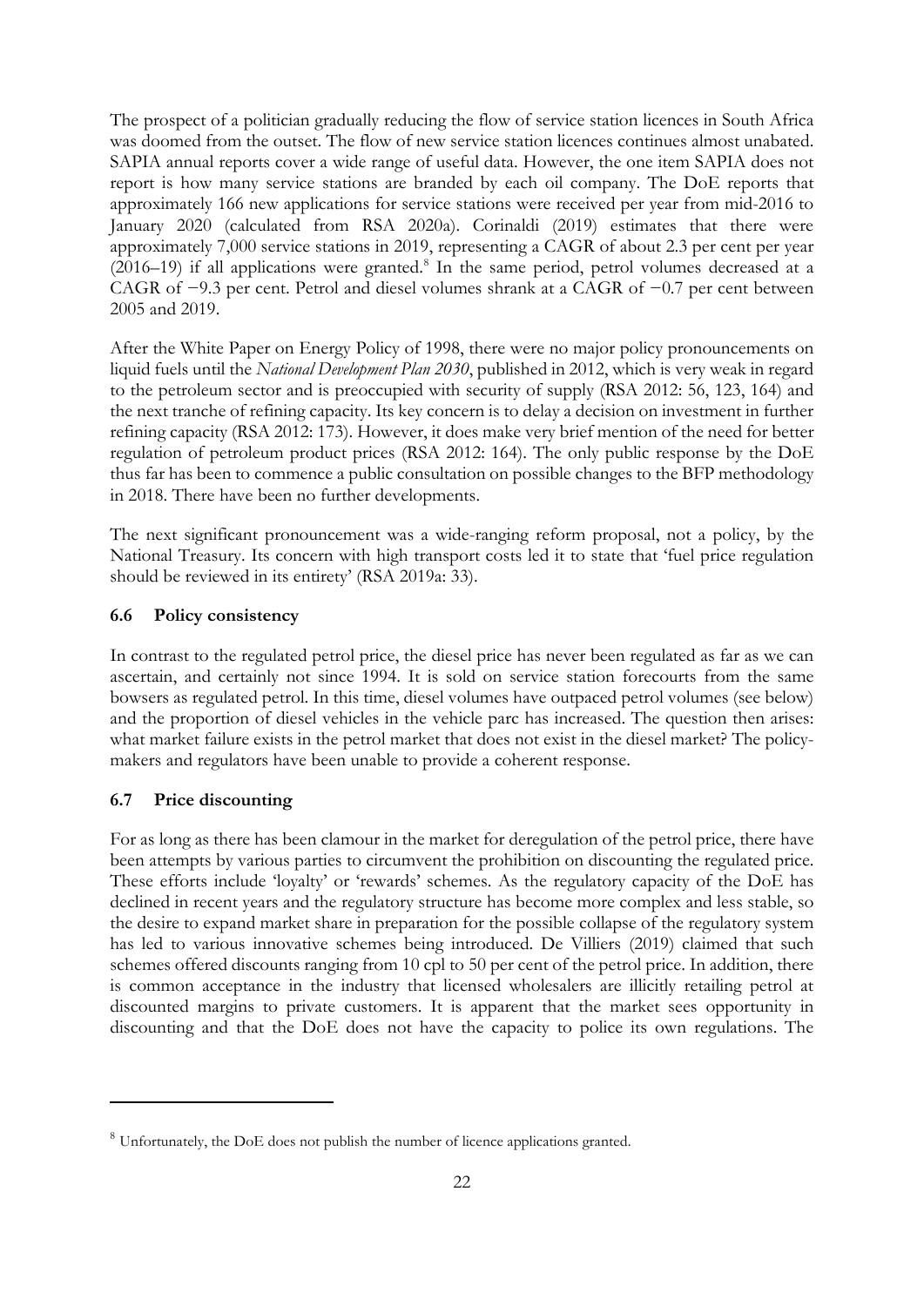The prospect of a politician gradually reducing the flow of service station licences in South Africa was doomed from the outset. The flow of new service station licences continues almost unabated. SAPIA annual reports cover a wide range of useful data. However, the one item SAPIA does not report is how many service stations are branded by each oil company. The DoE reports that approximately 166 new applications for service stations were received per year from mid-2016 to January 2020 (calculated from RSA 2020a). Corinaldi (2019) estimates that there were approximately 7,000 service stations in 2019, representing a CAGR of about 2.3 per cent per year (2016–19) if all applications were granted.[8] In the same period, petrol volumes decreased at a CAGR of −9.3 per cent. Petrol and diesel volumes shrank at a CAGR of −0.7 per cent between 2005 and 2019.

After the White Paper on Energy Policy of 1998, there were no major policy pronouncements on liquid fuels until the *National Development Plan 2030*, published in 2012, which is very weak in regard to the petroleum sector and is preoccupied with security of supply (RSA 2012: 56, 123, 164) and the next tranche of refining capacity. Its key concern is to delay a decision on investment in further refining capacity (RSA 2012: 173). However, it does make very brief mention of the need for better regulation of petroleum product prices (RSA 2012: 164). The only public response by the DoE thus far has been to commence a public consultation on possible changes to the BFP methodology in 2018. There have been no further developments.

The next significant pronouncement was a wide-ranging reform proposal, not a policy, by the National Treasury. Its concern with high transport costs led it to state that 'fuel price regulation should be reviewed in its entirety' (RSA 2019a: 33).

### 6.6 Policy consistency

In contrast to the regulated petrol price, the diesel price has never been regulated as far as we can ascertain, and certainly not since 1994. It is sold on service station forecourts from the same bowsers as regulated petrol. In this time, diesel volumes have outpaced petrol volumes (see below) and the proportion of diesel vehicles in the vehicle parc has increased. The question then arises: what market failure exists in the petrol market that does not exist in the diesel market? The policy-makers and regulators have been unable to provide a coherent response.

### 6.7 Price discounting

For as long as there has been clamour in the market for deregulation of the petrol price, there have been attempts by various parties to circumvent the prohibition on discounting the regulated price. These efforts include 'loyalty' or 'rewards' schemes. As the regulatory capacity of the DoE has declined in recent years and the regulatory structure has become more complex and less stable, so the desire to expand market share in preparation for the possible collapse of the regulatory system has led to various innovative schemes being introduced. De Villiers (2019) claimed that such schemes offered discounts ranging from 10 cpl to 50 per cent of the petrol price. In addition, there is common acceptance in the industry that licensed wholesalers are illicitly retailing petrol at discounted margins to private customers. It is apparent that the market sees opportunity in discounting and that the DoE does not have the capacity to police its own regulations. The

---

[8] Unfortunately, the DoE does not publish the number of licence applications granted.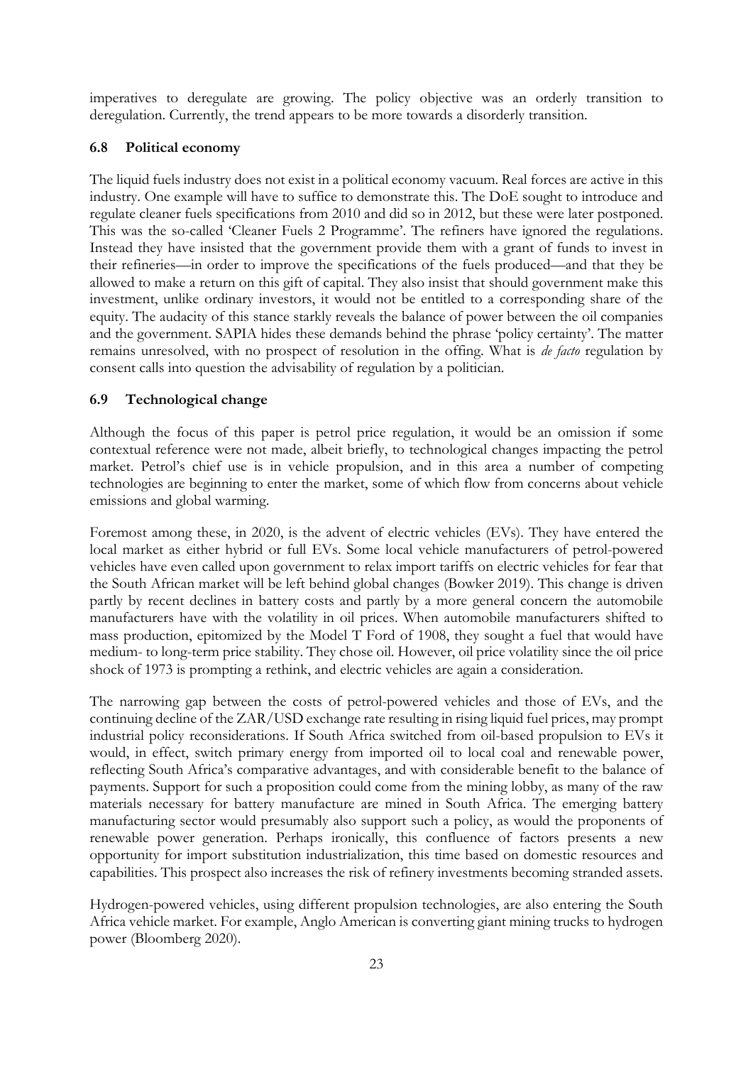imperatives to deregulate are growing. The policy objective was an orderly transition to deregulation. Currently, the trend appears to be more towards a disorderly transition.

### 6.8 Political economy

The liquid fuels industry does not exist in a political economy vacuum. Real forces are active in this industry. One example will have to suffice to demonstrate this. The DoE sought to introduce and regulate cleaner fuels specifications from 2010 and did so in 2012, but these were later postponed. This was the so-called 'Cleaner Fuels 2 Programme'. The refiners have ignored the regulations. Instead they have insisted that the government provide them with a grant of funds to invest in their refineries—in order to improve the specifications of the fuels produced—and that they be allowed to make a return on this gift of capital. They also insist that should government make this investment, unlike ordinary investors, it would not be entitled to a corresponding share of the equity. The audacity of this stance starkly reveals the balance of power between the oil companies and the government. SAPIA hides these demands behind the phrase 'policy certainty'. The matter remains unresolved, with no prospect of resolution in the offing. What is *de facto* regulation by consent calls into question the advisability of regulation by a politician.

### 6.9 Technological change

Although the focus of this paper is petrol price regulation, it would be an omission if some contextual reference were not made, albeit briefly, to technological changes impacting the petrol market. Petrol's chief use is in vehicle propulsion, and in this area a number of competing technologies are beginning to enter the market, some of which flow from concerns about vehicle emissions and global warming.

Foremost among these, in 2020, is the advent of electric vehicles (EVs). They have entered the local market as either hybrid or full EVs. Some local vehicle manufacturers of petrol-powered vehicles have even called upon government to relax import tariffs on electric vehicles for fear that the South African market will be left behind global changes (Bowker 2019). This change is driven partly by recent declines in battery costs and partly by a more general concern the automobile manufacturers have with the volatility in oil prices. When automobile manufacturers shifted to mass production, epitomized by the Model T Ford of 1908, they sought a fuel that would have medium- to long-term price stability. They chose oil. However, oil price volatility since the oil price shock of 1973 is prompting a rethink, and electric vehicles are again a consideration.

The narrowing gap between the costs of petrol-powered vehicles and those of EVs, and the continuing decline of the ZAR/USD exchange rate resulting in rising liquid fuel prices, may prompt industrial policy reconsiderations. If South Africa switched from oil-based propulsion to EVs it would, in effect, switch primary energy from imported oil to local coal and renewable power, reflecting South Africa's comparative advantages, and with considerable benefit to the balance of payments. Support for such a proposition could come from the mining lobby, as many of the raw materials necessary for battery manufacture are mined in South Africa. The emerging battery manufacturing sector would presumably also support such a policy, as would the proponents of renewable power generation. Perhaps ironically, this confluence of factors presents a new opportunity for import substitution industrialization, this time based on domestic resources and capabilities. This prospect also increases the risk of refinery investments becoming stranded assets.

Hydrogen-powered vehicles, using different propulsion technologies, are also entering the South Africa vehicle market. For example, Anglo American is converting giant mining trucks to hydrogen power (Bloomberg 2020).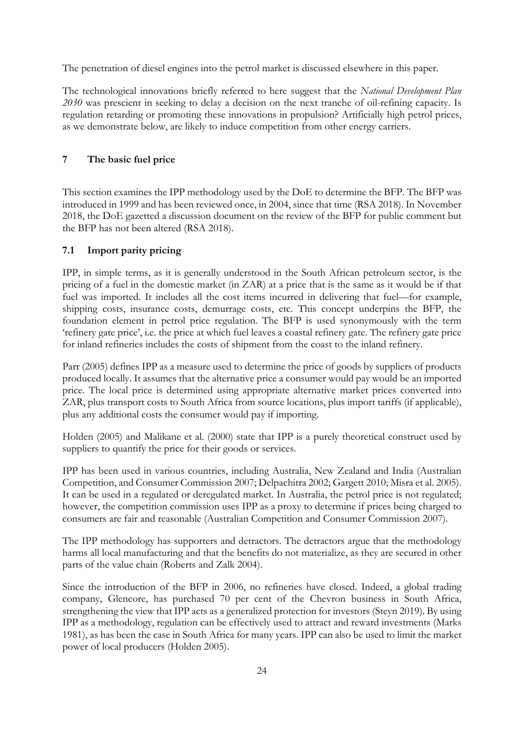The penetration of diesel engines into the petrol market is discussed elsewhere in this paper.

The technological innovations briefly referred to here suggest that the *National Development Plan 2030* was prescient in seeking to delay a decision on the next tranche of oil-refining capacity. Is regulation retarding or promoting these innovations in propulsion? Artificially high petrol prices, as we demonstrate below, are likely to induce competition from other energy carriers.

## 7 The basic fuel price

This section examines the IPP methodology used by the DoE to determine the BFP. The BFP was introduced in 1999 and has been reviewed once, in 2004, since that time (RSA 2018). In November 2018, the DoE gazetted a discussion document on the review of the BFP for public comment but the BFP has not been altered (RSA 2018).

### 7.1 Import parity pricing

IPP, in simple terms, as it is generally understood in the South African petroleum sector, is the pricing of a fuel in the domestic market (in ZAR) at a price that is the same as it would be if that fuel was imported. It includes all the cost items incurred in delivering that fuel—for example, shipping costs, insurance costs, demurrage costs, etc. This concept underpins the BFP, the foundation element in petrol price regulation. The BFP is used synonymously with the term 'refinery gate price', i.e. the price at which fuel leaves a coastal refinery gate. The refinery gate price for inland refineries includes the costs of shipment from the coast to the inland refinery.

Parr (2005) defines IPP as a measure used to determine the price of goods by suppliers of products produced locally. It assumes that the alternative price a consumer would pay would be an imported price. The local price is determined using appropriate alternative market prices converted into ZAR, plus transport costs to South Africa from source locations, plus import tariffs (if applicable), plus any additional costs the consumer would pay if importing.

Holden (2005) and Malikane et al. (2000) state that IPP is a purely theoretical construct used by suppliers to quantify the price for their goods or services.

IPP has been used in various countries, including Australia, New Zealand and India (Australian Competition, and Consumer Commission 2007; Delpachitra 2002; Gargett 2010; Misra et al. 2005). It can be used in a regulated or deregulated market. In Australia, the petrol price is not regulated; however, the competition commission uses IPP as a proxy to determine if prices being charged to consumers are fair and reasonable (Australian Competition and Consumer Commission 2007).

The IPP methodology has supporters and detractors. The detractors argue that the methodology harms all local manufacturing and that the benefits do not materialize, as they are secured in other parts of the value chain (Roberts and Zalk 2004).

Since the introduction of the BFP in 2006, no refineries have closed. Indeed, a global trading company, Glencore, has purchased 70 per cent of the Chevron business in South Africa, strengthening the view that IPP acts as a generalized protection for investors (Steyn 2019). By using IPP as a methodology, regulation can be effectively used to attract and reward investments (Marks 1981), as has been the case in South Africa for many years. IPP can also be used to limit the market power of local producers (Holden 2005).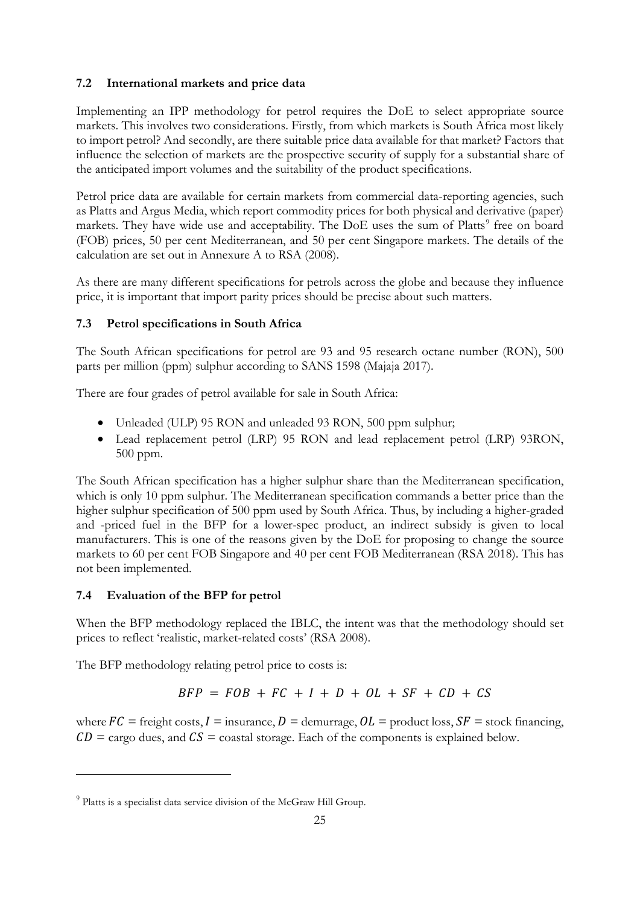### 7.2 International markets and price data

Implementing an IPP methodology for petrol requires the DoE to select appropriate source markets. This involves two considerations. Firstly, from which markets is South Africa most likely to import petrol? And secondly, are there suitable price data available for that market? Factors that influence the selection of markets are the prospective security of supply for a substantial share of the anticipated import volumes and the suitability of the product specifications.

Petrol price data are available for certain markets from commercial data-reporting agencies, such as Platts and Argus Media, which report commodity prices for both physical and derivative (paper) markets. They have wide use and acceptability. The DoE uses the sum of Platts[9] free on board (FOB) prices, 50 per cent Mediterranean, and 50 per cent Singapore markets. The details of the calculation are set out in Annexure A to RSA (2008).

As there are many different specifications for petrols across the globe and because they influence price, it is important that import parity prices should be precise about such matters.

### 7.3 Petrol specifications in South Africa

The South African specifications for petrol are 93 and 95 research octane number (RON), 500 parts per million (ppm) sulphur according to SANS 1598 (Majaja 2017).

There are four grades of petrol available for sale in South Africa:

- Unleaded (ULP) 95 RON and unleaded 93 RON, 500 ppm sulphur;
- Lead replacement petrol (LRP) 95 RON and lead replacement petrol (LRP) 93RON, 500 ppm.

The South African specification has a higher sulphur share than the Mediterranean specification, which is only 10 ppm sulphur. The Mediterranean specification commands a better price than the higher sulphur specification of 500 ppm used by South Africa. Thus, by including a higher-graded and -priced fuel in the BFP for a lower-spec product, an indirect subsidy is given to local manufacturers. This is one of the reasons given by the DoE for proposing to change the source markets to 60 per cent FOB Singapore and 40 per cent FOB Mediterranean (RSA 2018). This has not been implemented.

### 7.4 Evaluation of the BFP for petrol

When the BFP methodology replaced the IBLC, the intent was that the methodology should set prices to reflect 'realistic, market-related costs' (RSA 2008).

The BFP methodology relating petrol price to costs is:

$$BFP = FOB + FC + I + D + OL + SF + CD + CS$$

where $FC$ = freight costs, $I$ = insurance, $D$ = demurrage, $OL$ = product loss, $SF$ = stock financing, $CD$ = cargo dues, and $CS$ = coastal storage. Each of the components is explained below.

---

[9] Platts is a specialist data service division of the McGraw Hill Group.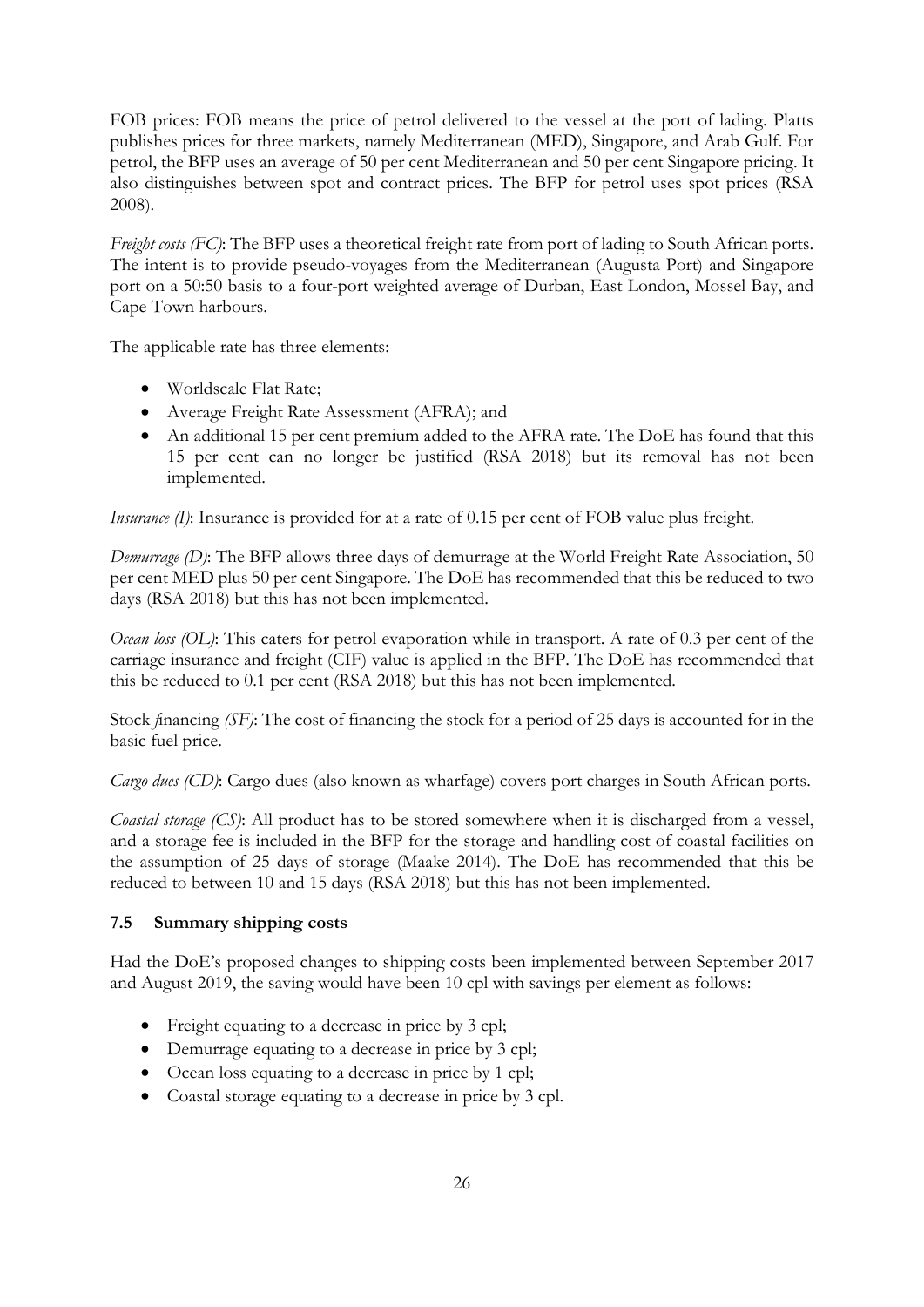FOB prices: FOB means the price of petrol delivered to the vessel at the port of lading. Platts publishes prices for three markets, namely Mediterranean (MED), Singapore, and Arab Gulf. For petrol, the BFP uses an average of 50 per cent Mediterranean and 50 per cent Singapore pricing. It also distinguishes between spot and contract prices. The BFP for petrol uses spot prices (RSA 2008).

*Freight costs (FC)*: The BFP uses a theoretical freight rate from port of lading to South African ports. The intent is to provide pseudo-voyages from the Mediterranean (Augusta Port) and Singapore port on a 50:50 basis to a four-port weighted average of Durban, East London, Mossel Bay, and Cape Town harbours.

The applicable rate has three elements:

- Worldscale Flat Rate;
- Average Freight Rate Assessment (AFRA); and
- An additional 15 per cent premium added to the AFRA rate. The DoE has found that this 15 per cent can no longer be justified (RSA 2018) but its removal has not been implemented.

*Insurance (I)*: Insurance is provided for at a rate of 0.15 per cent of FOB value plus freight.

*Demurrage (D)*: The BFP allows three days of demurrage at the World Freight Rate Association, 50 per cent MED plus 50 per cent Singapore. The DoE has recommended that this be reduced to two days (RSA 2018) but this has not been implemented.

*Ocean loss (OL)*: This caters for petrol evaporation while in transport. A rate of 0.3 per cent of the carriage insurance and freight (CIF) value is applied in the BFP. The DoE has recommended that this be reduced to 0.1 per cent (RSA 2018) but this has not been implemented.

Stock *financing (SF)*: The cost of financing the stock for a period of 25 days is accounted for in the basic fuel price.

*Cargo dues (CD)*: Cargo dues (also known as wharfage) covers port charges in South African ports.

*Coastal storage (CS)*: All product has to be stored somewhere when it is discharged from a vessel, and a storage fee is included in the BFP for the storage and handling cost of coastal facilities on the assumption of 25 days of storage (Maake 2014). The DoE has recommended that this be reduced to between 10 and 15 days (RSA 2018) but this has not been implemented.

### 7.5 Summary shipping costs

Had the DoE's proposed changes to shipping costs been implemented between September 2017 and August 2019, the saving would have been 10 cpl with savings per element as follows:

- Freight equating to a decrease in price by 3 cpl;
- Demurrage equating to a decrease in price by 3 cpl;
- Ocean loss equating to a decrease in price by 1 cpl;
- Coastal storage equating to a decrease in price by 3 cpl.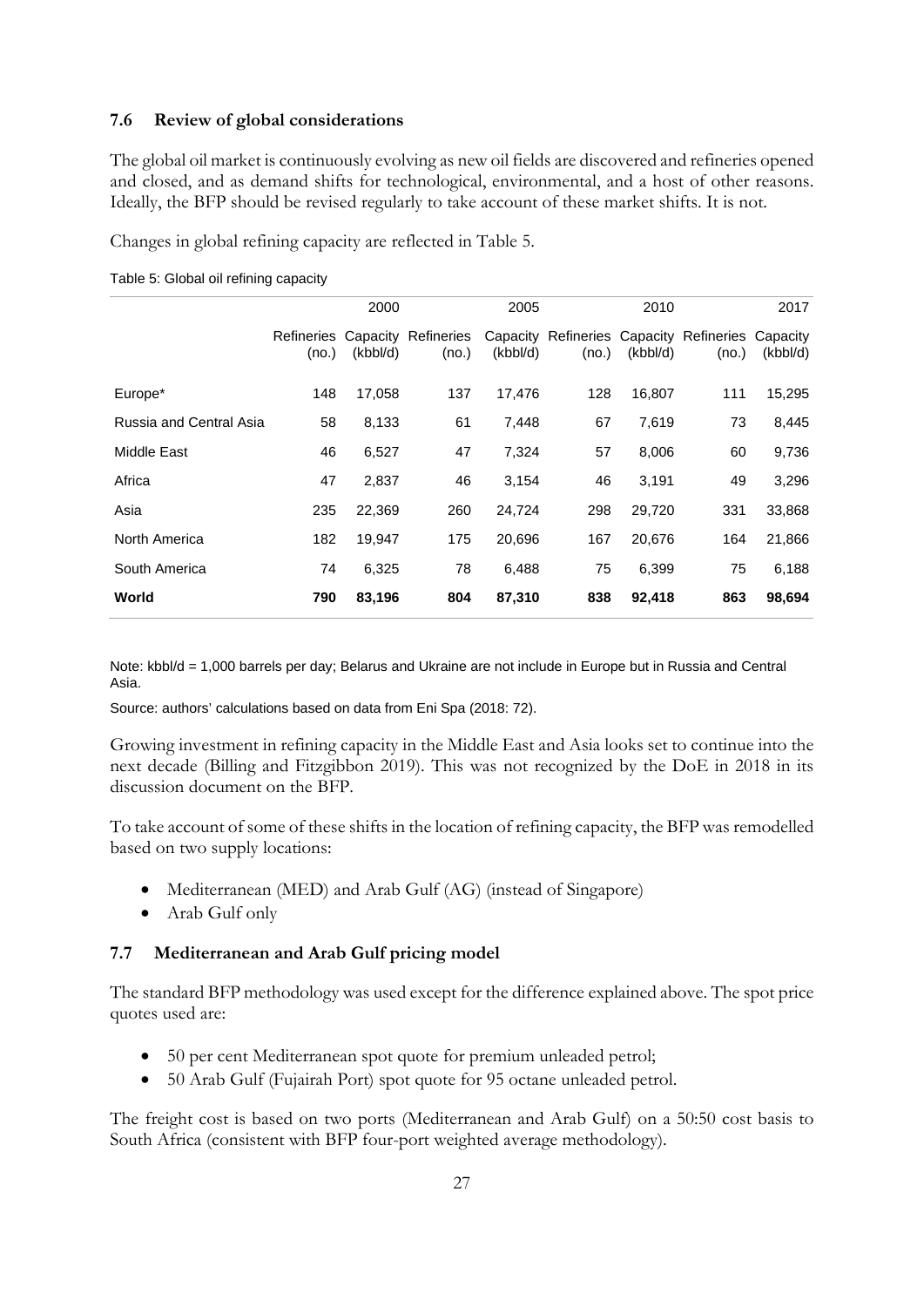## 7.6 Review of global considerations

The global oil market is continuously evolving as new oil fields are discovered and refineries opened and closed, and as demand shifts for technological, environmental, and a host of other reasons. Ideally, the BFP should be revised regularly to take account of these market shifts. It is not.

Changes in global refining capacity are reflected in Table 5.

Table 5: Global oil refining capacity

| | 2000 | | 2005 | | 2010 | | 2017 | |
|---|---|---|---|---|---|---|---|---|
| | Refineries (no.) | Capacity (kbbl/d) | Refineries (no.) | Capacity (kbbl/d) | Refineries (no.) | Capacity (kbbl/d) | Refineries (no.) | Capacity (kbbl/d) |
| Europe* | 148 | 17,058 | 137 | 17,476 | 128 | 16,807 | 111 | 15,295 |
| Russia and Central Asia | 58 | 8,133 | 61 | 7,448 | 67 | 7,619 | 73 | 8,445 |
| Middle East | 46 | 6,527 | 47 | 7,324 | 57 | 8,006 | 60 | 9,736 |
| Africa | 47 | 2,837 | 46 | 3,154 | 46 | 3,191 | 49 | 3,296 |
| Asia | 235 | 22,369 | 260 | 24,724 | 298 | 29,720 | 331 | 33,868 |
| North America | 182 | 19,947 | 175 | 20,696 | 167 | 20,676 | 164 | 21,866 |
| South America | 74 | 6,325 | 78 | 6,488 | 75 | 6,399 | 75 | 6,188 |
| **World** | **790** | **83,196** | **804** | **87,310** | **838** | **92,418** | **863** | **98,694** |

Note: kbbl/d = 1,000 barrels per day; Belarus and Ukraine are not include in Europe but in Russia and Central Asia.

Source: authors' calculations based on data from Eni Spa (2018: 72).

Growing investment in refining capacity in the Middle East and Asia looks set to continue into the next decade (Billing and Fitzgibbon 2019). This was not recognized by the DoE in 2018 in its discussion document on the BFP.

To take account of some of these shifts in the location of refining capacity, the BFP was remodelled based on two supply locations:

- Mediterranean (MED) and Arab Gulf (AG) (instead of Singapore)
- Arab Gulf only

## 7.7 Mediterranean and Arab Gulf pricing model

The standard BFP methodology was used except for the difference explained above. The spot price quotes used are:

- 50 per cent Mediterranean spot quote for premium unleaded petrol;
- 50 Arab Gulf (Fujairah Port) spot quote for 95 octane unleaded petrol.

The freight cost is based on two ports (Mediterranean and Arab Gulf) on a 50:50 cost basis to South Africa (consistent with BFP four-port weighted average methodology).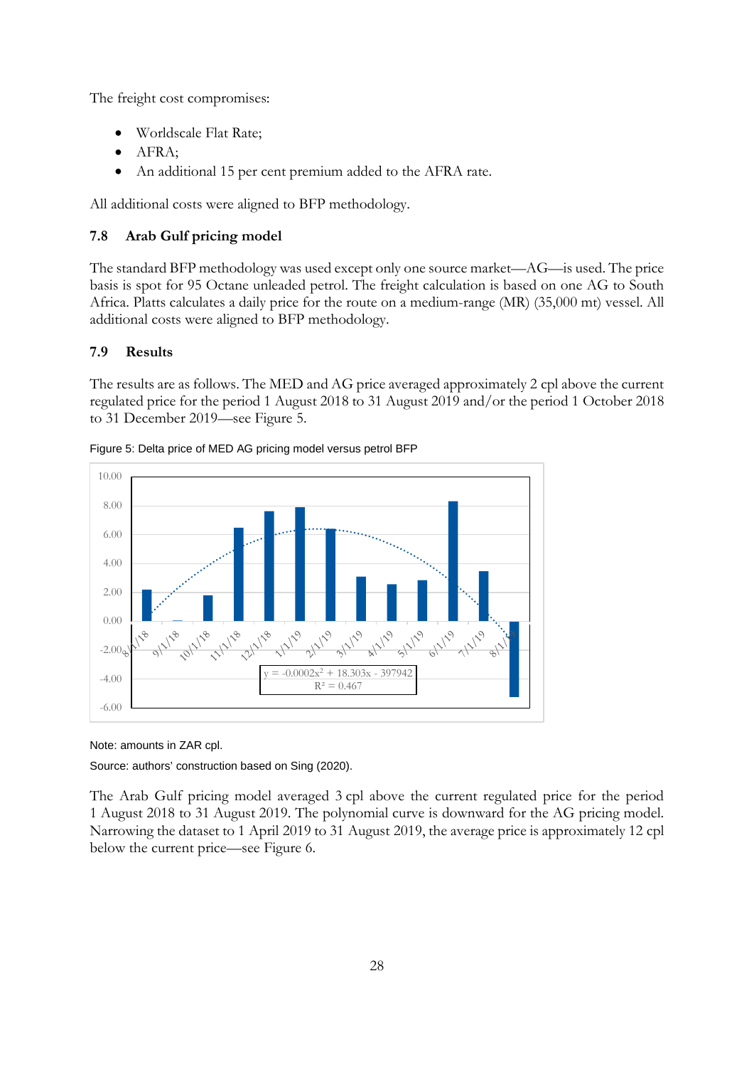The freight cost compromises:

- Worldscale Flat Rate;
- AFRA;
- An additional 15 per cent premium added to the AFRA rate.

All additional costs were aligned to BFP methodology.

### 7.8 Arab Gulf pricing model

The standard BFP methodology was used except only one source market—AG—is used. The price basis is spot for 95 Octane unleaded petrol. The freight calculation is based on one AG to South Africa. Platts calculates a daily price for the route on a medium-range (MR) (35,000 mt) vessel. All additional costs were aligned to BFP methodology.

### 7.9 Results

The results are as follows. The MED and AG price averaged approximately 2 cpl above the current regulated price for the period 1 August 2018 to 31 August 2019 and/or the period 1 October 2018 to 31 December 2019—see Figure 5.

Figure 5: Delta price of MED AG pricing model versus petrol BFP

$y = -0.0002x^2 + 18.303x - 397942$

$R^2 = 0.467$

Note: amounts in ZAR cpl.

Source: authors' construction based on Sing (2020).

The Arab Gulf pricing model averaged 3 cpl above the current regulated price for the period 1 August 2018 to 31 August 2019. The polynomial curve is downward for the AG pricing model. Narrowing the dataset to 1 April 2019 to 31 August 2019, the average price is approximately 12 cpl below the current price—see Figure 6.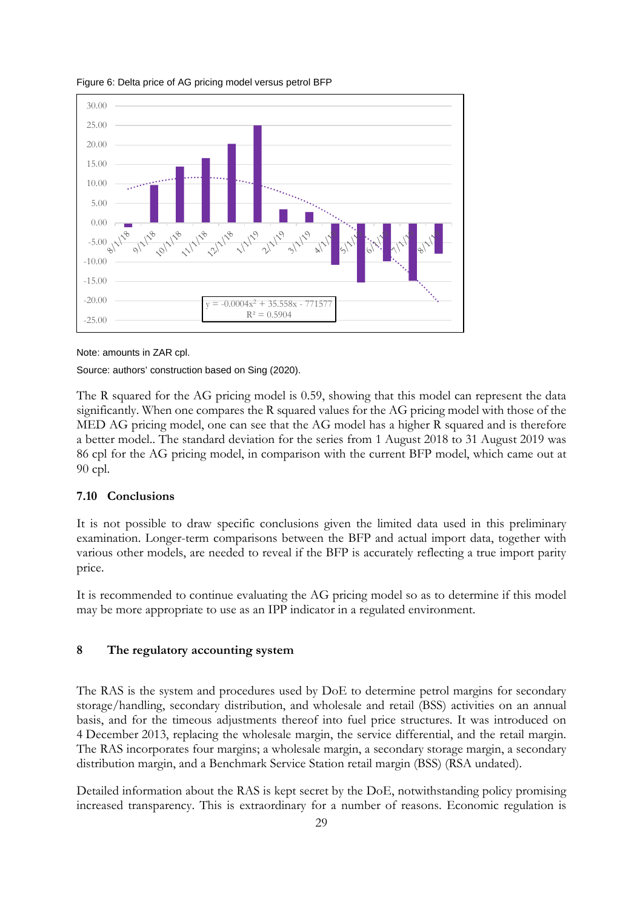Figure 6: Delta price of AG pricing model versus petrol BFP

Note: amounts in ZAR cpl.

Source: authors' construction based on Sing (2020).

The R squared for the AG pricing model is 0.59, showing that this model can represent the data significantly. When one compares the R squared values for the AG pricing model with those of the MED AG pricing model, one can see that the AG model has a higher R squared and is therefore a better model.. The standard deviation for the series from 1 August 2018 to 31 August 2019 was 86 cpl for the AG pricing model, in comparison with the current BFP model, which came out at 90 cpl.

### 7.10 Conclusions

It is not possible to draw specific conclusions given the limited data used in this preliminary examination. Longer-term comparisons between the BFP and actual import data, together with various other models, are needed to reveal if the BFP is accurately reflecting a true import parity price.

It is recommended to continue evaluating the AG pricing model so as to determine if this model may be more appropriate to use as an IPP indicator in a regulated environment.

## 8 The regulatory accounting system

The RAS is the system and procedures used by DoE to determine petrol margins for secondary storage/handling, secondary distribution, and wholesale and retail (BSS) activities on an annual basis, and for the timeous adjustments thereof into fuel price structures. It was introduced on 4 December 2013, replacing the wholesale margin, the service differential, and the retail margin. The RAS incorporates four margins; a wholesale margin, a secondary storage margin, a secondary distribution margin, and a Benchmark Service Station retail margin (BSS) (RSA undated).

Detailed information about the RAS is kept secret by the DoE, notwithstanding policy promising increased transparency. This is extraordinary for a number of reasons. Economic regulation is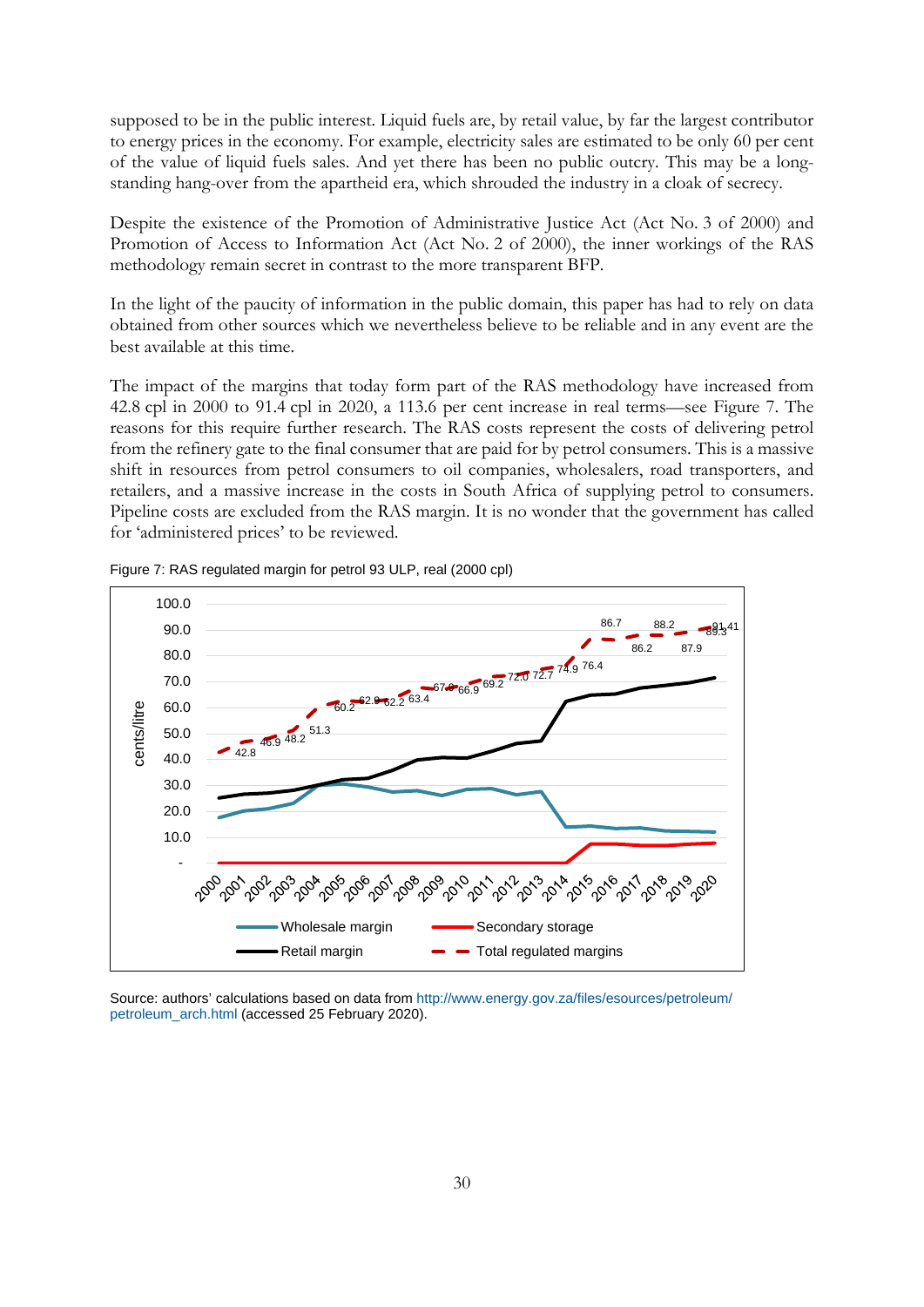supposed to be in the public interest. Liquid fuels are, by retail value, by far the largest contributor to energy prices in the economy. For example, electricity sales are estimated to be only 60 per cent of the value of liquid fuels sales. And yet there has been no public outcry. This may be a long-standing hang-over from the apartheid era, which shrouded the industry in a cloak of secrecy.

Despite the existence of the Promotion of Administrative Justice Act (Act No. 3 of 2000) and Promotion of Access to Information Act (Act No. 2 of 2000), the inner workings of the RAS methodology remain secret in contrast to the more transparent BFP.

In the light of the paucity of information in the public domain, this paper has had to rely on data obtained from other sources which we nevertheless believe to be reliable and in any event are the best available at this time.

The impact of the margins that today form part of the RAS methodology have increased from 42.8 cpl in 2000 to 91.4 cpl in 2020, a 113.6 per cent increase in real terms—see Figure 7. The reasons for this require further research. The RAS costs represent the costs of delivering petrol from the refinery gate to the final consumer that are paid for by petrol consumers. This is a massive shift in resources from petrol consumers to oil companies, wholesalers, road transporters, and retailers, and a massive increase in the costs in South Africa of supplying petrol to consumers. Pipeline costs are excluded from the RAS margin. It is no wonder that the government has called for 'administered prices' to be reviewed.

Figure 7: RAS regulated margin for petrol 93 ULP, real (2000 cpl)

Source: authors' calculations based on data from http://www.energy.gov.za/files/esources/petroleum/petroleum_arch.html (accessed 25 February 2020).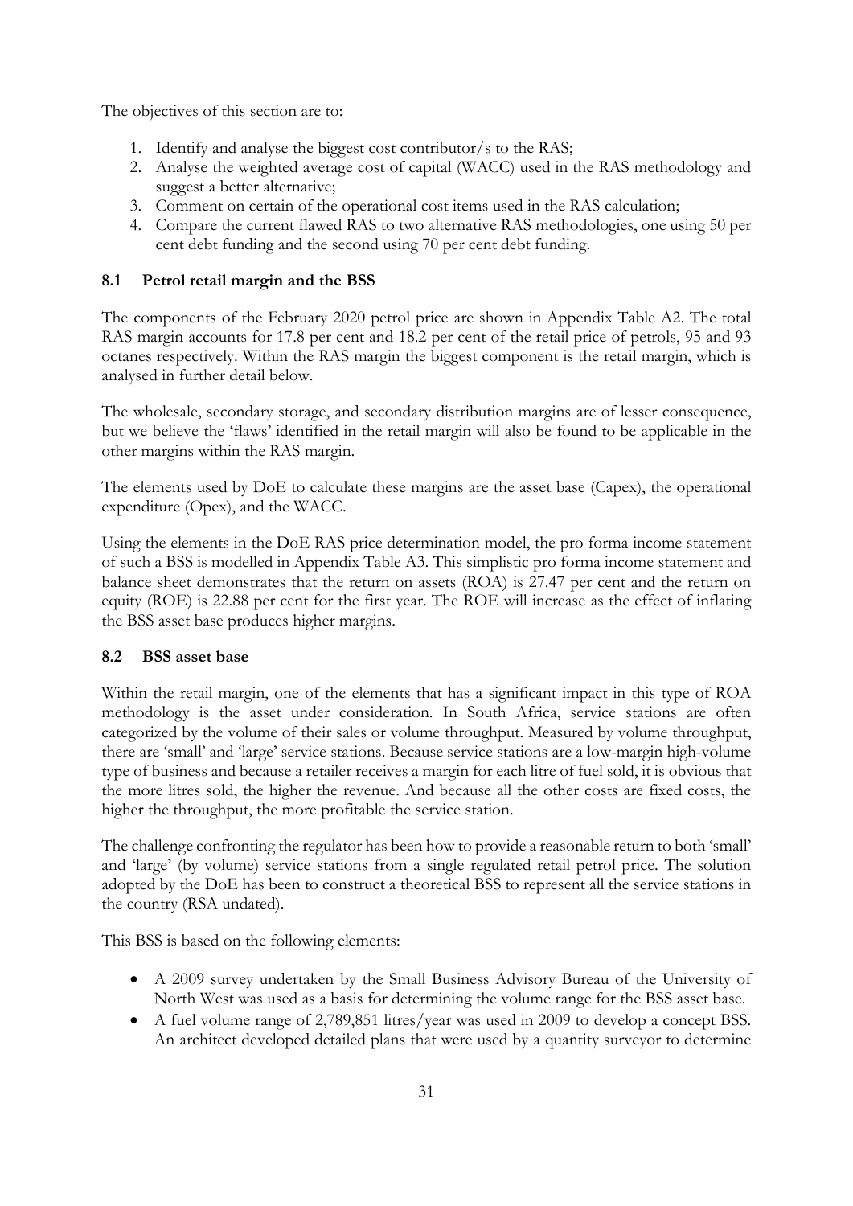The objectives of this section are to:

1. Identify and analyse the biggest cost contributor/s to the RAS;
2. Analyse the weighted average cost of capital (WACC) used in the RAS methodology and suggest a better alternative;
3. Comment on certain of the operational cost items used in the RAS calculation;
4. Compare the current flawed RAS to two alternative RAS methodologies, one using 50 per cent debt funding and the second using 70 per cent debt funding.

### 8.1 Petrol retail margin and the BSS

The components of the February 2020 petrol price are shown in Appendix Table A2. The total RAS margin accounts for 17.8 per cent and 18.2 per cent of the retail price of petrols, 95 and 93 octanes respectively. Within the RAS margin the biggest component is the retail margin, which is analysed in further detail below.

The wholesale, secondary storage, and secondary distribution margins are of lesser consequence, but we believe the 'flaws' identified in the retail margin will also be found to be applicable in the other margins within the RAS margin.

The elements used by DoE to calculate these margins are the asset base (Capex), the operational expenditure (Opex), and the WACC.

Using the elements in the DoE RAS price determination model, the pro forma income statement of such a BSS is modelled in Appendix Table A3. This simplistic pro forma income statement and balance sheet demonstrates that the return on assets (ROA) is 27.47 per cent and the return on equity (ROE) is 22.88 per cent for the first year. The ROE will increase as the effect of inflating the BSS asset base produces higher margins.

### 8.2 BSS asset base

Within the retail margin, one of the elements that has a significant impact in this type of ROA methodology is the asset under consideration. In South Africa, service stations are often categorized by the volume of their sales or volume throughput. Measured by volume throughput, there are 'small' and 'large' service stations. Because service stations are a low-margin high-volume type of business and because a retailer receives a margin for each litre of fuel sold, it is obvious that the more litres sold, the higher the revenue. And because all the other costs are fixed costs, the higher the throughput, the more profitable the service station.

The challenge confronting the regulator has been how to provide a reasonable return to both 'small' and 'large' (by volume) service stations from a single regulated retail petrol price. The solution adopted by the DoE has been to construct a theoretical BSS to represent all the service stations in the country (RSA undated).

This BSS is based on the following elements:

- A 2009 survey undertaken by the Small Business Advisory Bureau of the University of North West was used as a basis for determining the volume range for the BSS asset base.
- A fuel volume range of 2,789,851 litres/year was used in 2009 to develop a concept BSS. An architect developed detailed plans that were used by a quantity surveyor to determine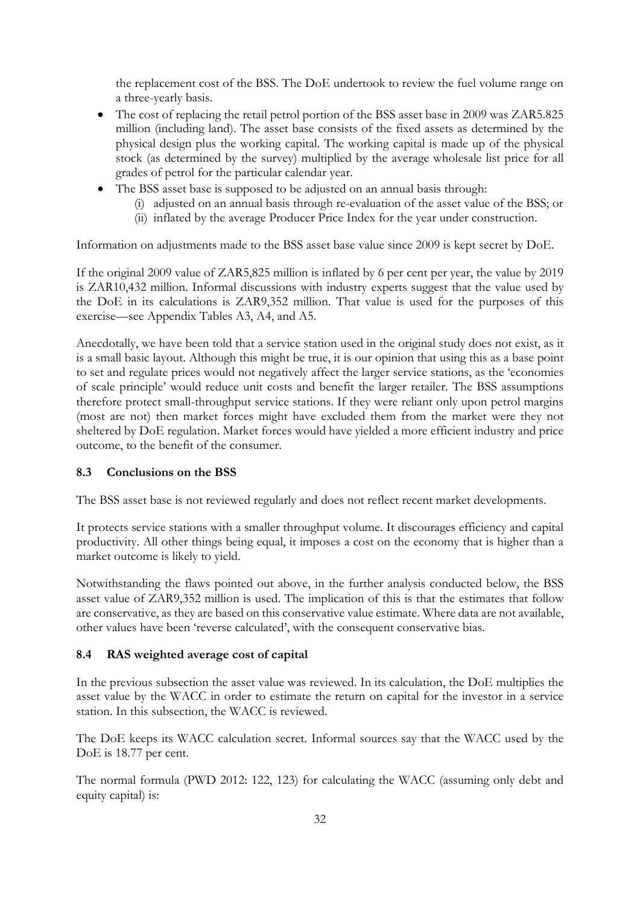the replacement cost of the BSS. The DoE undertook to review the fuel volume range on a three-yearly basis.

- The cost of replacing the retail petrol portion of the BSS asset base in 2009 was ZAR5.825 million (including land). The asset base consists of the fixed assets as determined by the physical design plus the working capital. The working capital is made up of the physical stock (as determined by the survey) multiplied by the average wholesale list price for all grades of petrol for the particular calendar year.
- The BSS asset base is supposed to be adjusted on an annual basis through:
  - (i) adjusted on an annual basis through re-evaluation of the asset value of the BSS; or
  - (ii) inflated by the average Producer Price Index for the year under construction.

Information on adjustments made to the BSS asset base value since 2009 is kept secret by DoE.

If the original 2009 value of ZAR5,825 million is inflated by 6 per cent per year, the value by 2019 is ZAR10,432 million. Informal discussions with industry experts suggest that the value used by the DoE in its calculations is ZAR9,352 million. That value is used for the purposes of this exercise—see Appendix Tables A3, A4, and A5.

Anecdotally, we have been told that a service station used in the original study does not exist, as it is a small basic layout. Although this might be true, it is our opinion that using this as a base point to set and regulate prices would not negatively affect the larger service stations, as the 'economies of scale principle' would reduce unit costs and benefit the larger retailer. The BSS assumptions therefore protect small-throughput service stations. If they were reliant only upon petrol margins (most are not) then market forces might have excluded them from the market were they not sheltered by DoE regulation. Market forces would have yielded a more efficient industry and price outcome, to the benefit of the consumer.

### 8.3 Conclusions on the BSS

The BSS asset base is not reviewed regularly and does not reflect recent market developments.

It protects service stations with a smaller throughput volume. It discourages efficiency and capital productivity. All other things being equal, it imposes a cost on the economy that is higher than a market outcome is likely to yield.

Notwithstanding the flaws pointed out above, in the further analysis conducted below, the BSS asset value of ZAR9,352 million is used. The implication of this is that the estimates that follow are conservative, as they are based on this conservative value estimate. Where data are not available, other values have been 'reverse calculated', with the consequent conservative bias.

### 8.4 RAS weighted average cost of capital

In the previous subsection the asset value was reviewed. In its calculation, the DoE multiplies the asset value by the WACC in order to estimate the return on capital for the investor in a service station. In this subsection, the WACC is reviewed.

The DoE keeps its WACC calculation secret. Informal sources say that the WACC used by the DoE is 18.77 per cent.

The normal formula (PWD 2012: 122, 123) for calculating the WACC (assuming only debt and equity capital) is: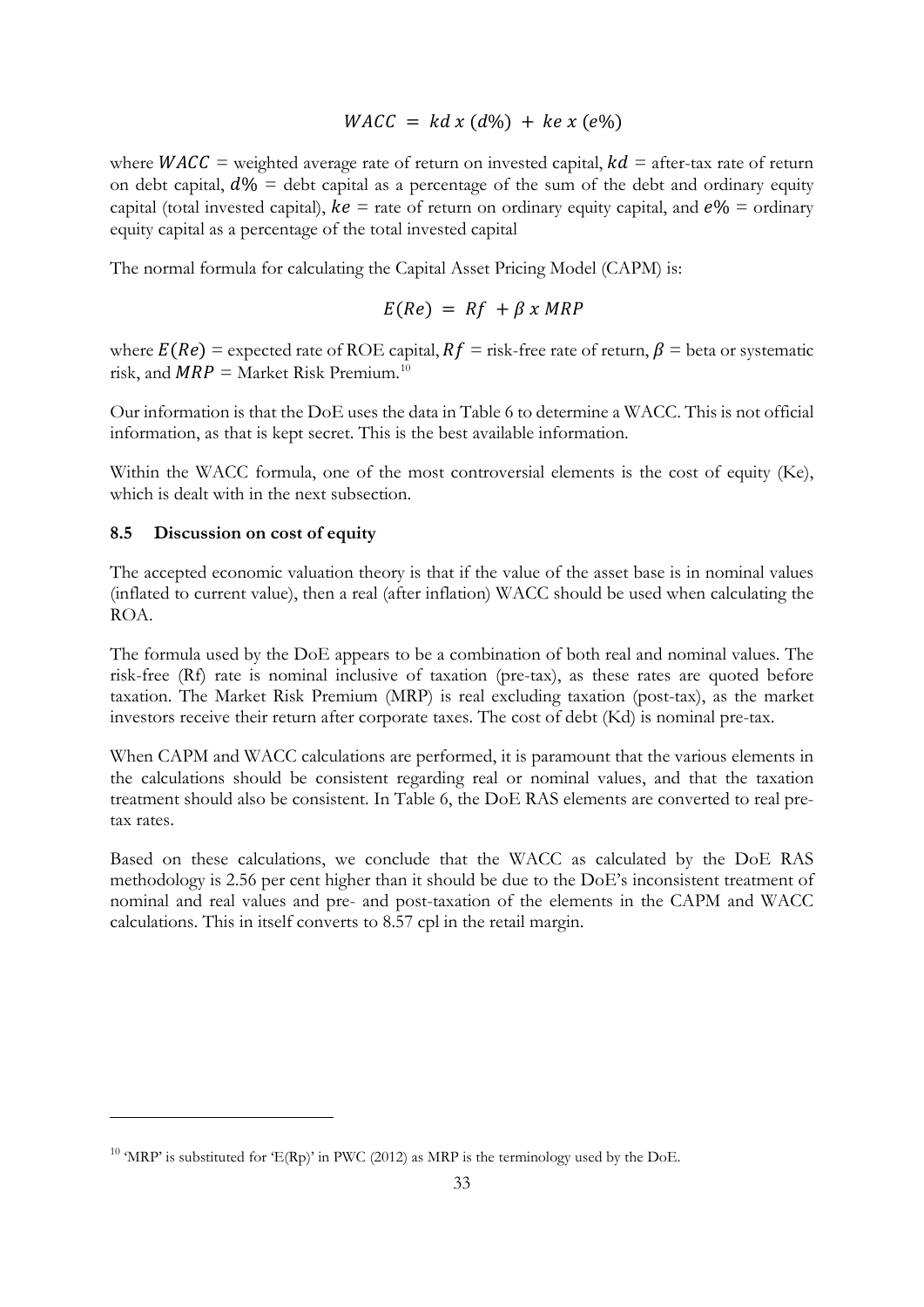$$WACC = kd \; x \; (d\%) + ke \; x \; (e\%)$$

where $WACC$ = weighted average rate of return on invested capital, $kd$ = after-tax rate of return on debt capital, $d\%$ = debt capital as a percentage of the sum of the debt and ordinary equity capital (total invested capital), $ke$ = rate of return on ordinary equity capital, and $e\%$ = ordinary equity capital as a percentage of the total invested capital

The normal formula for calculating the Capital Asset Pricing Model (CAPM) is:

$$E(Re) = Rf + \beta \; x \; MRP$$

where $E(Re)$ = expected rate of ROE capital, $Rf$ = risk-free rate of return, $\beta$ = beta or systematic risk, and $MRP$ = Market Risk Premium.[10]

Our information is that the DoE uses the data in Table 6 to determine a WACC. This is not official information, as that is kept secret. This is the best available information.

Within the WACC formula, one of the most controversial elements is the cost of equity (Ke), which is dealt with in the next subsection.

### 8.5 Discussion on cost of equity

The accepted economic valuation theory is that if the value of the asset base is in nominal values (inflated to current value), then a real (after inflation) WACC should be used when calculating the ROA.

The formula used by the DoE appears to be a combination of both real and nominal values. The risk-free (Rf) rate is nominal inclusive of taxation (pre-tax), as these rates are quoted before taxation. The Market Risk Premium (MRP) is real excluding taxation (post-tax), as the market investors receive their return after corporate taxes. The cost of debt (Kd) is nominal pre-tax.

When CAPM and WACC calculations are performed, it is paramount that the various elements in the calculations should be consistent regarding real or nominal values, and that the taxation treatment should also be consistent. In Table 6, the DoE RAS elements are converted to real pre-tax rates.

Based on these calculations, we conclude that the WACC as calculated by the DoE RAS methodology is 2.56 per cent higher than it should be due to the DoE's inconsistent treatment of nominal and real values and pre- and post-taxation of the elements in the CAPM and WACC calculations. This in itself converts to 8.57 cpl in the retail margin.

---

[10] 'MRP' is substituted for 'E(Rp)' in PWC (2012) as MRP is the terminology used by the DoE.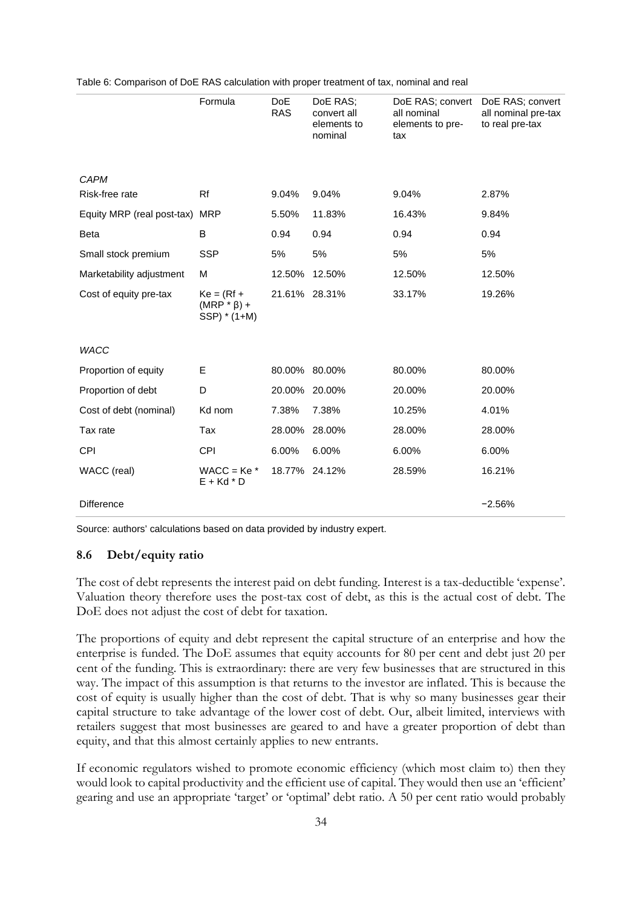Table 6: Comparison of DoE RAS calculation with proper treatment of tax, nominal and real

| | Formula | DoE RAS | DoE RAS; convert all elements to nominal | DoE RAS; convert all nominal elements to pre-tax | DoE RAS; convert all nominal pre-tax to real pre-tax |
|---|---|---|---|---|---|
| *CAPM* | | | | | |
| Risk-free rate | Rf | 9.04% | 9.04% | 9.04% | 2.87% |
| Equity MRP (real post-tax) | MRP | 5.50% | 11.83% | 16.43% | 9.84% |
| Beta | Β | 0.94 | 0.94 | 0.94 | 0.94 |
| Small stock premium | SSP | 5% | 5% | 5% | 5% |
| Marketability adjustment | M | 12.50% | 12.50% | 12.50% | 12.50% |
| Cost of equity pre-tax | Ke = (Rf + (MRP * β) + SSP) * (1+M) | 21.61% | 28.31% | 33.17% | 19.26% |
| *WACC* | | | | | |
| Proportion of equity | E | 80.00% | 80.00% | 80.00% | 80.00% |
| Proportion of debt | D | 20.00% | 20.00% | 20.00% | 20.00% |
| Cost of debt (nominal) | Kd nom | 7.38% | 7.38% | 10.25% | 4.01% |
| Tax rate | Tax | 28.00% | 28.00% | 28.00% | 28.00% |
| CPI | CPI | 6.00% | 6.00% | 6.00% | 6.00% |
| WACC (real) | WACC = Ke * E + Kd * D | 18.77% | 24.12% | 28.59% | 16.21% |
| Difference | | | | | −2.56% |

Source: authors' calculations based on data provided by industry expert.

### 8.6 Debt/equity ratio

The cost of debt represents the interest paid on debt funding. Interest is a tax-deductible 'expense'. Valuation theory therefore uses the post-tax cost of debt, as this is the actual cost of debt. The DoE does not adjust the cost of debt for taxation.

The proportions of equity and debt represent the capital structure of an enterprise and how the enterprise is funded. The DoE assumes that equity accounts for 80 per cent and debt just 20 per cent of the funding. This is extraordinary: there are very few businesses that are structured in this way. The impact of this assumption is that returns to the investor are inflated. This is because the cost of equity is usually higher than the cost of debt. That is why so many businesses gear their capital structure to take advantage of the lower cost of debt. Our, albeit limited, interviews with retailers suggest that most businesses are geared to and have a greater proportion of debt than equity, and that this almost certainly applies to new entrants.

If economic regulators wished to promote economic efficiency (which most claim to) then they would look to capital productivity and the efficient use of capital. They would then use an 'efficient' gearing and use an appropriate 'target' or 'optimal' debt ratio. A 50 per cent ratio would probably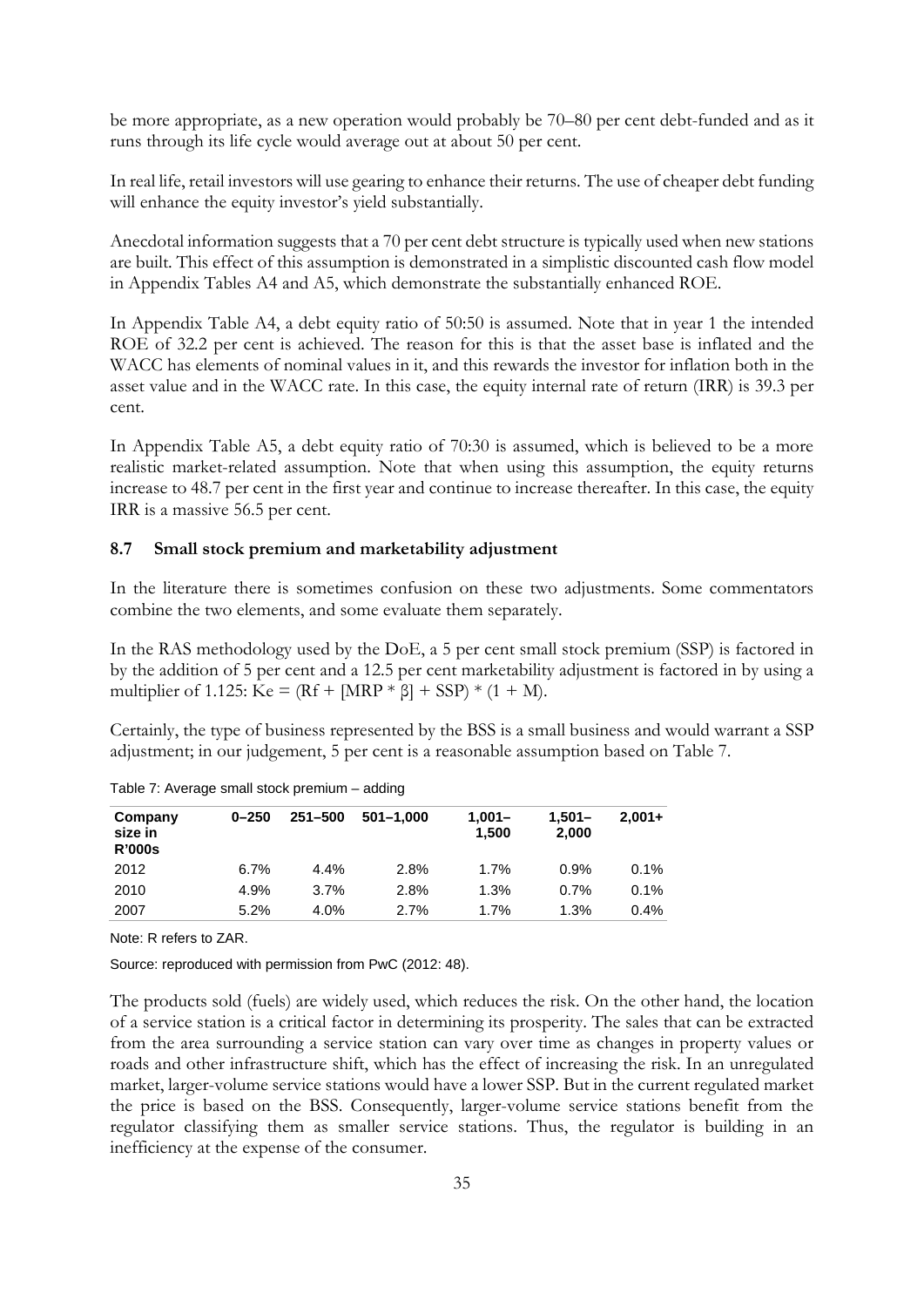be more appropriate, as a new operation would probably be 70–80 per cent debt-funded and as it runs through its life cycle would average out at about 50 per cent.

In real life, retail investors will use gearing to enhance their returns. The use of cheaper debt funding will enhance the equity investor's yield substantially.

Anecdotal information suggests that a 70 per cent debt structure is typically used when new stations are built. This effect of this assumption is demonstrated in a simplistic discounted cash flow model in Appendix Tables A4 and A5, which demonstrate the substantially enhanced ROE.

In Appendix Table A4, a debt equity ratio of 50:50 is assumed. Note that in year 1 the intended ROE of 32.2 per cent is achieved. The reason for this is that the asset base is inflated and the WACC has elements of nominal values in it, and this rewards the investor for inflation both in the asset value and in the WACC rate. In this case, the equity internal rate of return (IRR) is 39.3 per cent.

In Appendix Table A5, a debt equity ratio of 70:30 is assumed, which is believed to be a more realistic market-related assumption. Note that when using this assumption, the equity returns increase to 48.7 per cent in the first year and continue to increase thereafter. In this case, the equity IRR is a massive 56.5 per cent.

## 8.7 Small stock premium and marketability adjustment

In the literature there is sometimes confusion on these two adjustments. Some commentators combine the two elements, and some evaluate them separately.

In the RAS methodology used by the DoE, a 5 per cent small stock premium (SSP) is factored in by the addition of 5 per cent and a 12.5 per cent marketability adjustment is factored in by using a multiplier of 1.125: $Ke = (Rf + [MRP * \beta] + SSP) * (1 + M)$.

Certainly, the type of business represented by the BSS is a small business and would warrant a SSP adjustment; in our judgement, 5 per cent is a reasonable assumption based on Table 7.

Table 7: Average small stock premium – adding

| Company size in R'000s | 0–250 | 251–500 | 501–1,000 | 1,001–1,500 | 1,501–2,000 | 2,001+ |
|---|---|---|---|---|---|---|
| 2012 | 6.7% | 4.4% | 2.8% | 1.7% | 0.9% | 0.1% |
| 2010 | 4.9% | 3.7% | 2.8% | 1.3% | 0.7% | 0.1% |
| 2007 | 5.2% | 4.0% | 2.7% | 1.7% | 1.3% | 0.4% |

Note: R refers to ZAR.

Source: reproduced with permission from PwC (2012: 48).

The products sold (fuels) are widely used, which reduces the risk. On the other hand, the location of a service station is a critical factor in determining its prosperity. The sales that can be extracted from the area surrounding a service station can vary over time as changes in property values or roads and other infrastructure shift, which has the effect of increasing the risk. In an unregulated market, larger-volume service stations would have a lower SSP. But in the current regulated market the price is based on the BSS. Consequently, larger-volume service stations benefit from the regulator classifying them as smaller service stations. Thus, the regulator is building in an inefficiency at the expense of the consumer.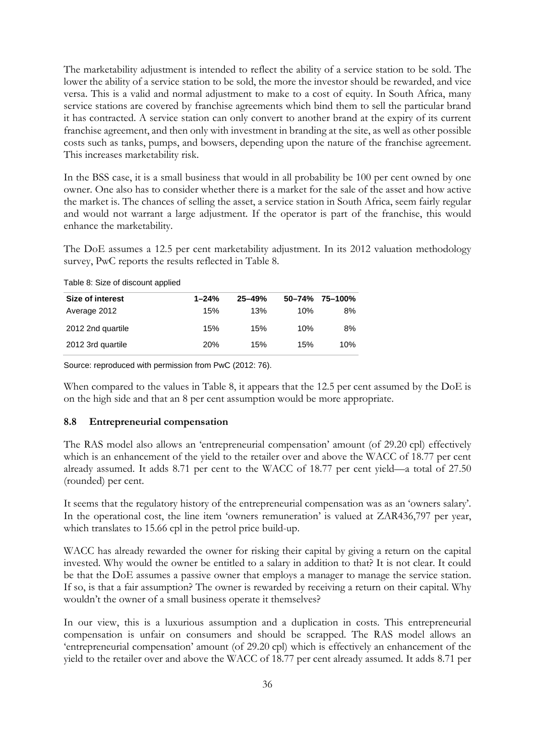The marketability adjustment is intended to reflect the ability of a service station to be sold. The lower the ability of a service station to be sold, the more the investor should be rewarded, and vice versa. This is a valid and normal adjustment to make to a cost of equity. In South Africa, many service stations are covered by franchise agreements which bind them to sell the particular brand it has contracted. A service station can only convert to another brand at the expiry of its current franchise agreement, and then only with investment in branding at the site, as well as other possible costs such as tanks, pumps, and bowsers, depending upon the nature of the franchise agreement. This increases marketability risk.

In the BSS case, it is a small business that would in all probability be 100 per cent owned by one owner. One also has to consider whether there is a market for the sale of the asset and how active the market is. The chances of selling the asset, a service station in South Africa, seem fairly regular and would not warrant a large adjustment. If the operator is part of the franchise, this would enhance the marketability.

The DoE assumes a 12.5 per cent marketability adjustment. In its 2012 valuation methodology survey, PwC reports the results reflected in Table 8.

Table 8: Size of discount applied

| Size of interest | 1–24% | 25–49% | 50–74% | 75–100% |
|---|---|---|---|---|
| Average 2012 | 15% | 13% | 10% | 8% |
| 2012 2nd quartile | 15% | 15% | 10% | 8% |
| 2012 3rd quartile | 20% | 15% | 15% | 10% |

Source: reproduced with permission from PwC (2012: 76).

When compared to the values in Table 8, it appears that the 12.5 per cent assumed by the DoE is on the high side and that an 8 per cent assumption would be more appropriate.

### 8.8 Entrepreneurial compensation

The RAS model also allows an 'entrepreneurial compensation' amount (of 29.20 cpl) effectively which is an enhancement of the yield to the retailer over and above the WACC of 18.77 per cent already assumed. It adds 8.71 per cent to the WACC of 18.77 per cent yield—a total of 27.50 (rounded) per cent.

It seems that the regulatory history of the entrepreneurial compensation was as an 'owners salary'. In the operational cost, the line item 'owners remuneration' is valued at ZAR436,797 per year, which translates to 15.66 cpl in the petrol price build-up.

WACC has already rewarded the owner for risking their capital by giving a return on the capital invested. Why would the owner be entitled to a salary in addition to that? It is not clear. It could be that the DoE assumes a passive owner that employs a manager to manage the service station. If so, is that a fair assumption? The owner is rewarded by receiving a return on their capital. Why wouldn't the owner of a small business operate it themselves?

In our view, this is a luxurious assumption and a duplication in costs. This entrepreneurial compensation is unfair on consumers and should be scrapped. The RAS model allows an 'entrepreneurial compensation' amount (of 29.20 cpl) which is effectively an enhancement of the yield to the retailer over and above the WACC of 18.77 per cent already assumed. It adds 8.71 per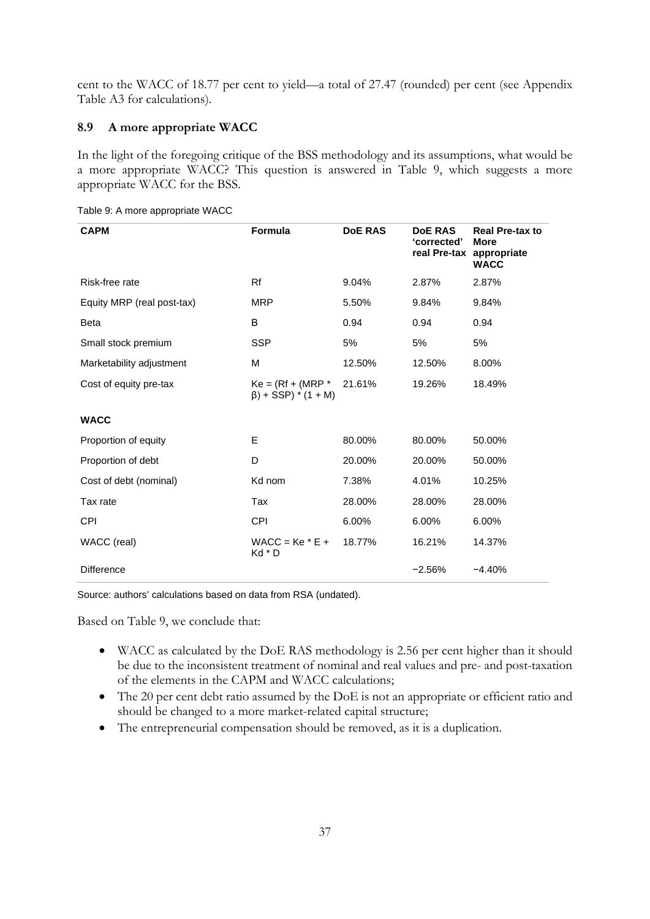cent to the WACC of 18.77 per cent to yield—a total of 27.47 (rounded) per cent (see Appendix Table A3 for calculations).

### 8.9 A more appropriate WACC

In the light of the foregoing critique of the BSS methodology and its assumptions, what would be a more appropriate WACC? This question is answered in Table 9, which suggests a more appropriate WACC for the BSS.

Table 9: A more appropriate WACC

| CAPM | Formula | DoE RAS | DoE RAS 'corrected' real Pre-tax | Real Pre-tax to More appropriate WACC |
|---|---|---|---|---|
| Risk-free rate | Rf | 9.04% | 2.87% | 2.87% |
| Equity MRP (real post-tax) | MRP | 5.50% | 9.84% | 9.84% |
| Beta | Β | 0.94 | 0.94 | 0.94 |
| Small stock premium | SSP | 5% | 5% | 5% |
| Marketability adjustment | M | 12.50% | 12.50% | 8.00% |
| Cost of equity pre-tax | Ke = (Rf + (MRP * β) + SSP) * (1 + M) | 21.61% | 19.26% | 18.49% |
| **WACC** | | | | |
| Proportion of equity | E | 80.00% | 80.00% | 50.00% |
| Proportion of debt | D | 20.00% | 20.00% | 50.00% |
| Cost of debt (nominal) | Kd nom | 7.38% | 4.01% | 10.25% |
| Tax rate | Tax | 28.00% | 28.00% | 28.00% |
| CPI | CPI | 6.00% | 6.00% | 6.00% |
| WACC (real) | WACC = Ke * E + Kd * D | 18.77% | 16.21% | 14.37% |
| Difference | | | −2.56% | −4.40% |

Source: authors' calculations based on data from RSA (undated).

Based on Table 9, we conclude that:

- WACC as calculated by the DoE RAS methodology is 2.56 per cent higher than it should be due to the inconsistent treatment of nominal and real values and pre- and post-taxation of the elements in the CAPM and WACC calculations;
- The 20 per cent debt ratio assumed by the DoE is not an appropriate or efficient ratio and should be changed to a more market-related capital structure;
- The entrepreneurial compensation should be removed, as it is a duplication.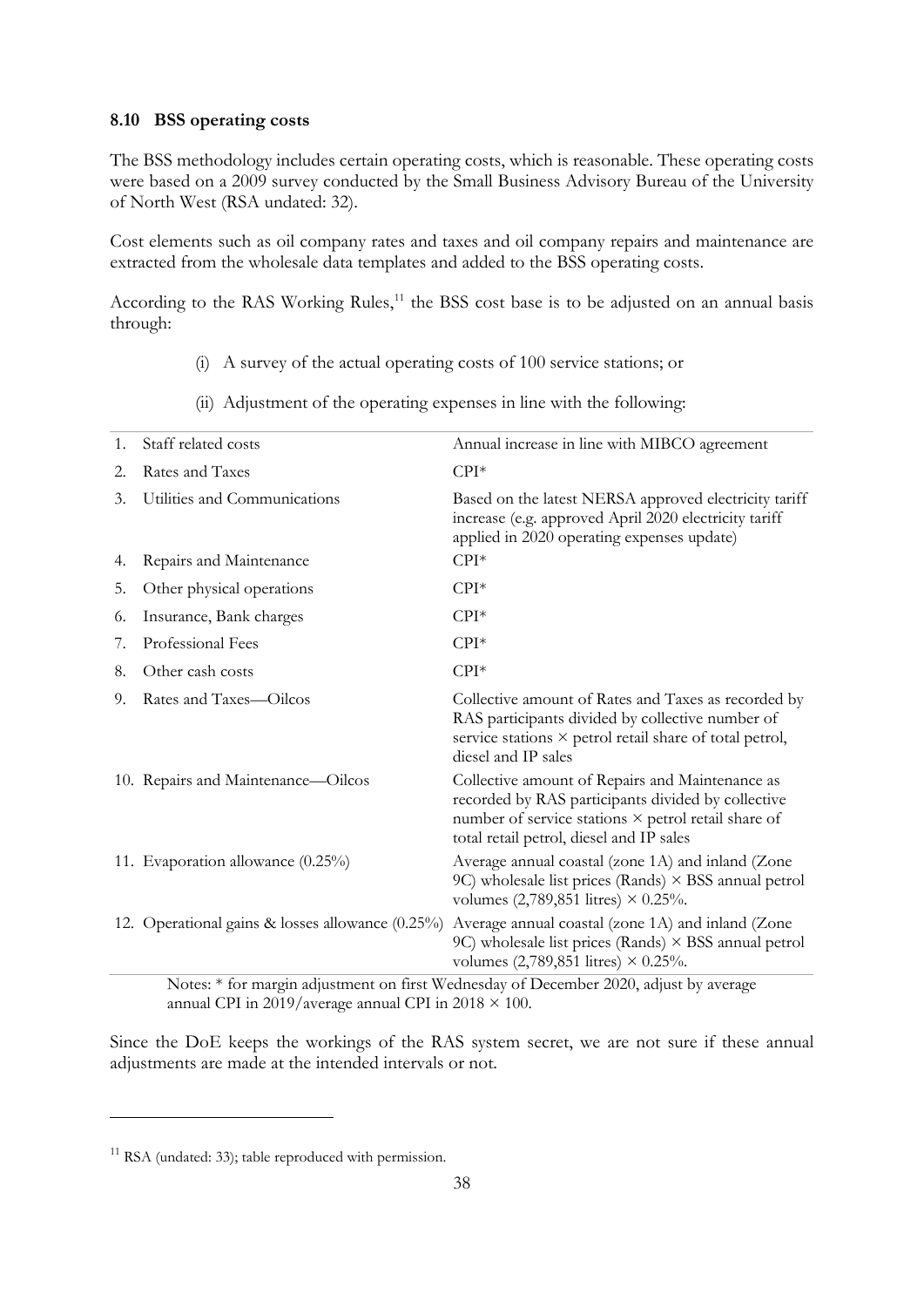### 8.10 BSS operating costs

The BSS methodology includes certain operating costs, which is reasonable. These operating costs were based on a 2009 survey conducted by the Small Business Advisory Bureau of the University of North West (RSA undated: 32).

Cost elements such as oil company rates and taxes and oil company repairs and maintenance are extracted from the wholesale data templates and added to the BSS operating costs.

According to the RAS Working Rules,[11] the BSS cost base is to be adjusted on an annual basis through:

(i) A survey of the actual operating costs of 100 service stations; or

(ii) Adjustment of the operating expenses in line with the following:

| | |
|---|---|
| 1. Staff related costs | Annual increase in line with MIBCO agreement |
| 2. Rates and Taxes | CPI* |
| 3. Utilities and Communications | Based on the latest NERSA approved electricity tariff increase (e.g. approved April 2020 electricity tariff applied in 2020 operating expenses update) |
| 4. Repairs and Maintenance | CPI* |
| 5. Other physical operations | CPI* |
| 6. Insurance, Bank charges | CPI* |
| 7. Professional Fees | CPI* |
| 8. Other cash costs | CPI* |
| 9. Rates and Taxes—Oilcos | Collective amount of Rates and Taxes as recorded by RAS participants divided by collective number of service stations × petrol retail share of total petrol, diesel and IP sales |
| 10. Repairs and Maintenance—Oilcos | Collective amount of Repairs and Maintenance as recorded by RAS participants divided by collective number of service stations × petrol retail share of total retail petrol, diesel and IP sales |
| 11. Evaporation allowance (0.25%) | Average annual coastal (zone 1A) and inland (Zone 9C) wholesale list prices (Rands) × BSS annual petrol volumes (2,789,851 litres) × 0.25%. |
| 12. Operational gains & losses allowance (0.25%) | Average annual coastal (zone 1A) and inland (Zone 9C) wholesale list prices (Rands) × BSS annual petrol volumes (2,789,851 litres) × 0.25%. |

Notes: * for margin adjustment on first Wednesday of December 2020, adjust by average annual CPI in 2019/average annual CPI in 2018 × 100.

Since the DoE keeps the workings of the RAS system secret, we are not sure if these annual adjustments are made at the intended intervals or not.

[11] RSA (undated: 33); table reproduced with permission.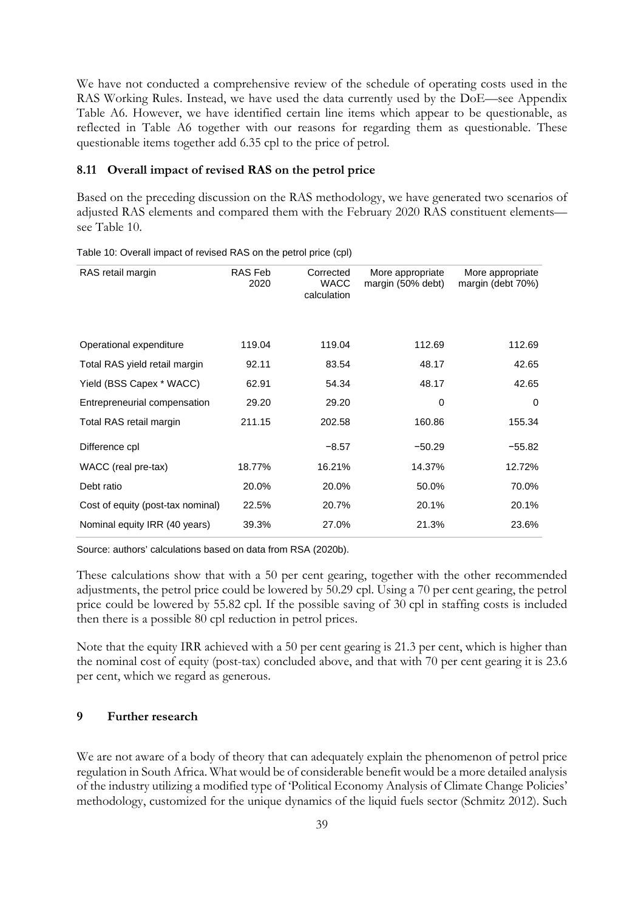We have not conducted a comprehensive review of the schedule of operating costs used in the RAS Working Rules. Instead, we have used the data currently used by the DoE—see Appendix Table A6. However, we have identified certain line items which appear to be questionable, as reflected in Table A6 together with our reasons for regarding them as questionable. These questionable items together add 6.35 cpl to the price of petrol.

### 8.11 Overall impact of revised RAS on the petrol price

Based on the preceding discussion on the RAS methodology, we have generated two scenarios of adjusted RAS elements and compared them with the February 2020 RAS constituent elements—see Table 10.

Table 10: Overall impact of revised RAS on the petrol price (cpl)

| RAS retail margin | RAS Feb 2020 | Corrected WACC calculation | More appropriate margin (50% debt) | More appropriate margin (debt 70%) |
|---|---|---|---|---|
| Operational expenditure | 119.04 | 119.04 | 112.69 | 112.69 |
| Total RAS yield retail margin | 92.11 | 83.54 | 48.17 | 42.65 |
| Yield (BSS Capex * WACC) | 62.91 | 54.34 | 48.17 | 42.65 |
| Entrepreneurial compensation | 29.20 | 29.20 | 0 | 0 |
| Total RAS retail margin | 211.15 | 202.58 | 160.86 | 155.34 |
| Difference cpl | | −8.57 | −50.29 | −55.82 |
| WACC (real pre-tax) | 18.77% | 16.21% | 14.37% | 12.72% |
| Debt ratio | 20.0% | 20.0% | 50.0% | 70.0% |
| Cost of equity (post-tax nominal) | 22.5% | 20.7% | 20.1% | 20.1% |
| Nominal equity IRR (40 years) | 39.3% | 27.0% | 21.3% | 23.6% |

Source: authors' calculations based on data from RSA (2020b).

These calculations show that with a 50 per cent gearing, together with the other recommended adjustments, the petrol price could be lowered by 50.29 cpl. Using a 70 per cent gearing, the petrol price could be lowered by 55.82 cpl. If the possible saving of 30 cpl in staffing costs is included then there is a possible 80 cpl reduction in petrol prices.

Note that the equity IRR achieved with a 50 per cent gearing is 21.3 per cent, which is higher than the nominal cost of equity (post-tax) concluded above, and that with 70 per cent gearing it is 23.6 per cent, which we regard as generous.

## 9 Further research

We are not aware of a body of theory that can adequately explain the phenomenon of petrol price regulation in South Africa. What would be of considerable benefit would be a more detailed analysis of the industry utilizing a modified type of 'Political Economy Analysis of Climate Change Policies' methodology, customized for the unique dynamics of the liquid fuels sector (Schmitz 2012). Such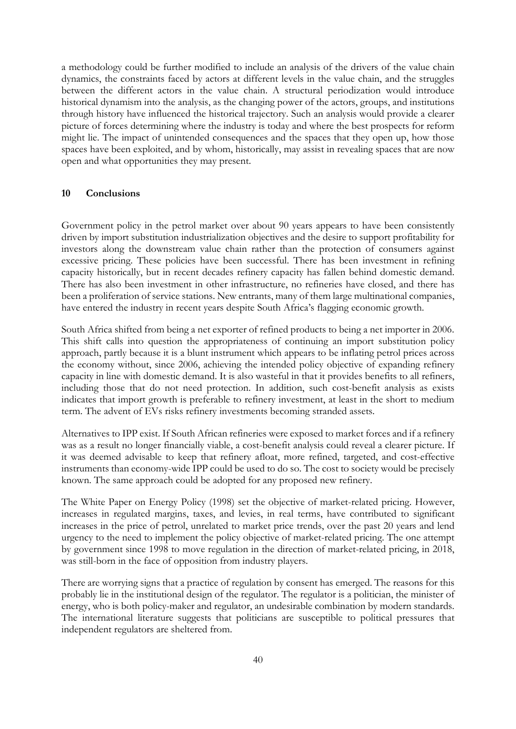a methodology could be further modified to include an analysis of the drivers of the value chain dynamics, the constraints faced by actors at different levels in the value chain, and the struggles between the different actors in the value chain. A structural periodization would introduce historical dynamism into the analysis, as the changing power of the actors, groups, and institutions through history have influenced the historical trajectory. Such an analysis would provide a clearer picture of forces determining where the industry is today and where the best prospects for reform might lie. The impact of unintended consequences and the spaces that they open up, how those spaces have been exploited, and by whom, historically, may assist in revealing spaces that are now open and what opportunities they may present.

## 10 Conclusions

Government policy in the petrol market over about 90 years appears to have been consistently driven by import substitution industrialization objectives and the desire to support profitability for investors along the downstream value chain rather than the protection of consumers against excessive pricing. These policies have been successful. There has been investment in refining capacity historically, but in recent decades refinery capacity has fallen behind domestic demand. There has also been investment in other infrastructure, no refineries have closed, and there has been a proliferation of service stations. New entrants, many of them large multinational companies, have entered the industry in recent years despite South Africa's flagging economic growth.

South Africa shifted from being a net exporter of refined products to being a net importer in 2006. This shift calls into question the appropriateness of continuing an import substitution policy approach, partly because it is a blunt instrument which appears to be inflating petrol prices across the economy without, since 2006, achieving the intended policy objective of expanding refinery capacity in line with domestic demand. It is also wasteful in that it provides benefits to all refiners, including those that do not need protection. In addition, such cost-benefit analysis as exists indicates that import growth is preferable to refinery investment, at least in the short to medium term. The advent of EVs risks refinery investments becoming stranded assets.

Alternatives to IPP exist. If South African refineries were exposed to market forces and if a refinery was as a result no longer financially viable, a cost-benefit analysis could reveal a clearer picture. If it was deemed advisable to keep that refinery afloat, more refined, targeted, and cost-effective instruments than economy-wide IPP could be used to do so. The cost to society would be precisely known. The same approach could be adopted for any proposed new refinery.

The White Paper on Energy Policy (1998) set the objective of market-related pricing. However, increases in regulated margins, taxes, and levies, in real terms, have contributed to significant increases in the price of petrol, unrelated to market price trends, over the past 20 years and lend urgency to the need to implement the policy objective of market-related pricing. The one attempt by government since 1998 to move regulation in the direction of market-related pricing, in 2018, was still-born in the face of opposition from industry players.

There are worrying signs that a practice of regulation by consent has emerged. The reasons for this probably lie in the institutional design of the regulator. The regulator is a politician, the minister of energy, who is both policy-maker and regulator, an undesirable combination by modern standards. The international literature suggests that politicians are susceptible to political pressures that independent regulators are sheltered from.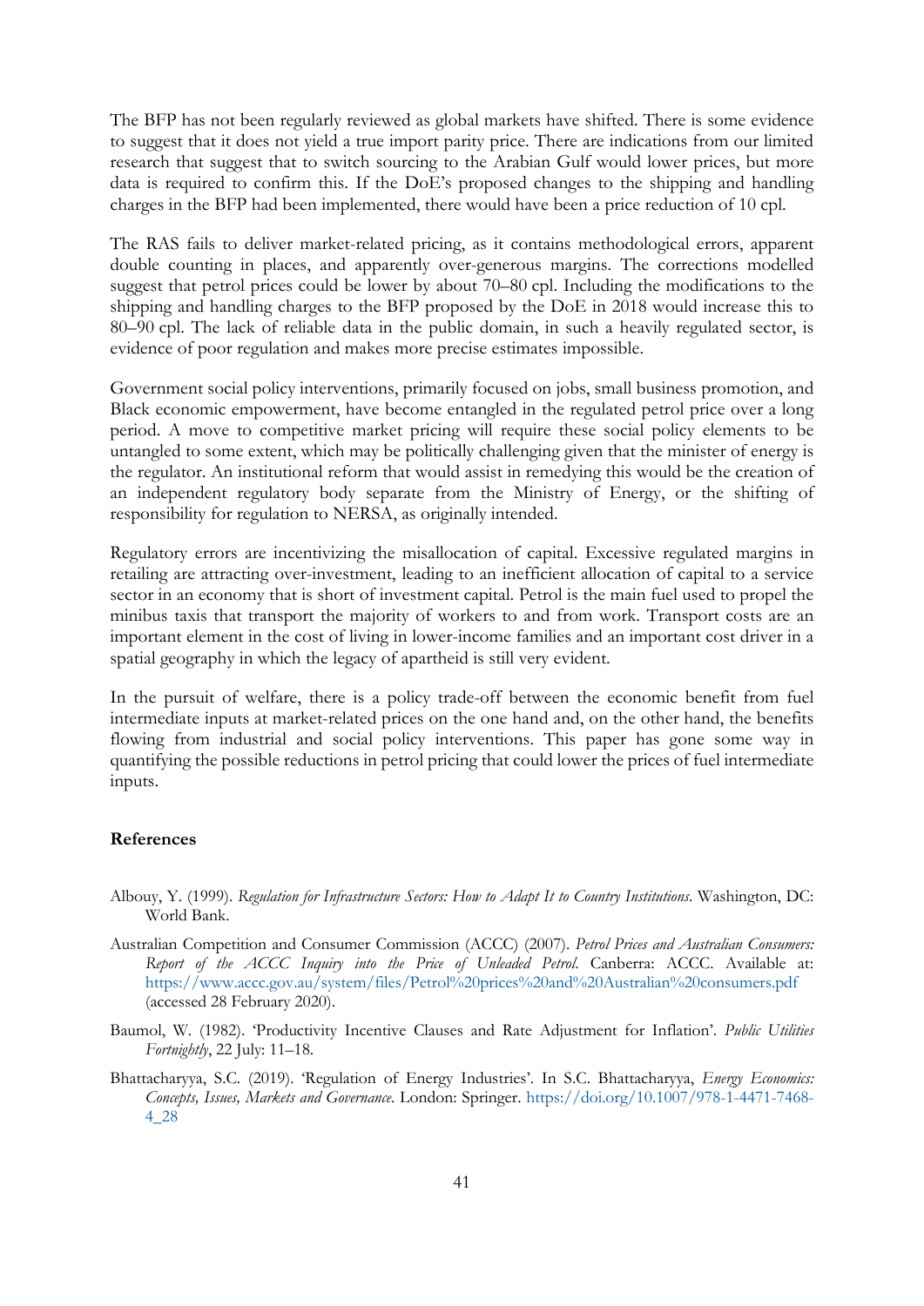The BFP has not been regularly reviewed as global markets have shifted. There is some evidence to suggest that it does not yield a true import parity price. There are indications from our limited research that suggest that to switch sourcing to the Arabian Gulf would lower prices, but more data is required to confirm this. If the DoE's proposed changes to the shipping and handling charges in the BFP had been implemented, there would have been a price reduction of 10 cpl.

The RAS fails to deliver market-related pricing, as it contains methodological errors, apparent double counting in places, and apparently over-generous margins. The corrections modelled suggest that petrol prices could be lower by about 70–80 cpl. Including the modifications to the shipping and handling charges to the BFP proposed by the DoE in 2018 would increase this to 80–90 cpl. The lack of reliable data in the public domain, in such a heavily regulated sector, is evidence of poor regulation and makes more precise estimates impossible.

Government social policy interventions, primarily focused on jobs, small business promotion, and Black economic empowerment, have become entangled in the regulated petrol price over a long period. A move to competitive market pricing will require these social policy elements to be untangled to some extent, which may be politically challenging given that the minister of energy is the regulator. An institutional reform that would assist in remedying this would be the creation of an independent regulatory body separate from the Ministry of Energy, or the shifting of responsibility for regulation to NERSA, as originally intended.

Regulatory errors are incentivizing the misallocation of capital. Excessive regulated margins in retailing are attracting over-investment, leading to an inefficient allocation of capital to a service sector in an economy that is short of investment capital. Petrol is the main fuel used to propel the minibus taxis that transport the majority of workers to and from work. Transport costs are an important element in the cost of living in lower-income families and an important cost driver in a spatial geography in which the legacy of apartheid is still very evident.

In the pursuit of welfare, there is a policy trade-off between the economic benefit from fuel intermediate inputs at market-related prices on the one hand and, on the other hand, the benefits flowing from industrial and social policy interventions. This paper has gone some way in quantifying the possible reductions in petrol pricing that could lower the prices of fuel intermediate inputs.

## References

Albouy, Y. (1999). *Regulation for Infrastructure Sectors: How to Adapt It to Country Institutions*. Washington, DC: World Bank.

Australian Competition and Consumer Commission (ACCC) (2007). *Petrol Prices and Australian Consumers: Report of the ACCC Inquiry into the Price of Unleaded Petrol*. Canberra: ACCC. Available at: https://www.accc.gov.au/system/files/Petrol%20prices%20and%20Australian%20consumers.pdf (accessed 28 February 2020).

Baumol, W. (1982). 'Productivity Incentive Clauses and Rate Adjustment for Inflation'. *Public Utilities Fortnightly*, 22 July: 11–18.

Bhattacharyya, S.C. (2019). 'Regulation of Energy Industries'. In S.C. Bhattacharyya, *Energy Economics: Concepts, Issues, Markets and Governance*. London: Springer. https://doi.org/10.1007/978-1-4471-7468-4_28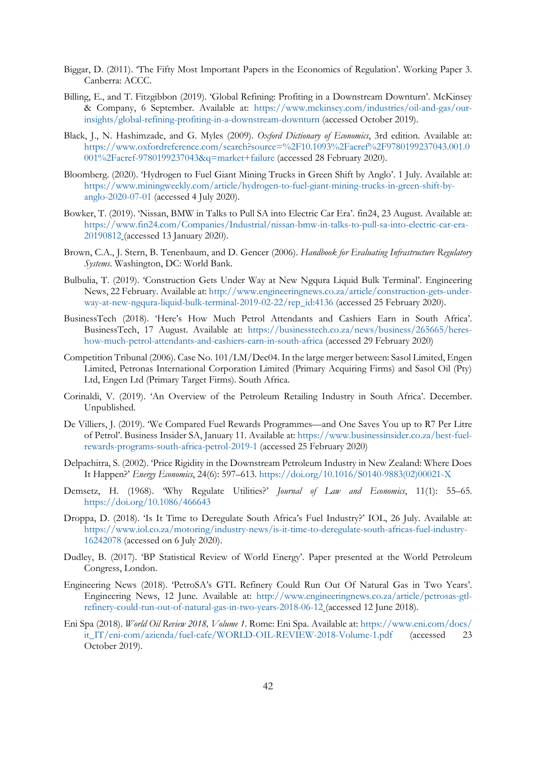Biggar, D. (2011). 'The Fifty Most Important Papers in the Economics of Regulation'. Working Paper 3. Canberra: ACCC.

Billing, E., and T. Fitzgibbon (2019). 'Global Refining: Profiting in a Downstream Downturn'. McKinsey & Company, 6 September. Available at: https://www.mckinsey.com/industries/oil-and-gas/our-insights/global-refining-profiting-in-a-downstream-downturn (accessed October 2019).

Black, J., N. Hashimzade, and G. Myles (2009). *Oxford Dictionary of Economics*, 3rd edition. Available at: https://www.oxfordreference.com/search?source=%2F10.1093%2Facref%2F9780199237043.001.0001%2Facref-9780199237043&q=market+failure (accessed 28 February 2020).

Bloomberg. (2020). 'Hydrogen to Fuel Giant Mining Trucks in Green Shift by Anglo'. 1 July. Available at: https://www.miningweekly.com/article/hydrogen-to-fuel-giant-mining-trucks-in-green-shift-by-anglo-2020-07-01 (accessed 4 July 2020).

Bowker, T. (2019). 'Nissan, BMW in Talks to Pull SA into Electric Car Era'. fin24, 23 August. Available at: https://www.fin24.com/Companies/Industrial/nissan-bmw-in-talks-to-pull-sa-into-electric-car-era-20190812 (accessed 13 January 2020).

Brown, C.A., J. Stern, B. Tenenbaum, and D. Gencer (2006). *Handbook for Evaluating Infrastructure Regulatory Systems*. Washington, DC: World Bank.

Bulbulia, T. (2019). 'Construction Gets Under Way at New Ngqura Liquid Bulk Terminal'. Engineering News, 22 February. Available at: http://www.engineeringnews.co.za/article/construction-gets-under-way-at-new-ngqura-liquid-bulk-terminal-2019-02-22/rep_id:4136 (accessed 25 February 2020).

BusinessTech (2018). 'Here's How Much Petrol Attendants and Cashiers Earn in South Africa'. BusinessTech, 17 August. Available at: https://businesstech.co.za/news/business/265665/heres-how-much-petrol-attendants-and-cashiers-earn-in-south-africa (accessed 29 February 2020)

Competition Tribunal (2006). Case No. 101/LM/Dec04. In the large merger between: Sasol Limited, Engen Limited, Petronas International Corporation Limited (Primary Acquiring Firms) and Sasol Oil (Pty) Ltd, Engen Ltd (Primary Target Firms). South Africa.

Corinaldi, V. (2019). 'An Overview of the Petroleum Retailing Industry in South Africa'. December. Unpublished.

De Villiers, J. (2019). 'We Compared Fuel Rewards Programmes—and One Saves You up to R7 Per Litre of Petrol'. Business Insider SA, January 11. Available at: https://www.businessinsider.co.za/best-fuel-rewards-programs-south-africa-petrol-2019-1 (accessed 25 February 2020)

Delpachitra, S. (2002). 'Price Rigidity in the Downstream Petroleum Industry in New Zealand: Where Does It Happen?' *Energy Economics*, 24(6): 597–613. https://doi.org/10.1016/S0140-9883(02)00021-X

Demsetz, H. (1968). 'Why Regulate Utilities?' *Journal of Law and Economics*, 11(1): 55–65. https://doi.org/10.1086/466643

Droppa, D. (2018). 'Is It Time to Deregulate South Africa's Fuel Industry?' IOL, 26 July. Available at: https://www.iol.co.za/motoring/industry-news/is-it-time-to-deregulate-south-africas-fuel-industry-16242078 (accessed on 6 July 2020).

Dudley, B. (2017). 'BP Statistical Review of World Energy'. Paper presented at the World Petroleum Congress, London.

Engineering News (2018). 'PetroSA's GTL Refinery Could Run Out Of Natural Gas in Two Years'. Engineering News, 12 June. Available at: http://www.engineeringnews.co.za/article/petrosas-gtl-refinery-could-run-out-of-natural-gas-in-two-years-2018-06-12 (accessed 12 June 2018).

Eni Spa (2018). *World Oil Review 2018, Volume 1*. Rome: Eni Spa. Available at: https://www.eni.com/docs/it_IT/eni-com/azienda/fuel-cafe/WORLD-OIL-REVIEW-2018-Volume-1.pdf (accessed 23 October 2019).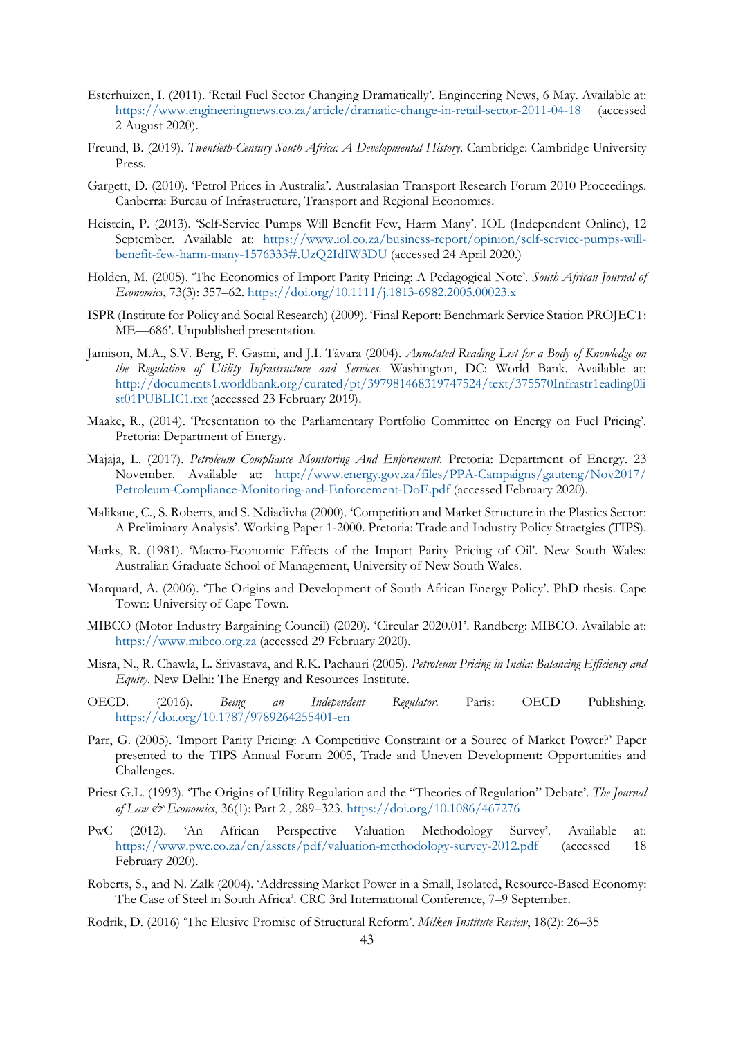Esterhuizen, I. (2011). 'Retail Fuel Sector Changing Dramatically'. Engineering News, 6 May. Available at: https://www.engineeringnews.co.za/article/dramatic-change-in-retail-sector-2011-04-18 (accessed 2 August 2020).

Freund, B. (2019). *Twentieth-Century South Africa: A Developmental History*. Cambridge: Cambridge University Press.

Gargett, D. (2010). 'Petrol Prices in Australia'. Australasian Transport Research Forum 2010 Proceedings. Canberra: Bureau of Infrastructure, Transport and Regional Economics.

Heistein, P. (2013). 'Self-Service Pumps Will Benefit Few, Harm Many'. IOL (Independent Online), 12 September. Available at: https://www.iol.co.za/business-report/opinion/self-service-pumps-will-benefit-few-harm-many-1576333#.UzQ2IdIW3DU (accessed 24 April 2020.)

Holden, M. (2005). 'The Economics of Import Parity Pricing: A Pedagogical Note'. *South African Journal of Economics*, 73(3): 357–62. https://doi.org/10.1111/j.1813-6982.2005.00023.x

ISPR (Institute for Policy and Social Research) (2009). 'Final Report: Benchmark Service Station PROJECT: ME—686'. Unpublished presentation.

Jamison, M.A., S.V. Berg, F. Gasmi, and J.I. Távara (2004). *Annotated Reading List for a Body of Knowledge on the Regulation of Utility Infrastructure and Services*. Washington, DC: World Bank. Available at: http://documents1.worldbank.org/curated/pt/397981468319747524/text/375570Infrastr1eading0list01PUBLIC1.txt (accessed 23 February 2019).

Maake, R., (2014). 'Presentation to the Parliamentary Portfolio Committee on Energy on Fuel Pricing'. Pretoria: Department of Energy.

Majaja, L. (2017). *Petroleum Compliance Monitoring And Enforcement*. Pretoria: Department of Energy. 23 November. Available at: http://www.energy.gov.za/files/PPA-Campaigns/gauteng/Nov2017/Petroleum-Compliance-Monitoring-and-Enforcement-DoE.pdf (accessed February 2020).

Malikane, C., S. Roberts, and S. Ndiadivha (2000). 'Competition and Market Structure in the Plastics Sector: A Preliminary Analysis'. Working Paper 1-2000. Pretoria: Trade and Industry Policy Straetgies (TIPS).

Marks, R. (1981). 'Macro-Economic Effects of the Import Parity Pricing of Oil'. New South Wales: Australian Graduate School of Management, University of New South Wales.

Marquard, A. (2006). 'The Origins and Development of South African Energy Policy'. PhD thesis. Cape Town: University of Cape Town.

MIBCO (Motor Industry Bargaining Council) (2020). 'Circular 2020.01'. Randberg: MIBCO. Available at: https://www.mibco.org.za (accessed 29 February 2020).

Misra, N., R. Chawla, L. Srivastava, and R.K. Pachauri (2005). *Petroleum Pricing in India: Balancing Efficiency and Equity*. New Delhi: The Energy and Resources Institute.

OECD. (2016). *Being an Independent Regulator*. Paris: OECD Publishing. https://doi.org/10.1787/9789264255401-en

Parr, G. (2005). 'Import Parity Pricing: A Competitive Constraint or a Source of Market Power?' Paper presented to the TIPS Annual Forum 2005, Trade and Uneven Development: Opportunities and Challenges.

Priest G.L. (1993). 'The Origins of Utility Regulation and the "Theories of Regulation" Debate'. *The Journal of Law & Economics*, 36(1): Part 2 , 289–323. https://doi.org/10.1086/467276

PwC (2012). 'An African Perspective Valuation Methodology Survey'. Available at: https://www.pwc.co.za/en/assets/pdf/valuation-methodology-survey-2012.pdf (accessed 18 February 2020).

Roberts, S., and N. Zalk (2004). 'Addressing Market Power in a Small, Isolated, Resource-Based Economy: The Case of Steel in South Africa'. CRC 3rd International Conference, 7–9 September.

Rodrik, D. (2016) 'The Elusive Promise of Structural Reform'. *Milken Institute Review*, 18(2): 26–35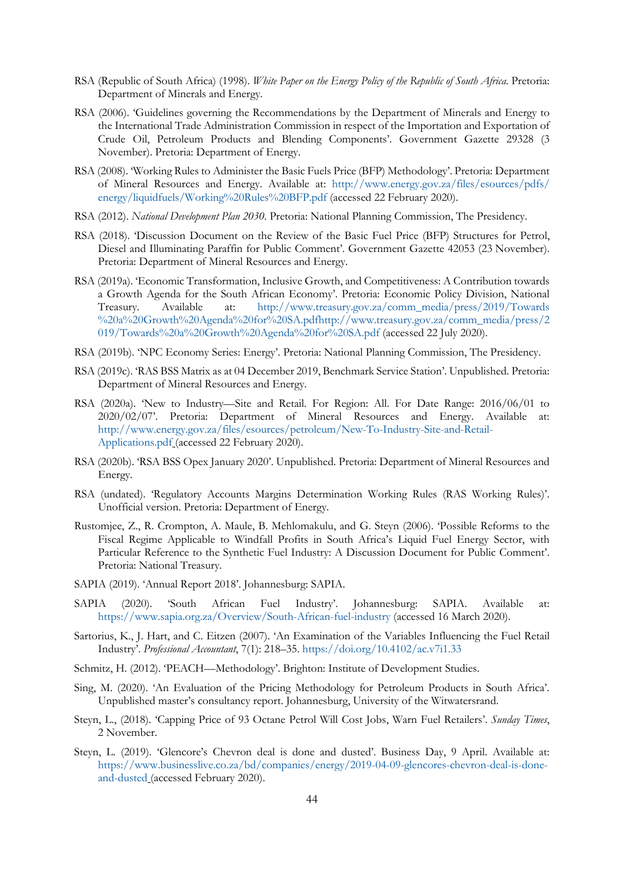RSA (Republic of South Africa) (1998). *White Paper on the Energy Policy of the Republic of South Africa*. Pretoria: Department of Minerals and Energy.

RSA (2006). 'Guidelines governing the Recommendations by the Department of Minerals and Energy to the International Trade Administration Commission in respect of the Importation and Exportation of Crude Oil, Petroleum Products and Blending Components'. Government Gazette 29328 (3 November). Pretoria: Department of Energy.

RSA (2008). 'Working Rules to Administer the Basic Fuels Price (BFP) Methodology'. Pretoria: Department of Mineral Resources and Energy. Available at: http://www.energy.gov.za/files/esources/pdfs/energy/liquidfuels/Working%20Rules%20BFP.pdf (accessed 22 February 2020).

RSA (2012). *National Development Plan 2030*. Pretoria: National Planning Commission, The Presidency.

RSA (2018). 'Discussion Document on the Review of the Basic Fuel Price (BFP) Structures for Petrol, Diesel and Illuminating Paraffin for Public Comment'. Government Gazette 42053 (23 November). Pretoria: Department of Mineral Resources and Energy.

RSA (2019a). 'Economic Transformation, Inclusive Growth, and Competitiveness: A Contribution towards a Growth Agenda for the South African Economy'. Pretoria: Economic Policy Division, National Treasury. Available at: http://www.treasury.gov.za/comm_media/press/2019/Towards%20a%20Growth%20Agenda%20for%20SA.pdfhttp://www.treasury.gov.za/comm_media/press/2019/Towards%20a%20Growth%20Agenda%20for%20SA.pdf (accessed 22 July 2020).

RSA (2019b). 'NPC Economy Series: Energy'. Pretoria: National Planning Commission, The Presidency.

RSA (2019c). 'RAS BSS Matrix as at 04 December 2019, Benchmark Service Station'. Unpublished. Pretoria: Department of Mineral Resources and Energy.

RSA (2020a). 'New to Industry—Site and Retail. For Region: All. For Date Range: 2016/06/01 to 2020/02/07'. Pretoria: Department of Mineral Resources and Energy. Available at: http://www.energy.gov.za/files/esources/petroleum/New-To-Industry-Site-and-Retail-Applications.pdf (accessed 22 February 2020).

RSA (2020b). 'RSA BSS Opex January 2020'. Unpublished. Pretoria: Department of Mineral Resources and Energy.

RSA (undated). 'Regulatory Accounts Margins Determination Working Rules (RAS Working Rules)'. Unofficial version. Pretoria: Department of Energy.

Rustomjee, Z., R. Crompton, A. Maule, B. Mehlomakulu, and G. Steyn (2006). 'Possible Reforms to the Fiscal Regime Applicable to Windfall Profits in South Africa's Liquid Fuel Energy Sector, with Particular Reference to the Synthetic Fuel Industry: A Discussion Document for Public Comment'. Pretoria: National Treasury.

SAPIA (2019). 'Annual Report 2018'. Johannesburg: SAPIA.

SAPIA (2020). 'South African Fuel Industry'. Johannesburg: SAPIA. Available at: https://www.sapia.org.za/Overview/South-African-fuel-industry (accessed 16 March 2020).

Sartorius, K., J. Hart, and C. Eitzen (2007). 'An Examination of the Variables Influencing the Fuel Retail Industry'. *Professional Accountant*, 7(1): 218–35. https://doi.org/10.4102/ac.v7i1.33

Schmitz, H. (2012). 'PEACH—Methodology'. Brighton: Institute of Development Studies.

Sing, M. (2020). 'An Evaluation of the Pricing Methodology for Petroleum Products in South Africa'. Unpublished master's consultancy report. Johannesburg, University of the Witwatersrand.

Steyn, L., (2018). 'Capping Price of 93 Octane Petrol Will Cost Jobs, Warn Fuel Retailers'. *Sunday Times*, 2 November.

Steyn, L. (2019). 'Glencore's Chevron deal is done and dusted'. Business Day, 9 April. Available at: https://www.businesslive.co.za/bd/companies/energy/2019-04-09-glencores-chevron-deal-is-done-and-dusted (accessed February 2020).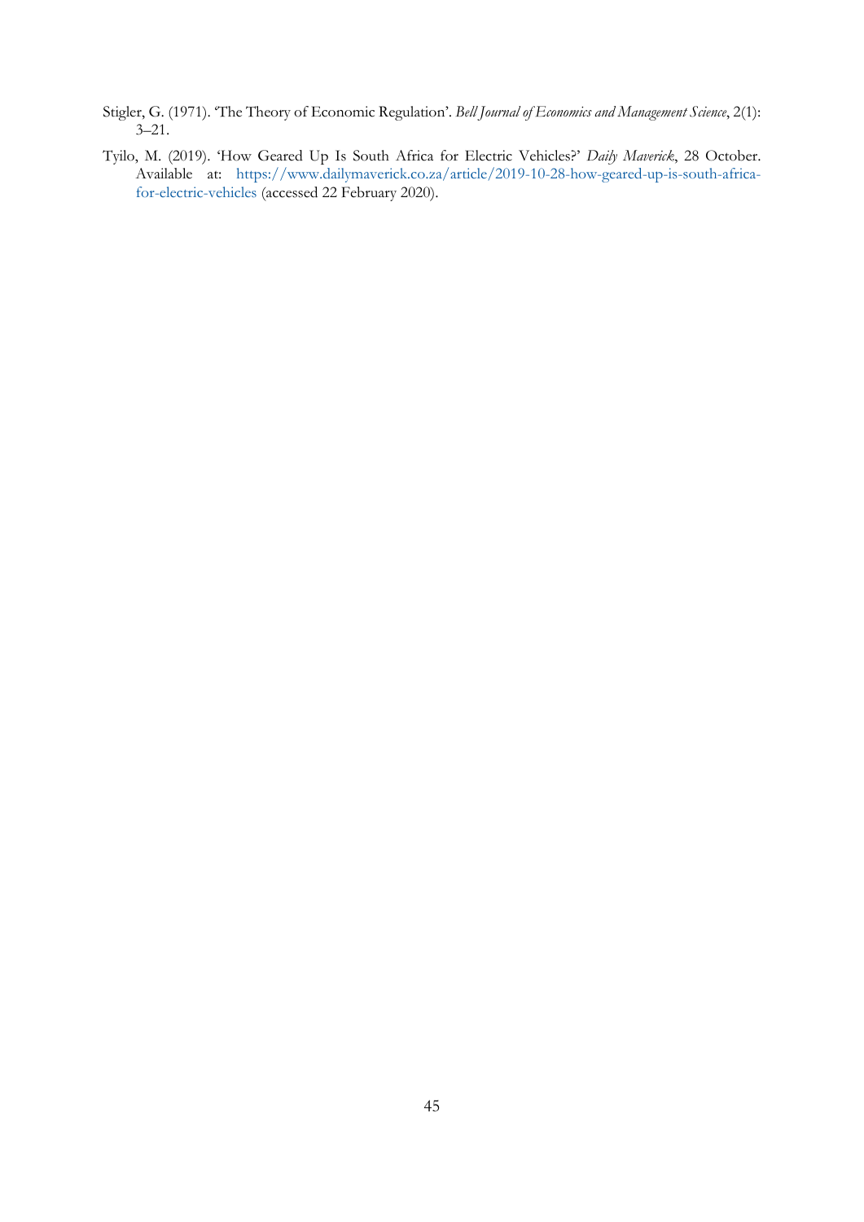Stigler, G. (1971). 'The Theory of Economic Regulation'. *Bell Journal of Economics and Management Science*, 2(1): 3–21.

Tyilo, M. (2019). 'How Geared Up Is South Africa for Electric Vehicles?' *Daily Maverick*, 28 October. Available at: https://www.dailymaverick.co.za/article/2019-10-28-how-geared-up-is-south-africa-for-electric-vehicles (accessed 22 February 2020).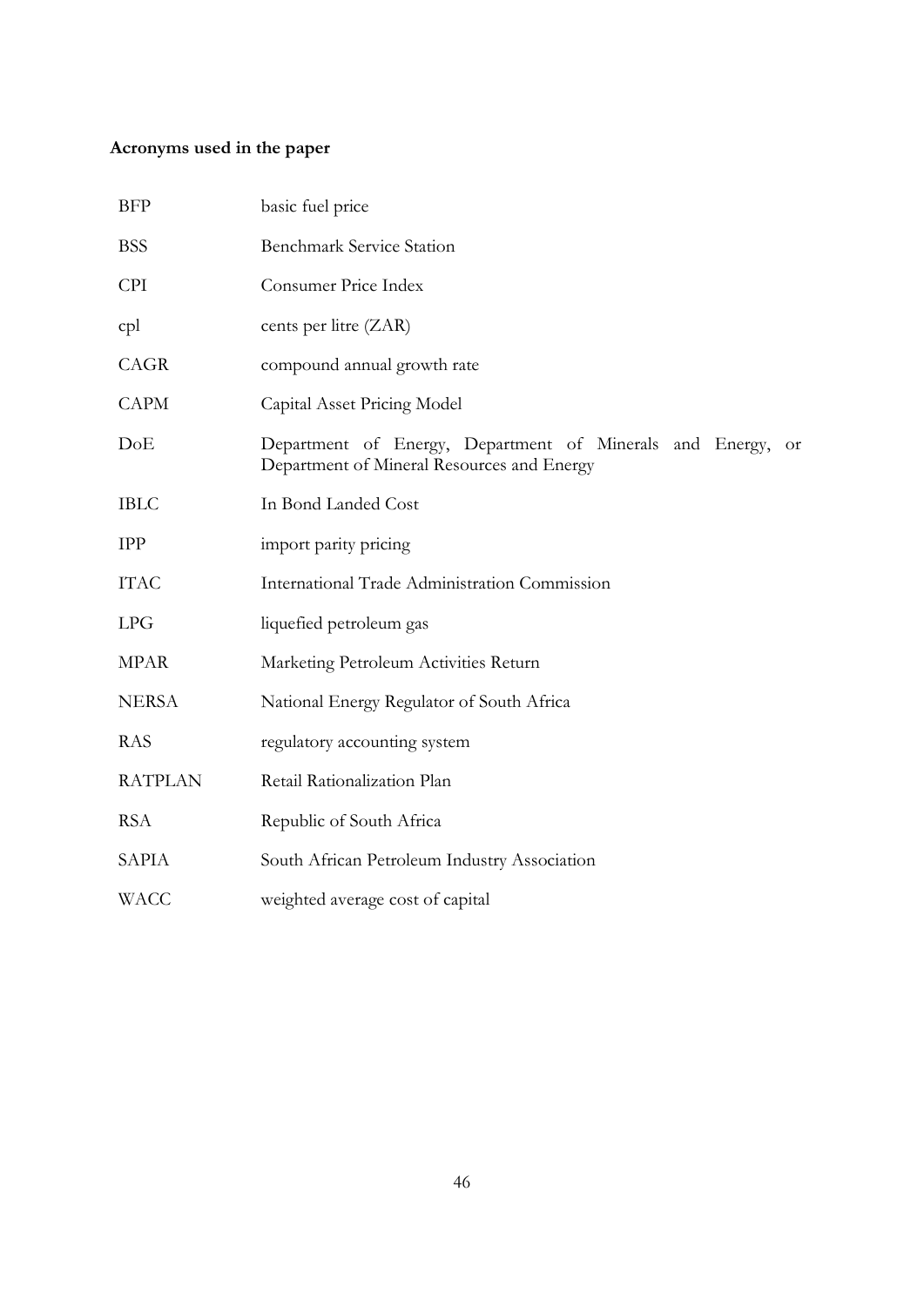**Acronyms used in the paper**

| | |
|---|---|
| BFP | basic fuel price |
| BSS | Benchmark Service Station |
| CPI | Consumer Price Index |
| cpl | cents per litre (ZAR) |
| CAGR | compound annual growth rate |
| CAPM | Capital Asset Pricing Model |
| DoE | Department of Energy, Department of Minerals and Energy, or Department of Mineral Resources and Energy |
| IBLC | In Bond Landed Cost |
| IPP | import parity pricing |
| ITAC | International Trade Administration Commission |
| LPG | liquefied petroleum gas |
| MPAR | Marketing Petroleum Activities Return |
| NERSA | National Energy Regulator of South Africa |
| RAS | regulatory accounting system |
| RATPLAN | Retail Rationalization Plan |
| RSA | Republic of South Africa |
| SAPIA | South African Petroleum Industry Association |
| WACC | weighted average cost of capital |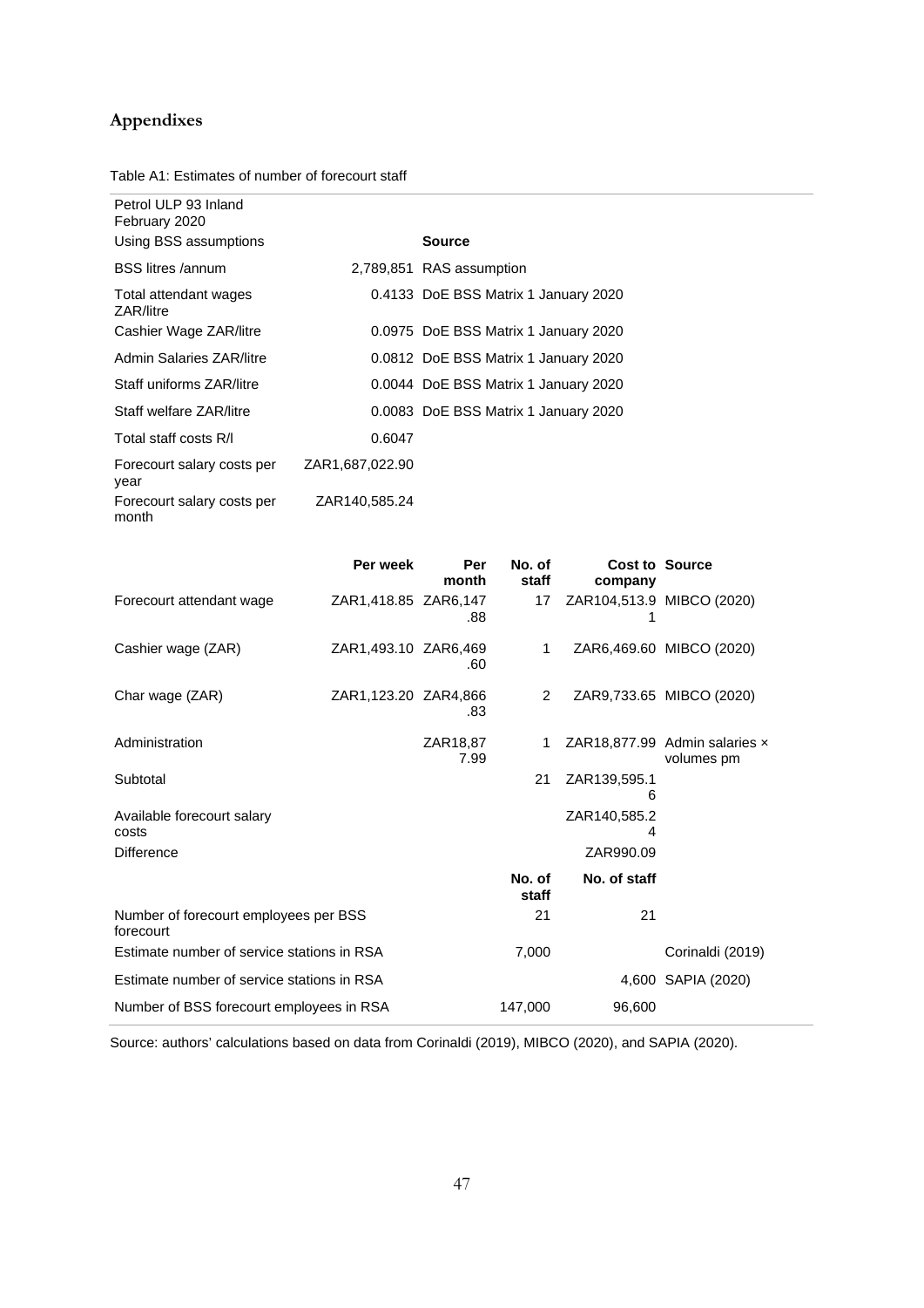## Appendixes

Table A1: Estimates of number of forecourt staff

| Petrol ULP 93 Inland February 2020 | | |
|---|---|---|
| Using BSS assumptions | | **Source** |
| BSS litres /annum | 2,789,851 | RAS assumption |
| Total attendant wages ZAR/litre | 0.4133 | DoE BSS Matrix 1 January 2020 |
| Cashier Wage ZAR/litre | 0.0975 | DoE BSS Matrix 1 January 2020 |
| Admin Salaries ZAR/litre | 0.0812 | DoE BSS Matrix 1 January 2020 |
| Staff uniforms ZAR/litre | 0.0044 | DoE BSS Matrix 1 January 2020 |
| Staff welfare ZAR/litre | 0.0083 | DoE BSS Matrix 1 January 2020 |
| Total staff costs R/l | 0.6047 | |
| Forecourt salary costs per year | ZAR1,687,022.90 | |
| Forecourt salary costs per month | ZAR140,585.24 | |

| | Per week | Per month | No. of staff | Cost to company | Source |
|---|---|---|---|---|---|
| Forecourt attendant wage | ZAR1,418.85 | ZAR6,147.88 | 17 | ZAR104,513.91 | MIBCO (2020) |
| Cashier wage (ZAR) | ZAR1,493.10 | ZAR6,469.60 | 1 | ZAR6,469.60 | MIBCO (2020) |
| Char wage (ZAR) | ZAR1,123.20 | ZAR4,866.83 | 2 | ZAR9,733.65 | MIBCO (2020) |
| Administration | | ZAR18,877.99 | 1 | ZAR18,877.99 | Admin salaries × volumes pm |
| Subtotal | | | 21 | ZAR139,595.16 | |
| Available forecourt salary costs | | | | ZAR140,585.24 | |
| Difference | | | | ZAR990.09 | |
| | | | **No. of staff** | **No. of staff** | |
| Number of forecourt employees per BSS forecourt | | | 21 | 21 | |
| Estimate number of service stations in RSA | | | 7,000 | | Corinaldi (2019) |
| Estimate number of service stations in RSA | | | | 4,600 | SAPIA (2020) |
| Number of BSS forecourt employees in RSA | | | 147,000 | 96,600 | |

Source: authors' calculations based on data from Corinaldi (2019), MIBCO (2020), and SAPIA (2020).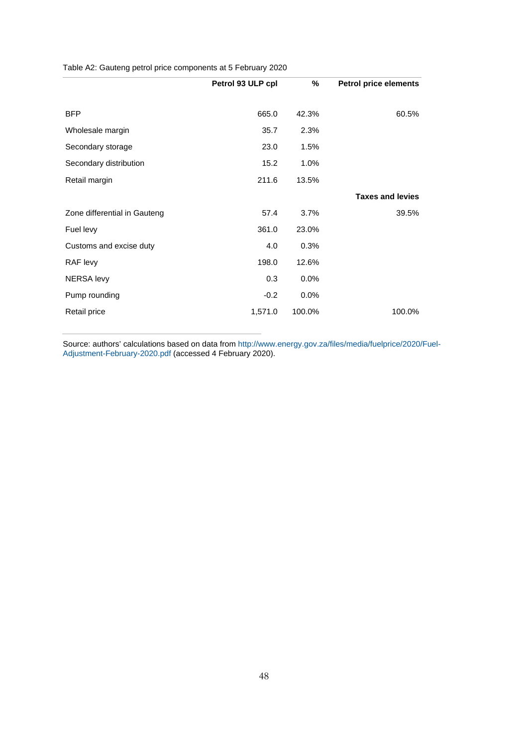Table A2: Gauteng petrol price components at 5 February 2020

| | Petrol 93 ULP cpl | % | Petrol price elements |
|---|---|---|---|
| BFP | 665.0 | 42.3% | 60.5% |
| Wholesale margin | 35.7 | 2.3% | |
| Secondary storage | 23.0 | 1.5% | |
| Secondary distribution | 15.2 | 1.0% | |
| Retail margin | 211.6 | 13.5% | |
| | | | **Taxes and levies** |
| Zone differential in Gauteng | 57.4 | 3.7% | 39.5% |
| Fuel levy | 361.0 | 23.0% | |
| Customs and excise duty | 4.0 | 0.3% | |
| RAF levy | 198.0 | 12.6% | |
| NERSA levy | 0.3 | 0.0% | |
| Pump rounding | -0.2 | 0.0% | |
| Retail price | 1,571.0 | 100.0% | 100.0% |

Source: authors' calculations based on data from http://www.energy.gov.za/files/media/fuelprice/2020/Fuel-Adjustment-February-2020.pdf (accessed 4 February 2020).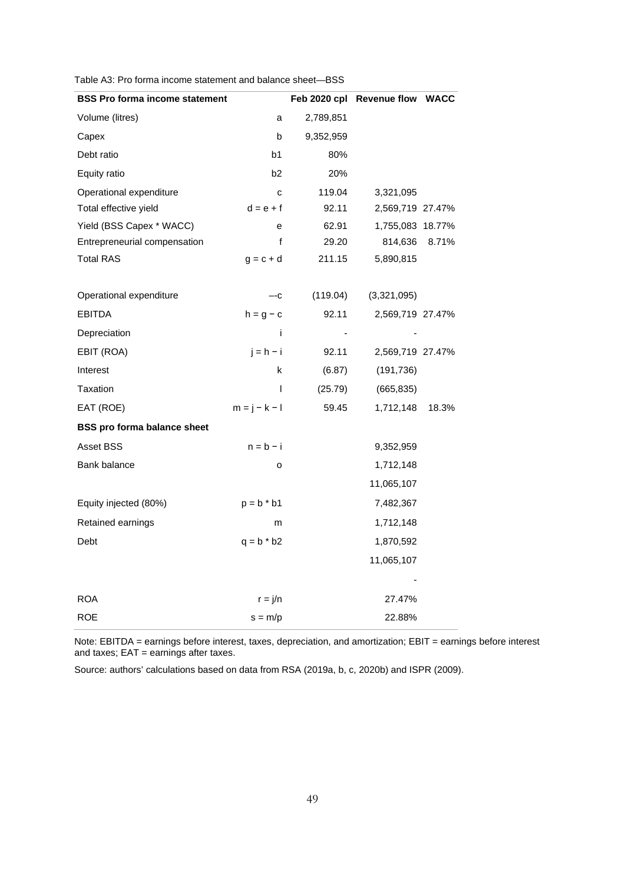Table A3: Pro forma income statement and balance sheet—BSS

| **BSS Pro forma income statement** | | **Feb 2020 cpl** | **Revenue flow** | **WACC** |
|---|---|---|---|---|
| Volume (litres) | a | 2,789,851 | | |
| Capex | b | 9,352,959 | | |
| Debt ratio | b1 | 80% | | |
| Equity ratio | b2 | 20% | | |
| Operational expenditure | c | 119.04 | 3,321,095 | |
| Total effective yield | d = e + f | 92.11 | 2,569,719 | 27.47% |
| Yield (BSS Capex * WACC) | e | 62.91 | 1,755,083 | 18.77% |
| Entrepreneurial compensation | f | 29.20 | 814,636 | 8.71% |
| Total RAS | g = c + d | 211.15 | 5,890,815 | |
| | | | | |
| Operational expenditure | –-c | (119.04) | (3,321,095) | |
| EBITDA | h = g − c | 92.11 | 2,569,719 | 27.47% |
| Depreciation | i | - | - | |
| EBIT (ROA) | j = h − i | 92.11 | 2,569,719 | 27.47% |
| Interest | k | (6.87) | (191,736) | |
| Taxation | l | (25.79) | (665,835) | |
| EAT (ROE) | m = j − k − l | 59.45 | 1,712,148 | 18.3% |
| **BSS pro forma balance sheet** | | | | |
| Asset BSS | n = b − i | | 9,352,959 | |
| Bank balance | o | | 1,712,148 | |
| | | | 11,065,107 | |
| Equity injected (80%) | p = b * b1 | | 7,482,367 | |
| Retained earnings | m | | 1,712,148 | |
| Debt | q = b * b2 | | 1,870,592 | |
| | | | 11,065,107 | |
| | | | - | |
| ROA | r = j/n | | 27.47% | |
| ROE | s = m/p | | 22.88% | |

Note: EBITDA = earnings before interest, taxes, depreciation, and amortization; EBIT = earnings before interest and taxes; EAT = earnings after taxes.

Source: authors' calculations based on data from RSA (2019a, b, c, 2020b) and ISPR (2009).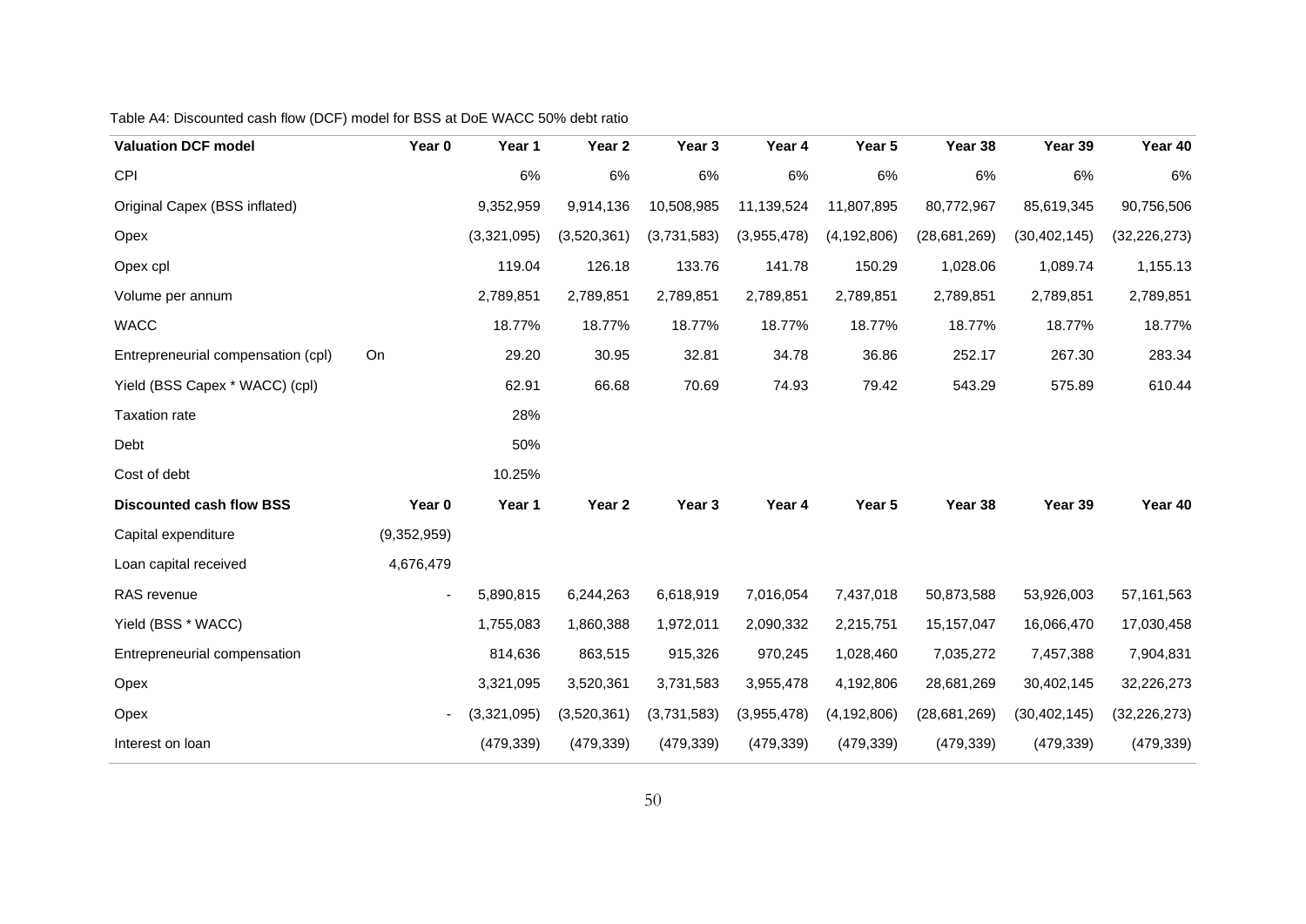Table A4: Discounted cash flow (DCF) model for BSS at DoE WACC 50% debt ratio

| **Valuation DCF model** | **Year 0** | **Year 1** | **Year 2** | **Year 3** | **Year 4** | **Year 5** | **Year 38** | **Year 39** | **Year 40** |
|---|---|---|---|---|---|---|---|---|---|
| CPI | | 6% | 6% | 6% | 6% | 6% | 6% | 6% | 6% |
| Original Capex (BSS inflated) | | 9,352,959 | 9,914,136 | 10,508,985 | 11,139,524 | 11,807,895 | 80,772,967 | 85,619,345 | 90,756,506 |
| Opex | | (3,321,095) | (3,520,361) | (3,731,583) | (3,955,478) | (4,192,806) | (28,681,269) | (30,402,145) | (32,226,273) |
| Opex cpl | | 119.04 | 126.18 | 133.76 | 141.78 | 150.29 | 1,028.06 | 1,089.74 | 1,155.13 |
| Volume per annum | | 2,789,851 | 2,789,851 | 2,789,851 | 2,789,851 | 2,789,851 | 2,789,851 | 2,789,851 | 2,789,851 |
| WACC | | 18.77% | 18.77% | 18.77% | 18.77% | 18.77% | 18.77% | 18.77% | 18.77% |
| Entrepreneurial compensation (cpl) | On | 29.20 | 30.95 | 32.81 | 34.78 | 36.86 | 252.17 | 267.30 | 283.34 |
| Yield (BSS Capex * WACC) (cpl) | | 62.91 | 66.68 | 70.69 | 74.93 | 79.42 | 543.29 | 575.89 | 610.44 |
| Taxation rate | | 28% | | | | | | | |
| Debt | | 50% | | | | | | | |
| Cost of debt | | 10.25% | | | | | | | |
| **Discounted cash flow BSS** | **Year 0** | **Year 1** | **Year 2** | **Year 3** | **Year 4** | **Year 5** | **Year 38** | **Year 39** | **Year 40** |
| Capital expenditure | (9,352,959) | | | | | | | | |
| Loan capital received | 4,676,479 | | | | | | | | |
| RAS revenue | - | 5,890,815 | 6,244,263 | 6,618,919 | 7,016,054 | 7,437,018 | 50,873,588 | 53,926,003 | 57,161,563 |
| Yield (BSS * WACC) | | 1,755,083 | 1,860,388 | 1,972,011 | 2,090,332 | 2,215,751 | 15,157,047 | 16,066,470 | 17,030,458 |
| Entrepreneurial compensation | | 814,636 | 863,515 | 915,326 | 970,245 | 1,028,460 | 7,035,272 | 7,457,388 | 7,904,831 |
| Opex | | 3,321,095 | 3,520,361 | 3,731,583 | 3,955,478 | 4,192,806 | 28,681,269 | 30,402,145 | 32,226,273 |
| Opex | - | (3,321,095) | (3,520,361) | (3,731,583) | (3,955,478) | (4,192,806) | (28,681,269) | (30,402,145) | (32,226,273) |
| Interest on loan | | (479,339) | (479,339) | (479,339) | (479,339) | (479,339) | (479,339) | (479,339) | (479,339) |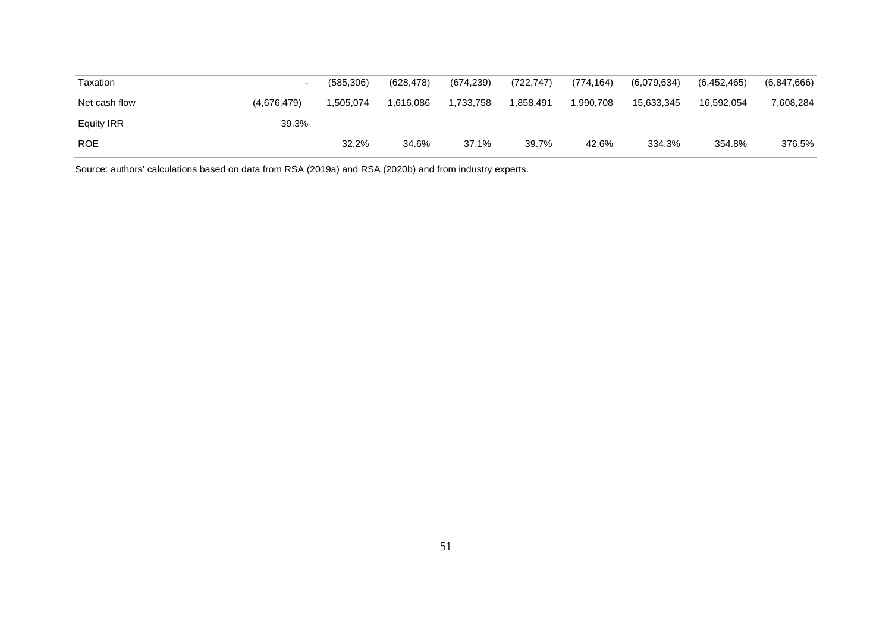| Taxation | - | (585,306) | (628,478) | (674,239) | (722,747) | (774,164) | (6,079,634) | (6,452,465) | (6,847,666) |
|---|---|---|---|---|---|---|---|---|---|
| Net cash flow | (4,676,479) | 1,505,074 | 1,616,086 | 1,733,758 | 1,858,491 | 1,990,708 | 15,633,345 | 16,592,054 | 7,608,284 |
| Equity IRR | 39.3% | | | | | | | | |
| ROE | | 32.2% | 34.6% | 37.1% | 39.7% | 42.6% | 334.3% | 354.8% | 376.5% |

Source: authors' calculations based on data from RSA (2019a) and RSA (2020b) and from industry experts.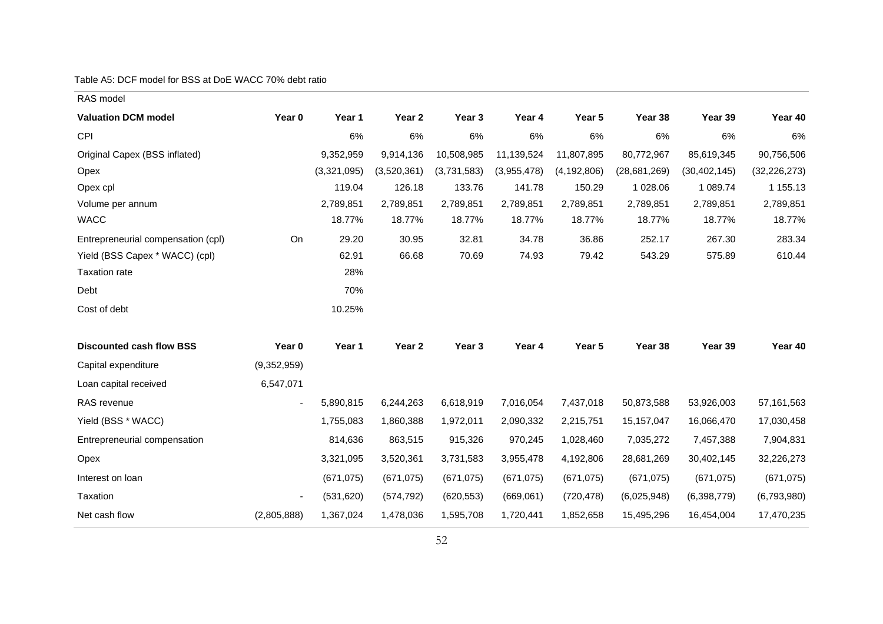Table A5: DCF model for BSS at DoE WACC 70% debt ratio

RAS model

| **Valuation DCM model** | **Year 0** | **Year 1** | **Year 2** | **Year 3** | **Year 4** | **Year 5** | **Year 38** | **Year 39** | **Year 40** |
|---|---|---|---|---|---|---|---|---|---|
| CPI | | 6% | 6% | 6% | 6% | 6% | 6% | 6% | 6% |
| Original Capex (BSS inflated) | | 9,352,959 | 9,914,136 | 10,508,985 | 11,139,524 | 11,807,895 | 80,772,967 | 85,619,345 | 90,756,506 |
| Opex | | (3,321,095) | (3,520,361) | (3,731,583) | (3,955,478) | (4,192,806) | (28,681,269) | (30,402,145) | (32,226,273) |
| Opex cpl | | 119.04 | 126.18 | 133.76 | 141.78 | 150.29 | 1 028.06 | 1 089.74 | 1 155.13 |
| Volume per annum | | 2,789,851 | 2,789,851 | 2,789,851 | 2,789,851 | 2,789,851 | 2,789,851 | 2,789,851 | 2,789,851 |
| WACC | | 18.77% | 18.77% | 18.77% | 18.77% | 18.77% | 18.77% | 18.77% | 18.77% |
| Entrepreneurial compensation (cpl) | On | 29.20 | 30.95 | 32.81 | 34.78 | 36.86 | 252.17 | 267.30 | 283.34 |
| Yield (BSS Capex * WACC) (cpl) | | 62.91 | 66.68 | 70.69 | 74.93 | 79.42 | 543.29 | 575.89 | 610.44 |
| Taxation rate | | 28% | | | | | | | |
| Debt | | 70% | | | | | | | |
| Cost of debt | | 10.25% | | | | | | | |
| | | | | | | | | | |
| **Discounted cash flow BSS** | **Year 0** | **Year 1** | **Year 2** | **Year 3** | **Year 4** | **Year 5** | **Year 38** | **Year 39** | **Year 40** |
| Capital expenditure | (9,352,959) | | | | | | | | |
| Loan capital received | 6,547,071 | | | | | | | | |
| RAS revenue | - | 5,890,815 | 6,244,263 | 6,618,919 | 7,016,054 | 7,437,018 | 50,873,588 | 53,926,003 | 57,161,563 |
| Yield (BSS * WACC) | | 1,755,083 | 1,860,388 | 1,972,011 | 2,090,332 | 2,215,751 | 15,157,047 | 16,066,470 | 17,030,458 |
| Entrepreneurial compensation | | 814,636 | 863,515 | 915,326 | 970,245 | 1,028,460 | 7,035,272 | 7,457,388 | 7,904,831 |
| Opex | | 3,321,095 | 3,520,361 | 3,731,583 | 3,955,478 | 4,192,806 | 28,681,269 | 30,402,145 | 32,226,273 |
| Interest on loan | | (671,075) | (671,075) | (671,075) | (671,075) | (671,075) | (671,075) | (671,075) | (671,075) |
| Taxation | - | (531,620) | (574,792) | (620,553) | (669,061) | (720,478) | (6,025,948) | (6,398,779) | (6,793,980) |
| Net cash flow | (2,805,888) | 1,367,024 | 1,478,036 | 1,595,708 | 1,720,441 | 1,852,658 | 15,495,296 | 16,454,004 | 17,470,235 |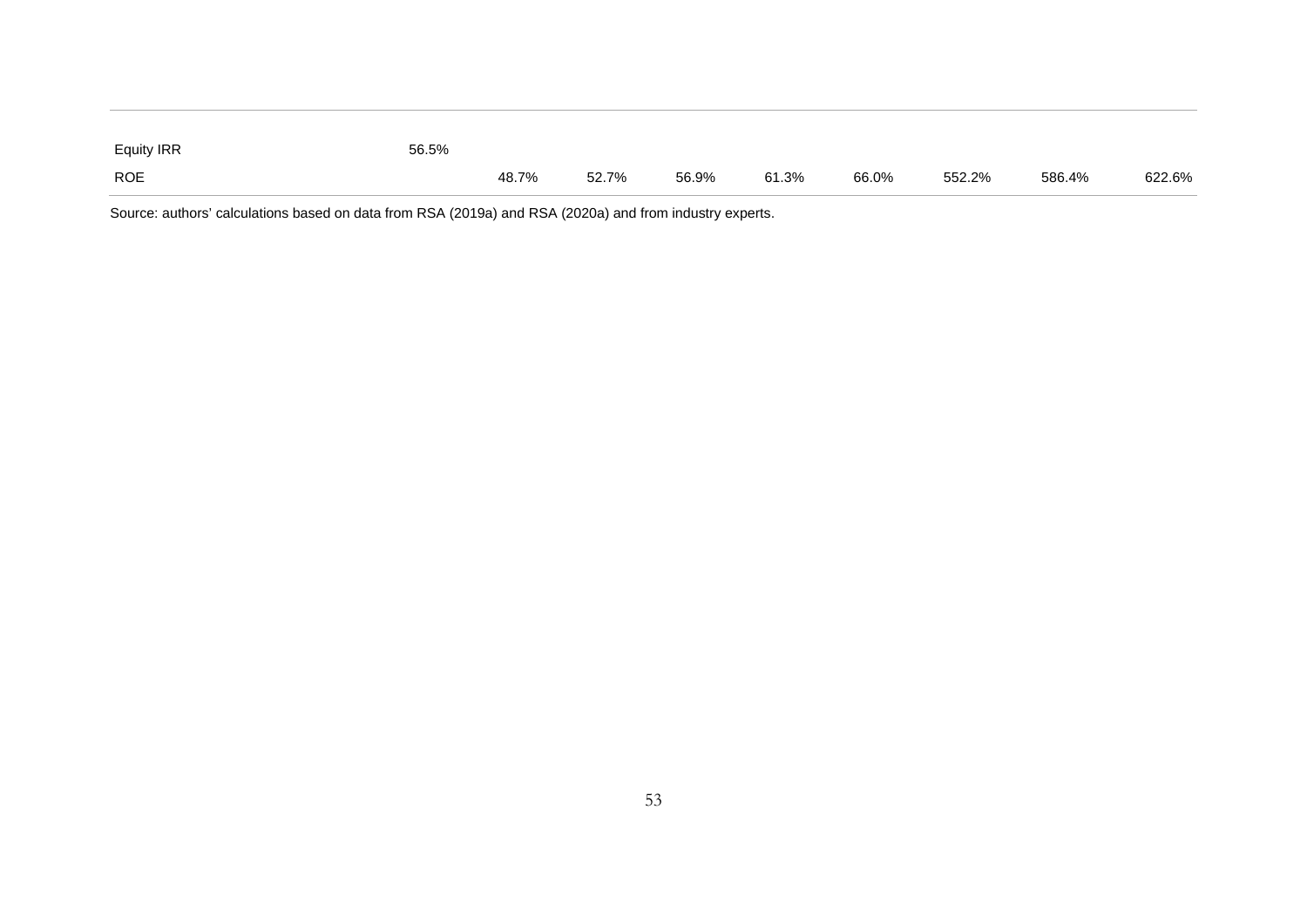| | | | | | | | | | |
|---|---|---|---|---|---|---|---|---|---|
| Equity IRR | 56.5% | | | | | | | | |
| ROE | | 48.7% | 52.7% | 56.9% | 61.3% | 66.0% | 552.2% | 586.4% | 622.6% |

Source: authors' calculations based on data from RSA (2019a) and RSA (2020a) and from industry experts.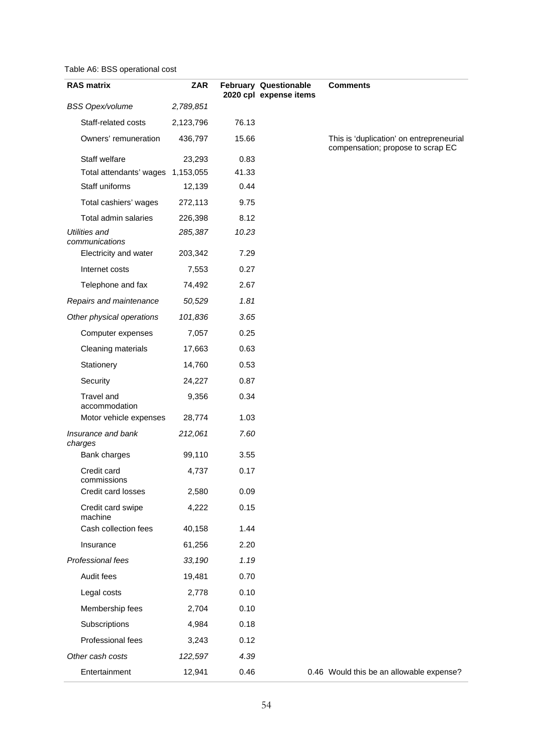Table A6: BSS operational cost

| RAS matrix | ZAR | February 2020 cpl | Questionable expense items | Comments |
|---|---|---|---|---|
| *BSS Opex/volume* | *2,789,851* | | | |
| Staff-related costs | 2,123,796 | 76.13 | | |
| Owners' remuneration | 436,797 | 15.66 | | This is 'duplication' on entrepreneurial compensation; propose to scrap EC |
| Staff welfare | 23,293 | 0.83 | | |
| Total attendants' wages | 1,153,055 | 41.33 | | |
| Staff uniforms | 12,139 | 0.44 | | |
| Total cashiers' wages | 272,113 | 9.75 | | |
| Total admin salaries | 226,398 | 8.12 | | |
| *Utilities and communications* | *285,387* | *10.23* | | |
| Electricity and water | 203,342 | 7.29 | | |
| Internet costs | 7,553 | 0.27 | | |
| Telephone and fax | 74,492 | 2.67 | | |
| *Repairs and maintenance* | *50,529* | *1.81* | | |
| *Other physical operations* | *101,836* | *3.65* | | |
| Computer expenses | 7,057 | 0.25 | | |
| Cleaning materials | 17,663 | 0.63 | | |
| Stationery | 14,760 | 0.53 | | |
| Security | 24,227 | 0.87 | | |
| Travel and accommodation | 9,356 | 0.34 | | |
| Motor vehicle expenses | 28,774 | 1.03 | | |
| *Insurance and bank charges* | *212,061* | *7.60* | | |
| Bank charges | 99,110 | 3.55 | | |
| Credit card commissions | 4,737 | 0.17 | | |
| Credit card losses | 2,580 | 0.09 | | |
| Credit card swipe machine | 4,222 | 0.15 | | |
| Cash collection fees | 40,158 | 1.44 | | |
| Insurance | 61,256 | 2.20 | | |
| *Professional fees* | *33,190* | *1.19* | | |
| Audit fees | 19,481 | 0.70 | | |
| Legal costs | 2,778 | 0.10 | | |
| Membership fees | 2,704 | 0.10 | | |
| Subscriptions | 4,984 | 0.18 | | |
| Professional fees | 3,243 | 0.12 | | |
| *Other cash costs* | *122,597* | *4.39* | | |
| Entertainment | 12,941 | 0.46 | 0.46 | Would this be an allowable expense? |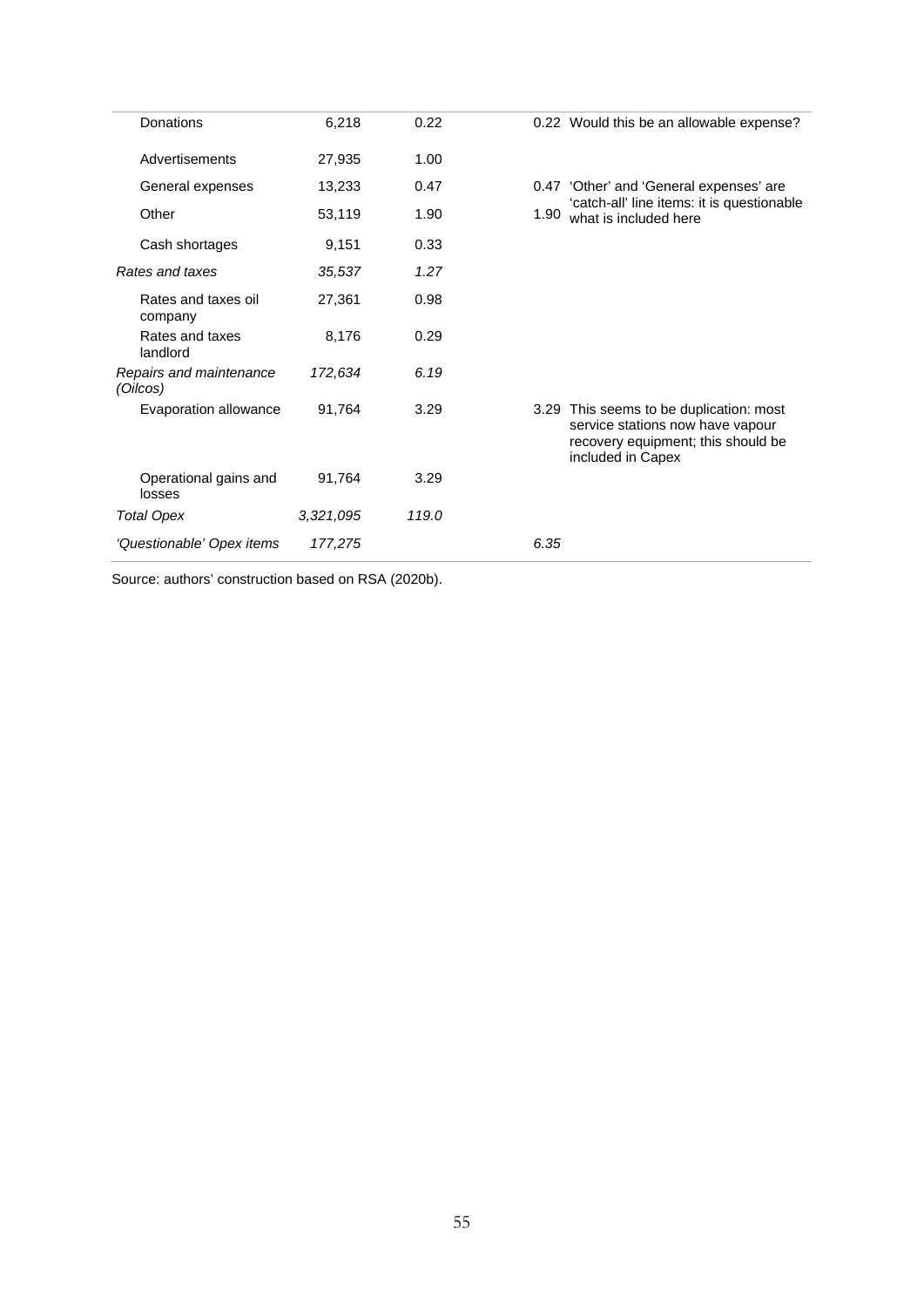| | | | | |
|---|---|---|---|---|
| Donations | 6,218 | 0.22 | 0.22 | Would this be an allowable expense? |
| Advertisements | 27,935 | 1.00 | | |
| General expenses | 13,233 | 0.47 | 0.47 | 'Other' and 'General expenses' are 'catch-all' line items: it is questionable what is included here |
| Other | 53,119 | 1.90 | 1.90 | |
| Cash shortages | 9,151 | 0.33 | | |
| *Rates and taxes* | *35,537* | *1.27* | | |
| Rates and taxes oil company | 27,361 | 0.98 | | |
| Rates and taxes landlord | 8,176 | 0.29 | | |
| *Repairs and maintenance (Oilcos)* | *172,634* | *6.19* | | |
| Evaporation allowance | 91,764 | 3.29 | 3.29 | This seems to be duplication: most service stations now have vapour recovery equipment; this should be included in Capex |
| Operational gains and losses | 91,764 | 3.29 | | |
| *Total Opex* | *3,321,095* | *119.0* | | |
| *'Questionable' Opex items* | *177,275* | | *6.35* | |

Source: authors' construction based on RSA (2020b).